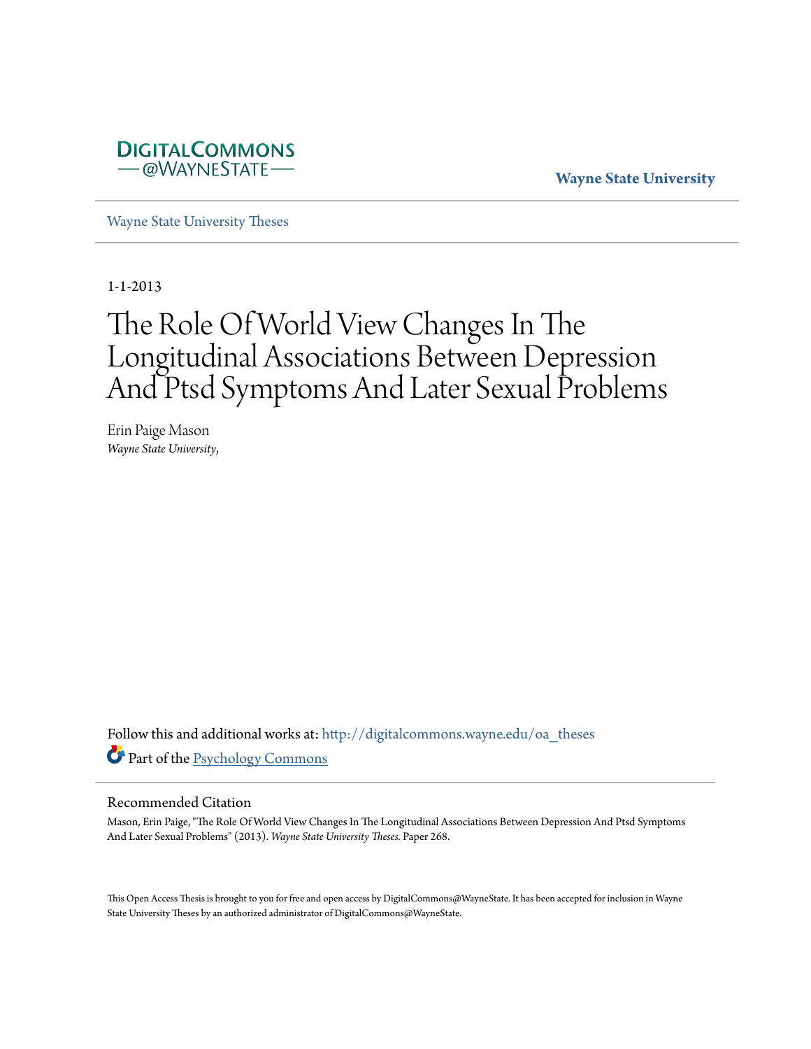DIGITALCOMMONS
@WAYNESTATE

**Wayne State University**

Wayne State University Theses

1-1-2013

# The Role Of World View Changes In The Longitudinal Associations Between Depression And Ptsd Symptoms And Later Sexual Problems

Erin Paige Mason
*Wayne State University,*

Follow this and additional works at: http://digitalcommons.wayne.edu/oa_theses

Part of the Psychology Commons

## Recommended Citation

Mason, Erin Paige, "The Role Of World View Changes In The Longitudinal Associations Between Depression And Ptsd Symptoms And Later Sexual Problems" (2013). *Wayne State University Theses.* Paper 268.

This Open Access Thesis is brought to you for free and open access by DigitalCommons@WayneState. It has been accepted for inclusion in Wayne State University Theses by an authorized administrator of DigitalCommons@WayneState.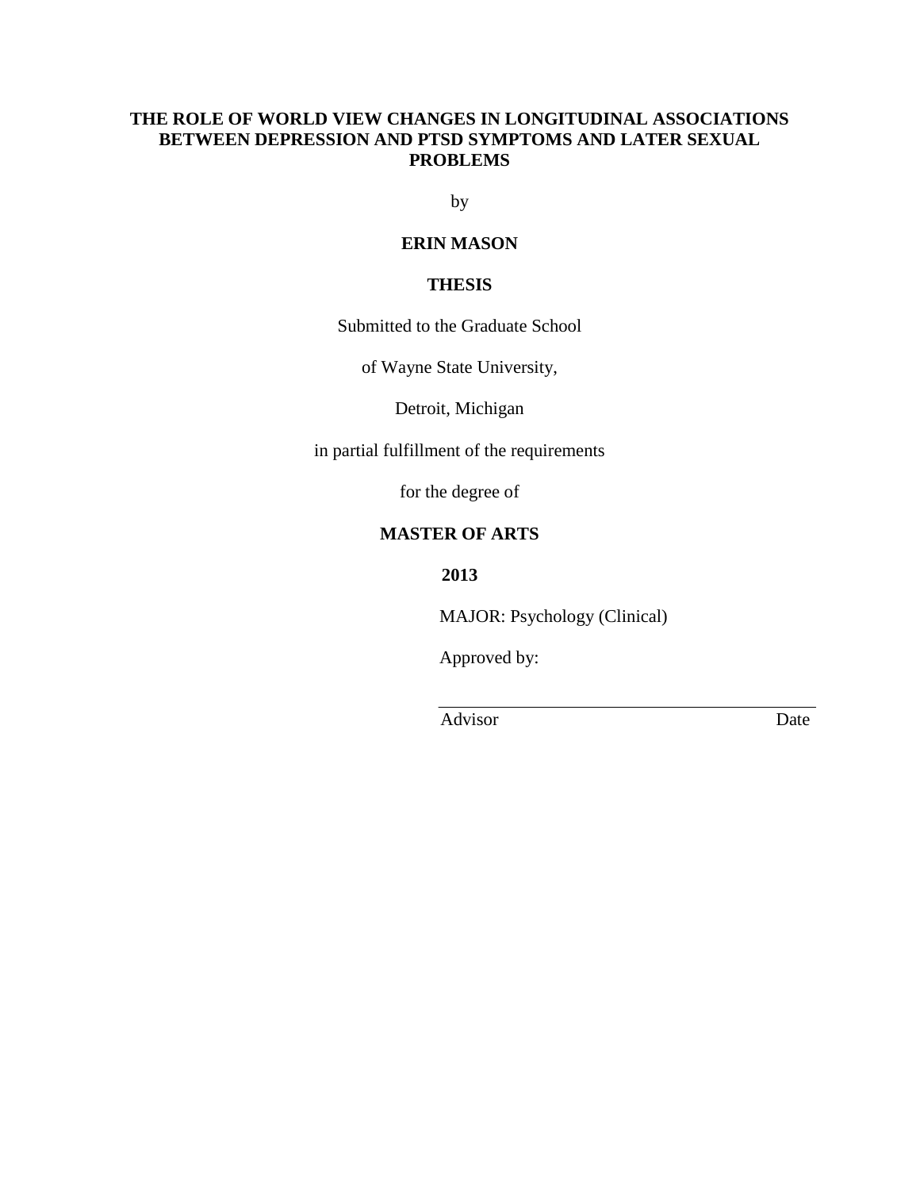**THE ROLE OF WORLD VIEW CHANGES IN LONGITUDINAL ASSOCIATIONS BETWEEN DEPRESSION AND PTSD SYMPTOMS AND LATER SEXUAL PROBLEMS**

by

**ERIN MASON**

**THESIS**

Submitted to the Graduate School

of Wayne State University,

Detroit, Michigan

in partial fulfillment of the requirements

for the degree of

**MASTER OF ARTS**

**2013**

MAJOR: Psychology (Clinical)

Approved by:

\_\_\_\_\_\_\_\_\_\_\_\_\_\_\_\_\_\_\_\_\_\_\_\_\_\_\_\_\_\_\_\_\_\_\_\_\_\_\_\_

Advisor Date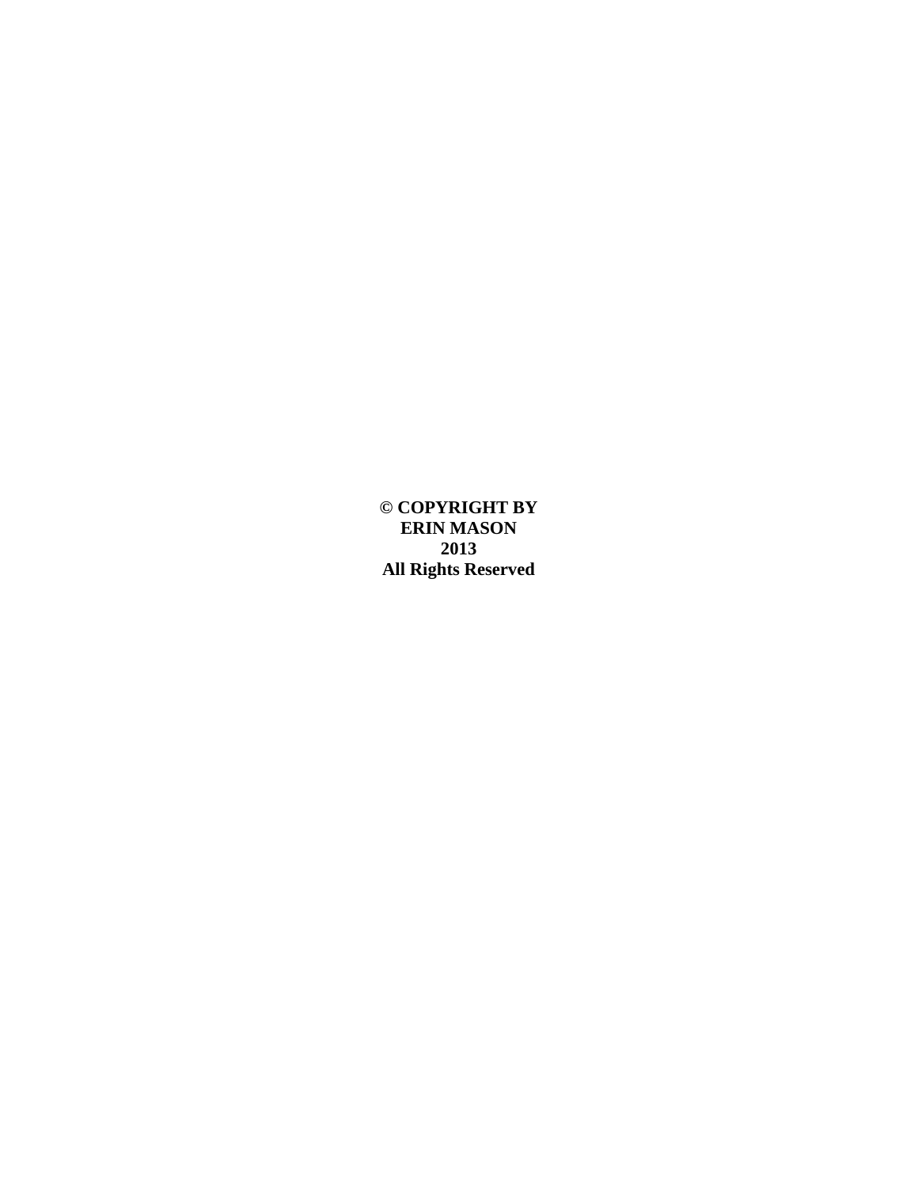**© COPYRIGHT BY**
**ERIN MASON**
**2013**
**All Rights Reserved**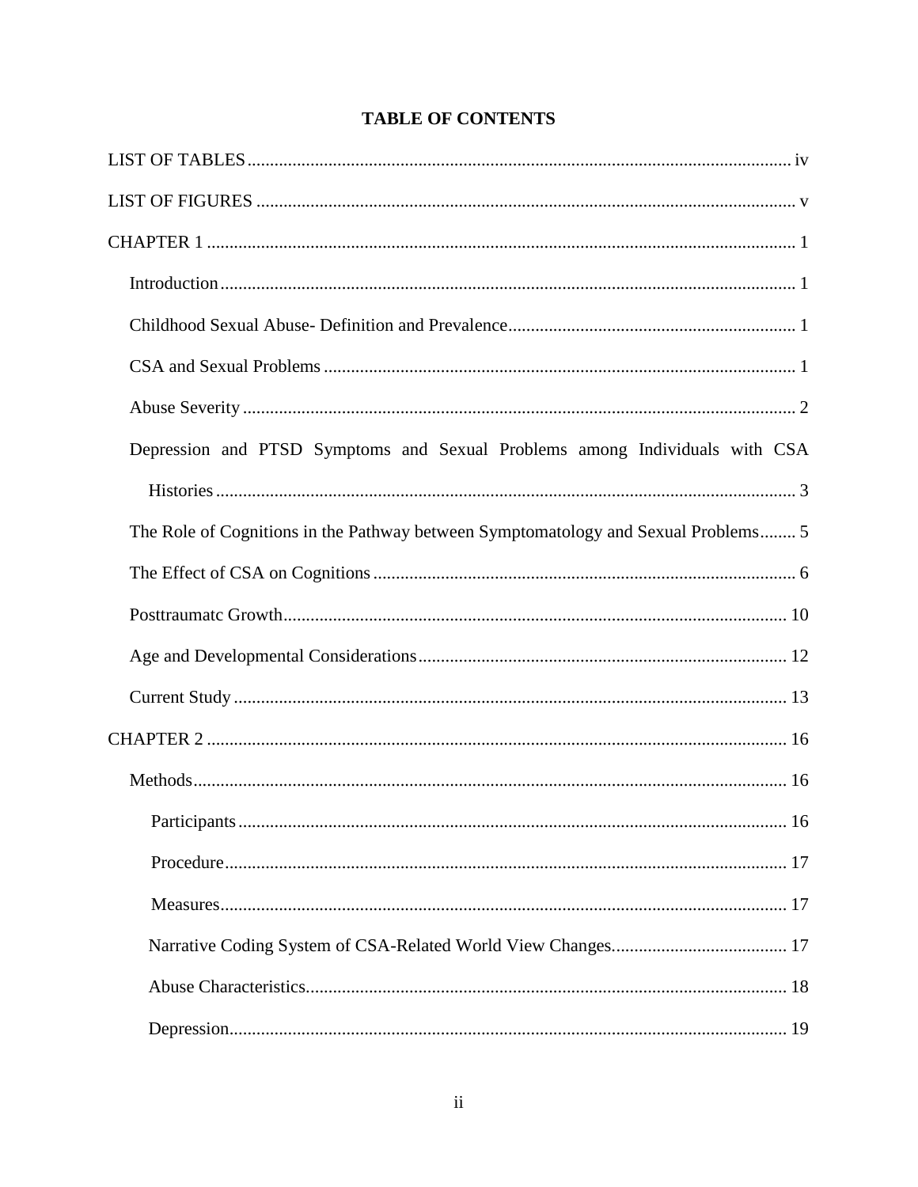# TABLE OF CONTENTS

LIST OF TABLES .......... iv

LIST OF FIGURES .......... v

CHAPTER 1 .......... 1

- Introduction .......... 1
- Childhood Sexual Abuse- Definition and Prevalence .......... 1
- CSA and Sexual Problems .......... 1
- Abuse Severity .......... 2
- Depression and PTSD Symptoms and Sexual Problems among Individuals with CSA Histories .......... 3
- The Role of Cognitions in the Pathway between Symptomatology and Sexual Problems .......... 5
- The Effect of CSA on Cognitions .......... 6
- Posttraumatc Growth .......... 10
- Age and Developmental Considerations .......... 12
- Current Study .......... 13

CHAPTER 2 .......... 16

- Methods .......... 16
  - Participants .......... 16
  - Procedure .......... 17
  - Measures .......... 17
  - Narrative Coding System of CSA-Related World View Changes .......... 17
  - Abuse Characteristics .......... 18
  - Depression .......... 19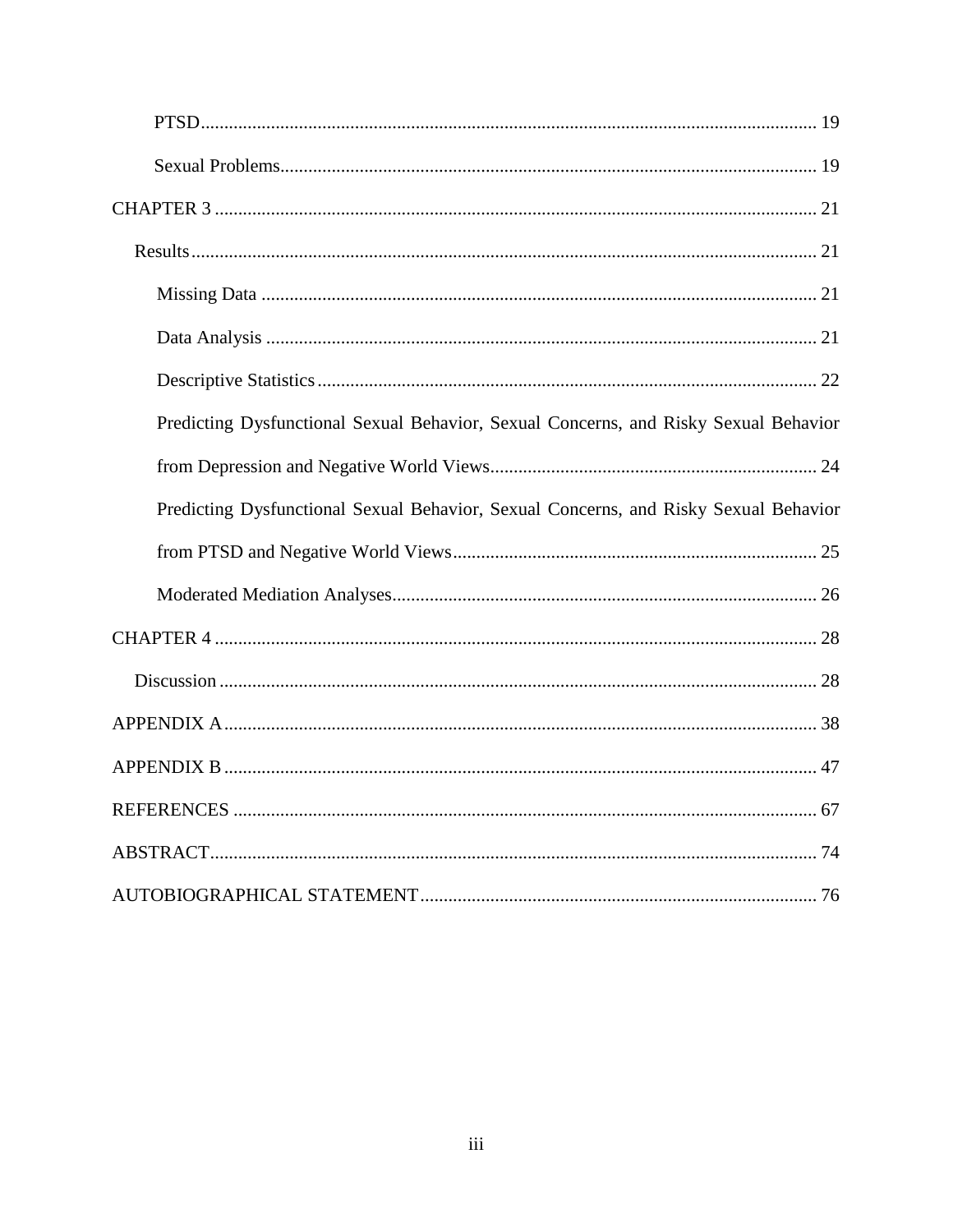PTSD ........................................................................................................................ 19

Sexual Problems ...................................................................................................... 19

CHAPTER 3 ................................................................................................................ 21

Results ...................................................................................................................... 21

Missing Data ........................................................................................................... 21

Data Analysis .......................................................................................................... 21

Descriptive Statistics ............................................................................................... 22

Predicting Dysfunctional Sexual Behavior, Sexual Concerns, and Risky Sexual Behavior from Depression and Negative World Views ....................................................... 24

Predicting Dysfunctional Sexual Behavior, Sexual Concerns, and Risky Sexual Behavior from PTSD and Negative World Views .............................................................. 25

Moderated Mediation Analyses ............................................................................... 26

CHAPTER 4 ................................................................................................................ 28

Discussion ................................................................................................................. 28

APPENDIX A .............................................................................................................. 38

APPENDIX B .............................................................................................................. 47

REFERENCES ............................................................................................................ 67

ABSTRACT ................................................................................................................. 74

AUTOBIOGRAPHICAL STATEMENT ..................................................................... 76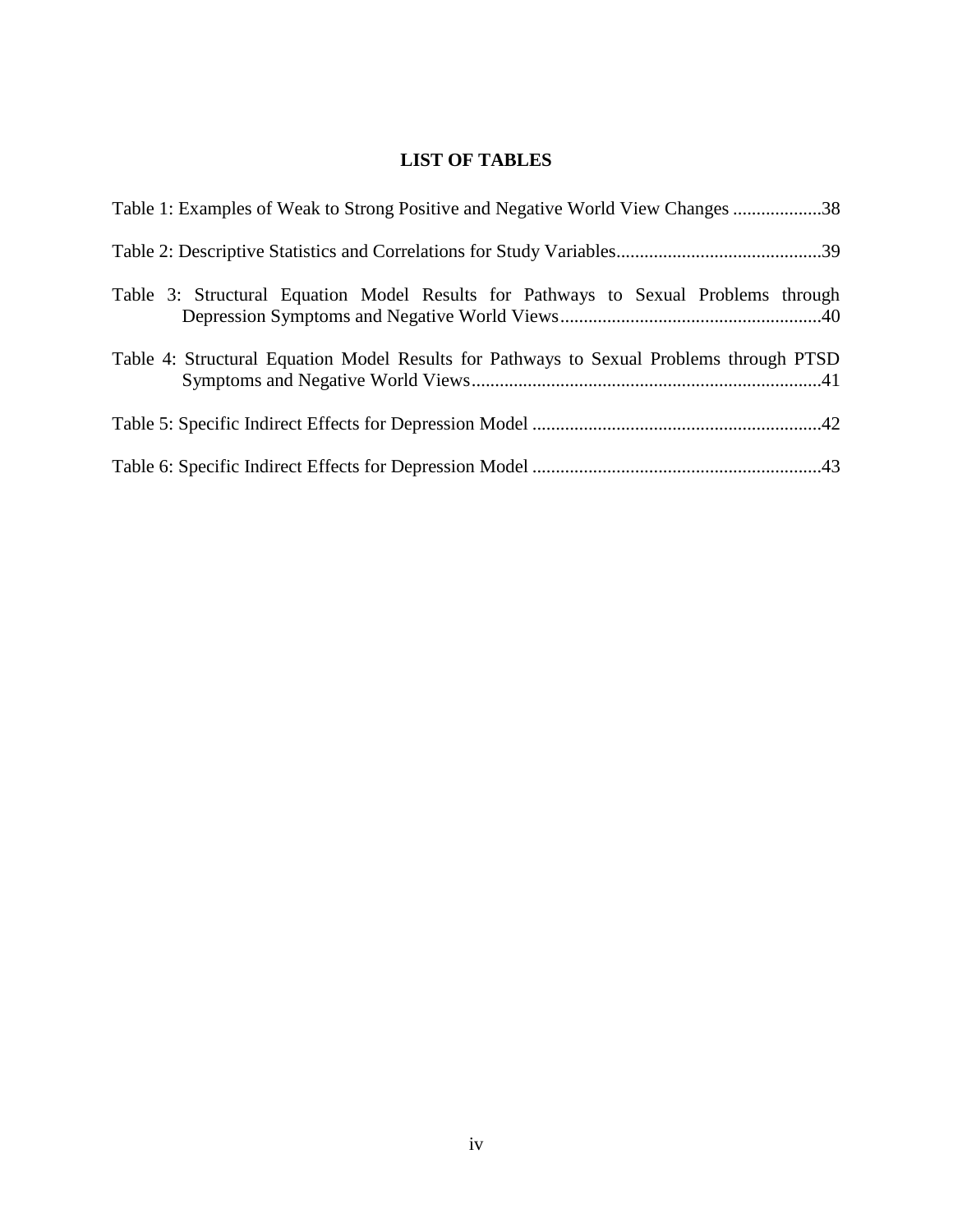## LIST OF TABLES

Table 1: Examples of Weak to Strong Positive and Negative World View Changes ...................38

Table 2: Descriptive Statistics and Correlations for Study Variables............................................39

Table 3: Structural Equation Model Results for Pathways to Sexual Problems through Depression Symptoms and Negative World Views........................................................40

Table 4: Structural Equation Model Results for Pathways to Sexual Problems through PTSD Symptoms and Negative World Views..........................................................................41

Table 5: Specific Indirect Effects for Depression Model .............................................................42

Table 6: Specific Indirect Effects for Depression Model .............................................................43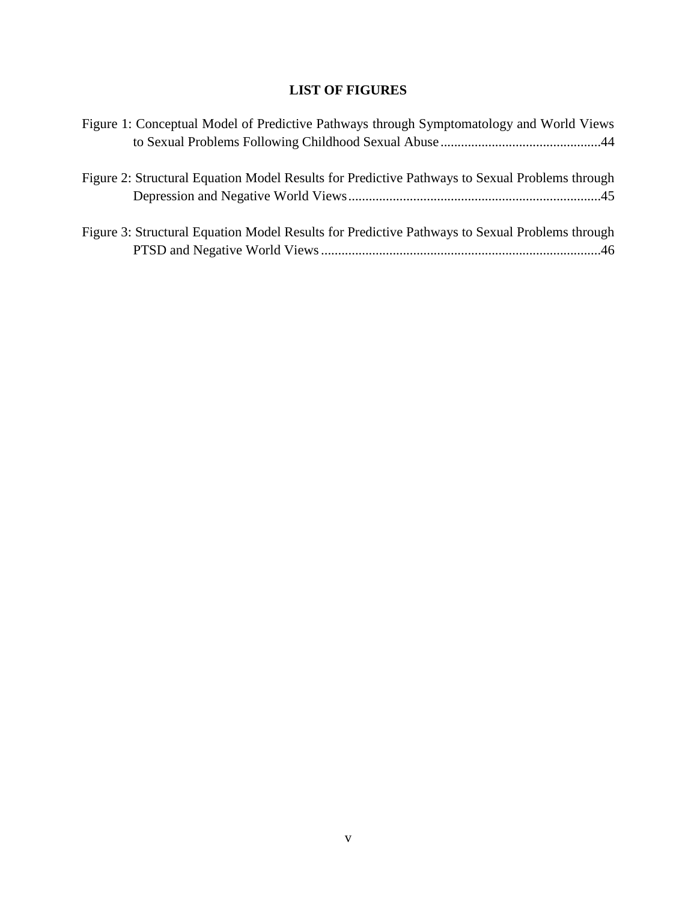## LIST OF FIGURES

Figure 1: Conceptual Model of Predictive Pathways through Symptomatology and World Views to Sexual Problems Following Childhood Sexual Abuse ............................................44

Figure 2: Structural Equation Model Results for Predictive Pathways to Sexual Problems through Depression and Negative World Views .........................................................................45

Figure 3: Structural Equation Model Results for Predictive Pathways to Sexual Problems through PTSD and Negative World Views .................................................................................46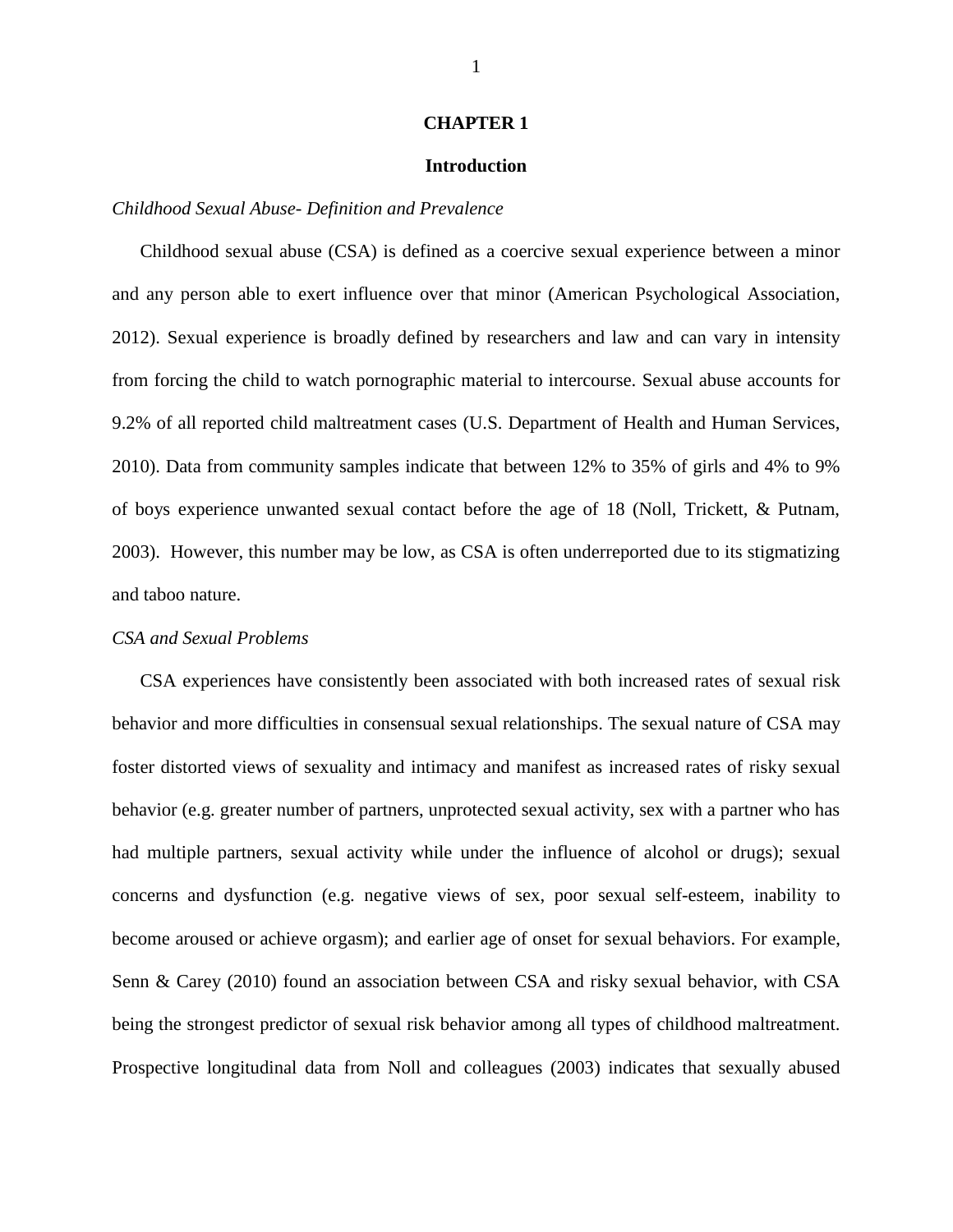# CHAPTER 1

## Introduction

*Childhood Sexual Abuse- Definition and Prevalence*

Childhood sexual abuse (CSA) is defined as a coercive sexual experience between a minor and any person able to exert influence over that minor (American Psychological Association, 2012). Sexual experience is broadly defined by researchers and law and can vary in intensity from forcing the child to watch pornographic material to intercourse. Sexual abuse accounts for 9.2% of all reported child maltreatment cases (U.S. Department of Health and Human Services, 2010). Data from community samples indicate that between 12% to 35% of girls and 4% to 9% of boys experience unwanted sexual contact before the age of 18 (Noll, Trickett, & Putnam, 2003). However, this number may be low, as CSA is often underreported due to its stigmatizing and taboo nature.

*CSA and Sexual Problems*

CSA experiences have consistently been associated with both increased rates of sexual risk behavior and more difficulties in consensual sexual relationships. The sexual nature of CSA may foster distorted views of sexuality and intimacy and manifest as increased rates of risky sexual behavior (e.g. greater number of partners, unprotected sexual activity, sex with a partner who has had multiple partners, sexual activity while under the influence of alcohol or drugs); sexual concerns and dysfunction (e.g. negative views of sex, poor sexual self-esteem, inability to become aroused or achieve orgasm); and earlier age of onset for sexual behaviors. For example, Senn & Carey (2010) found an association between CSA and risky sexual behavior, with CSA being the strongest predictor of sexual risk behavior among all types of childhood maltreatment. Prospective longitudinal data from Noll and colleagues (2003) indicates that sexually abused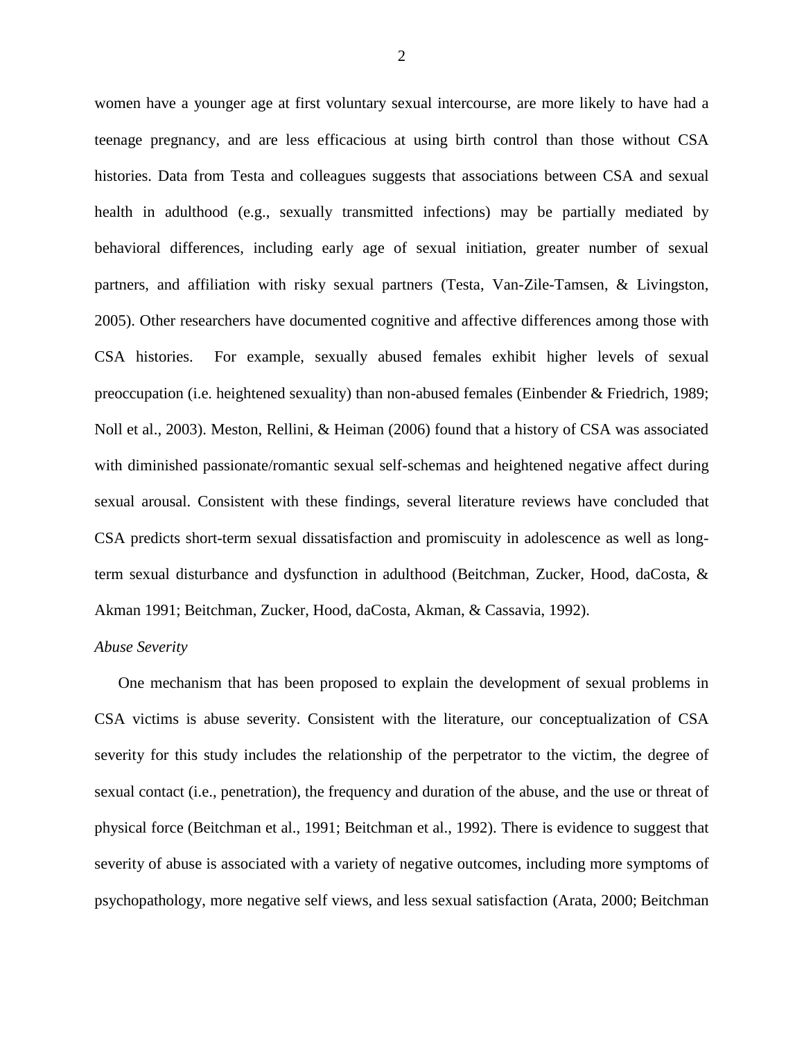women have a younger age at first voluntary sexual intercourse, are more likely to have had a teenage pregnancy, and are less efficacious at using birth control than those without CSA histories. Data from Testa and colleagues suggests that associations between CSA and sexual health in adulthood (e.g., sexually transmitted infections) may be partially mediated by behavioral differences, including early age of sexual initiation, greater number of sexual partners, and affiliation with risky sexual partners (Testa, Van-Zile-Tamsen, & Livingston, 2005). Other researchers have documented cognitive and affective differences among those with CSA histories. For example, sexually abused females exhibit higher levels of sexual preoccupation (i.e. heightened sexuality) than non-abused females (Einbender & Friedrich, 1989; Noll et al., 2003). Meston, Rellini, & Heiman (2006) found that a history of CSA was associated with diminished passionate/romantic sexual self-schemas and heightened negative affect during sexual arousal. Consistent with these findings, several literature reviews have concluded that CSA predicts short-term sexual dissatisfaction and promiscuity in adolescence as well as long-term sexual disturbance and dysfunction in adulthood (Beitchman, Zucker, Hood, daCosta, & Akman 1991; Beitchman, Zucker, Hood, daCosta, Akman, & Cassavia, 1992).

*Abuse Severity*

One mechanism that has been proposed to explain the development of sexual problems in CSA victims is abuse severity. Consistent with the literature, our conceptualization of CSA severity for this study includes the relationship of the perpetrator to the victim, the degree of sexual contact (i.e., penetration), the frequency and duration of the abuse, and the use or threat of physical force (Beitchman et al., 1991; Beitchman et al., 1992). There is evidence to suggest that severity of abuse is associated with a variety of negative outcomes, including more symptoms of psychopathology, more negative self views, and less sexual satisfaction (Arata, 2000; Beitchman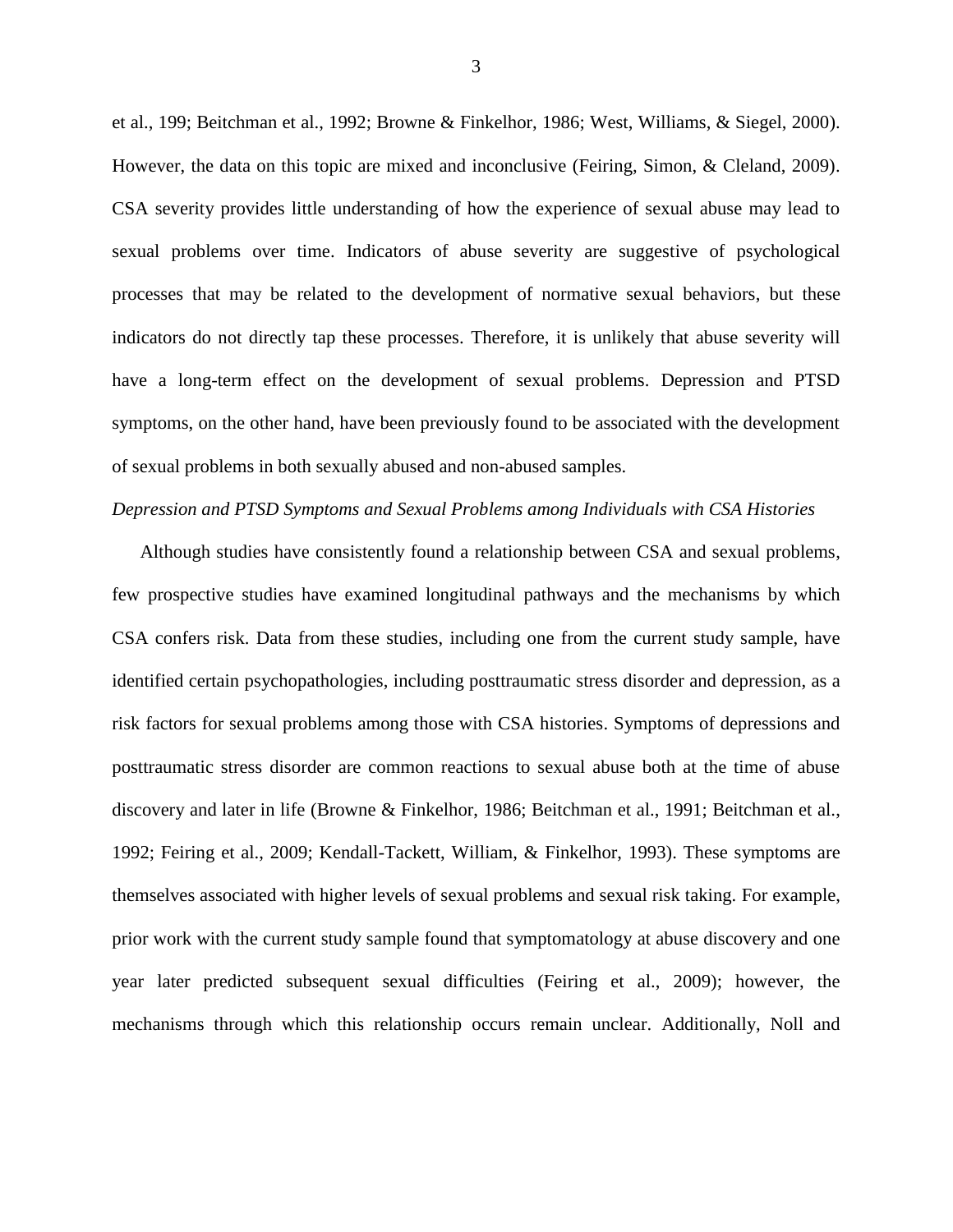et al., 199; Beitchman et al., 1992; Browne & Finkelhor, 1986; West, Williams, & Siegel, 2000). However, the data on this topic are mixed and inconclusive (Feiring, Simon, & Cleland, 2009). CSA severity provides little understanding of how the experience of sexual abuse may lead to sexual problems over time. Indicators of abuse severity are suggestive of psychological processes that may be related to the development of normative sexual behaviors, but these indicators do not directly tap these processes. Therefore, it is unlikely that abuse severity will have a long-term effect on the development of sexual problems. Depression and PTSD symptoms, on the other hand, have been previously found to be associated with the development of sexual problems in both sexually abused and non-abused samples.

*Depression and PTSD Symptoms and Sexual Problems among Individuals with CSA Histories*

Although studies have consistently found a relationship between CSA and sexual problems, few prospective studies have examined longitudinal pathways and the mechanisms by which CSA confers risk. Data from these studies, including one from the current study sample, have identified certain psychopathologies, including posttraumatic stress disorder and depression, as a risk factors for sexual problems among those with CSA histories. Symptoms of depressions and posttraumatic stress disorder are common reactions to sexual abuse both at the time of abuse discovery and later in life (Browne & Finkelhor, 1986; Beitchman et al., 1991; Beitchman et al., 1992; Feiring et al., 2009; Kendall-Tackett, William, & Finkelhor, 1993). These symptoms are themselves associated with higher levels of sexual problems and sexual risk taking. For example, prior work with the current study sample found that symptomatology at abuse discovery and one year later predicted subsequent sexual difficulties (Feiring et al., 2009); however, the mechanisms through which this relationship occurs remain unclear. Additionally, Noll and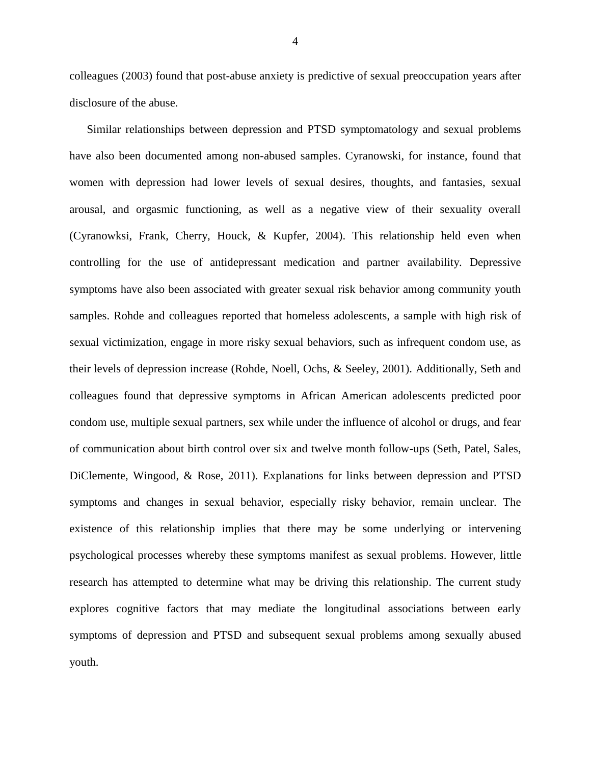colleagues (2003) found that post-abuse anxiety is predictive of sexual preoccupation years after disclosure of the abuse.

Similar relationships between depression and PTSD symptomatology and sexual problems have also been documented among non-abused samples. Cyranowski, for instance, found that women with depression had lower levels of sexual desires, thoughts, and fantasies, sexual arousal, and orgasmic functioning, as well as a negative view of their sexuality overall (Cyranowksi, Frank, Cherry, Houck, & Kupfer, 2004). This relationship held even when controlling for the use of antidepressant medication and partner availability. Depressive symptoms have also been associated with greater sexual risk behavior among community youth samples. Rohde and colleagues reported that homeless adolescents, a sample with high risk of sexual victimization, engage in more risky sexual behaviors, such as infrequent condom use, as their levels of depression increase (Rohde, Noell, Ochs, & Seeley, 2001). Additionally, Seth and colleagues found that depressive symptoms in African American adolescents predicted poor condom use, multiple sexual partners, sex while under the influence of alcohol or drugs, and fear of communication about birth control over six and twelve month follow-ups (Seth, Patel, Sales, DiClemente, Wingood, & Rose, 2011). Explanations for links between depression and PTSD symptoms and changes in sexual behavior, especially risky behavior, remain unclear. The existence of this relationship implies that there may be some underlying or intervening psychological processes whereby these symptoms manifest as sexual problems. However, little research has attempted to determine what may be driving this relationship. The current study explores cognitive factors that may mediate the longitudinal associations between early symptoms of depression and PTSD and subsequent sexual problems among sexually abused youth.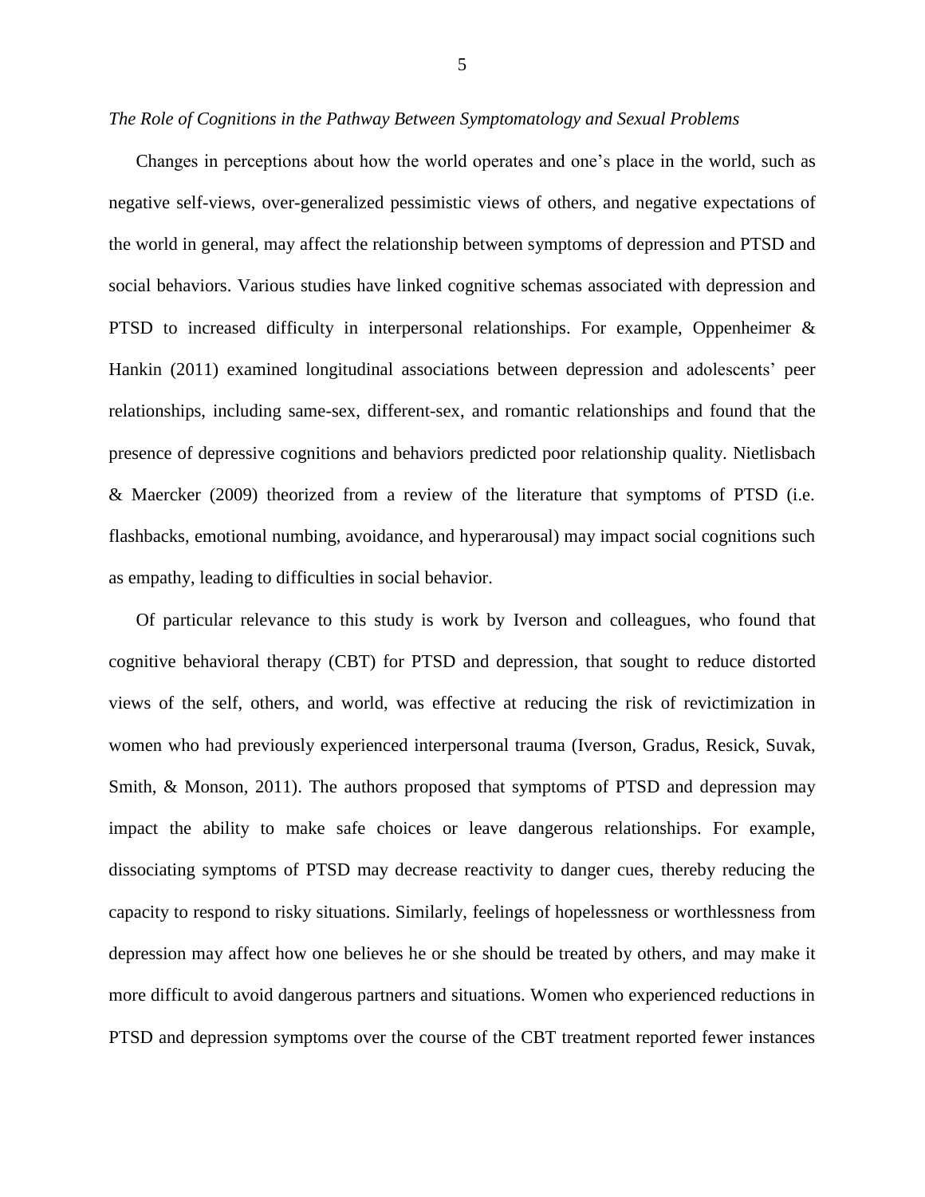*The Role of Cognitions in the Pathway Between Symptomatology and Sexual Problems*

Changes in perceptions about how the world operates and one's place in the world, such as negative self-views, over-generalized pessimistic views of others, and negative expectations of the world in general, may affect the relationship between symptoms of depression and PTSD and social behaviors. Various studies have linked cognitive schemas associated with depression and PTSD to increased difficulty in interpersonal relationships. For example, Oppenheimer & Hankin (2011) examined longitudinal associations between depression and adolescents' peer relationships, including same-sex, different-sex, and romantic relationships and found that the presence of depressive cognitions and behaviors predicted poor relationship quality. Nietlisbach & Maercker (2009) theorized from a review of the literature that symptoms of PTSD (i.e. flashbacks, emotional numbing, avoidance, and hyperarousal) may impact social cognitions such as empathy, leading to difficulties in social behavior.

Of particular relevance to this study is work by Iverson and colleagues, who found that cognitive behavioral therapy (CBT) for PTSD and depression, that sought to reduce distorted views of the self, others, and world, was effective at reducing the risk of revictimization in women who had previously experienced interpersonal trauma (Iverson, Gradus, Resick, Suvak, Smith, & Monson, 2011). The authors proposed that symptoms of PTSD and depression may impact the ability to make safe choices or leave dangerous relationships. For example, dissociating symptoms of PTSD may decrease reactivity to danger cues, thereby reducing the capacity to respond to risky situations. Similarly, feelings of hopelessness or worthlessness from depression may affect how one believes he or she should be treated by others, and may make it more difficult to avoid dangerous partners and situations. Women who experienced reductions in PTSD and depression symptoms over the course of the CBT treatment reported fewer instances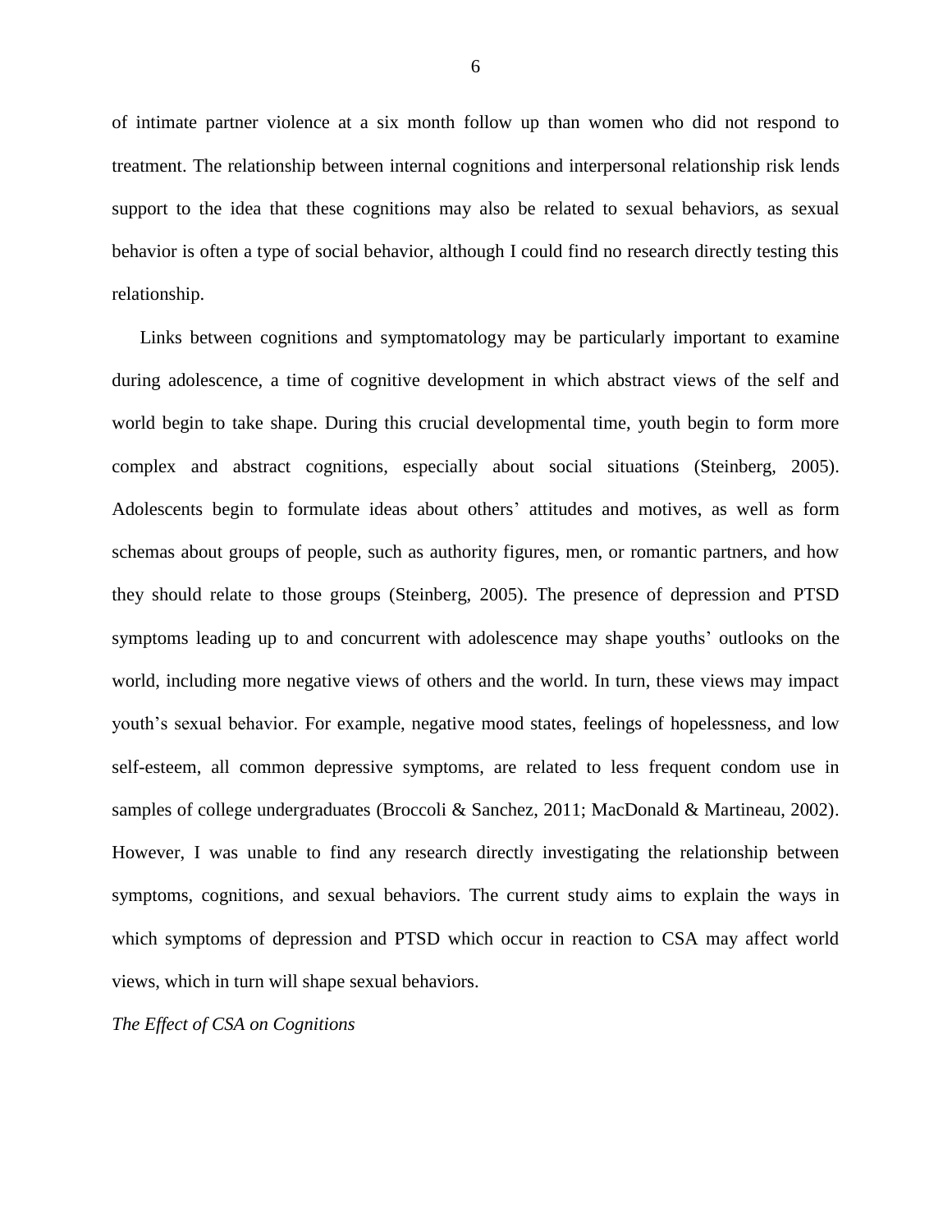of intimate partner violence at a six month follow up than women who did not respond to treatment. The relationship between internal cognitions and interpersonal relationship risk lends support to the idea that these cognitions may also be related to sexual behaviors, as sexual behavior is often a type of social behavior, although I could find no research directly testing this relationship.

Links between cognitions and symptomatology may be particularly important to examine during adolescence, a time of cognitive development in which abstract views of the self and world begin to take shape. During this crucial developmental time, youth begin to form more complex and abstract cognitions, especially about social situations (Steinberg, 2005). Adolescents begin to formulate ideas about others' attitudes and motives, as well as form schemas about groups of people, such as authority figures, men, or romantic partners, and how they should relate to those groups (Steinberg, 2005). The presence of depression and PTSD symptoms leading up to and concurrent with adolescence may shape youths' outlooks on the world, including more negative views of others and the world. In turn, these views may impact youth's sexual behavior. For example, negative mood states, feelings of hopelessness, and low self-esteem, all common depressive symptoms, are related to less frequent condom use in samples of college undergraduates (Broccoli & Sanchez, 2011; MacDonald & Martineau, 2002). However, I was unable to find any research directly investigating the relationship between symptoms, cognitions, and sexual behaviors. The current study aims to explain the ways in which symptoms of depression and PTSD which occur in reaction to CSA may affect world views, which in turn will shape sexual behaviors.

### *The Effect of CSA on Cognitions*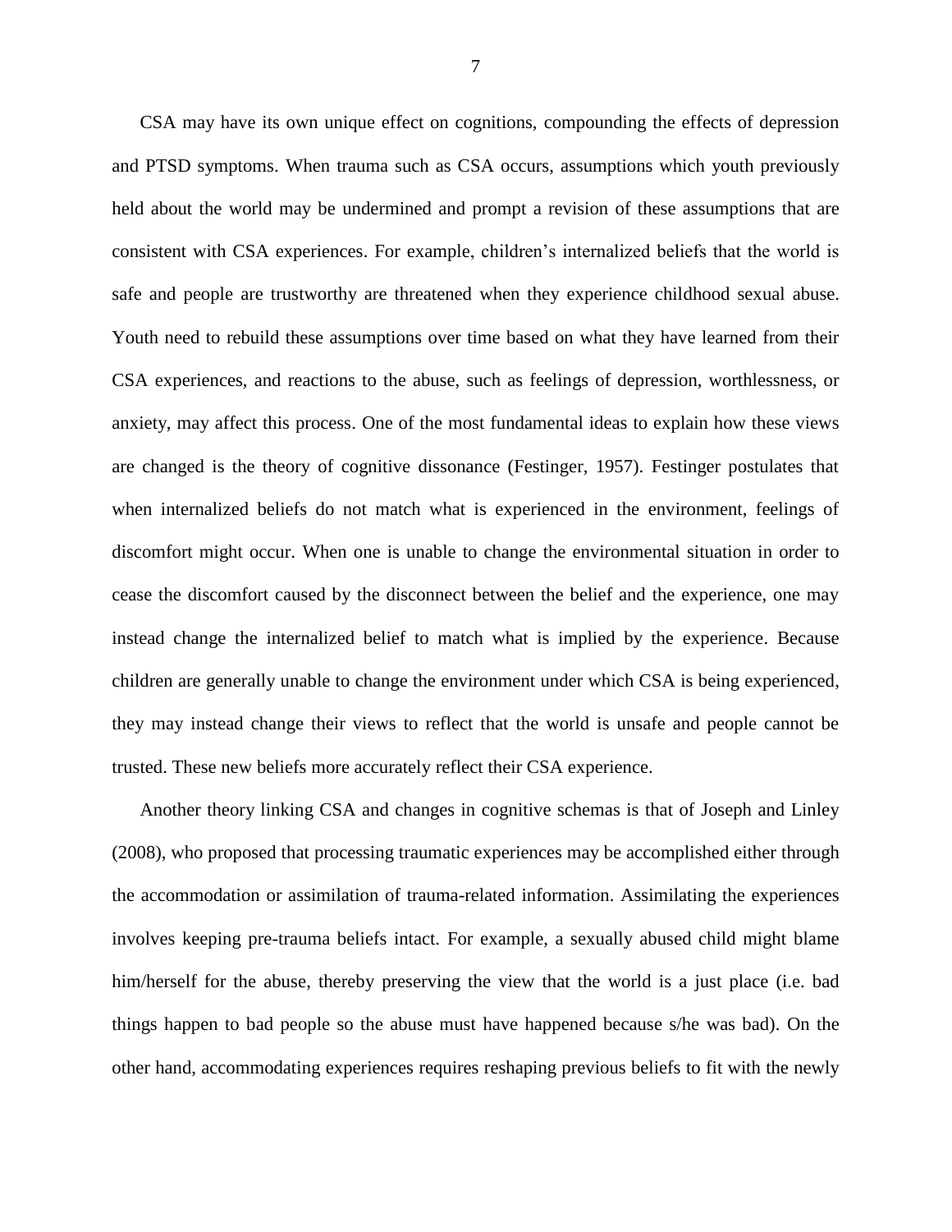CSA may have its own unique effect on cognitions, compounding the effects of depression and PTSD symptoms. When trauma such as CSA occurs, assumptions which youth previously held about the world may be undermined and prompt a revision of these assumptions that are consistent with CSA experiences. For example, children's internalized beliefs that the world is safe and people are trustworthy are threatened when they experience childhood sexual abuse. Youth need to rebuild these assumptions over time based on what they have learned from their CSA experiences, and reactions to the abuse, such as feelings of depression, worthlessness, or anxiety, may affect this process. One of the most fundamental ideas to explain how these views are changed is the theory of cognitive dissonance (Festinger, 1957). Festinger postulates that when internalized beliefs do not match what is experienced in the environment, feelings of discomfort might occur. When one is unable to change the environmental situation in order to cease the discomfort caused by the disconnect between the belief and the experience, one may instead change the internalized belief to match what is implied by the experience. Because children are generally unable to change the environment under which CSA is being experienced, they may instead change their views to reflect that the world is unsafe and people cannot be trusted. These new beliefs more accurately reflect their CSA experience.

Another theory linking CSA and changes in cognitive schemas is that of Joseph and Linley (2008), who proposed that processing traumatic experiences may be accomplished either through the accommodation or assimilation of trauma-related information. Assimilating the experiences involves keeping pre-trauma beliefs intact. For example, a sexually abused child might blame him/herself for the abuse, thereby preserving the view that the world is a just place (i.e. bad things happen to bad people so the abuse must have happened because s/he was bad). On the other hand, accommodating experiences requires reshaping previous beliefs to fit with the newly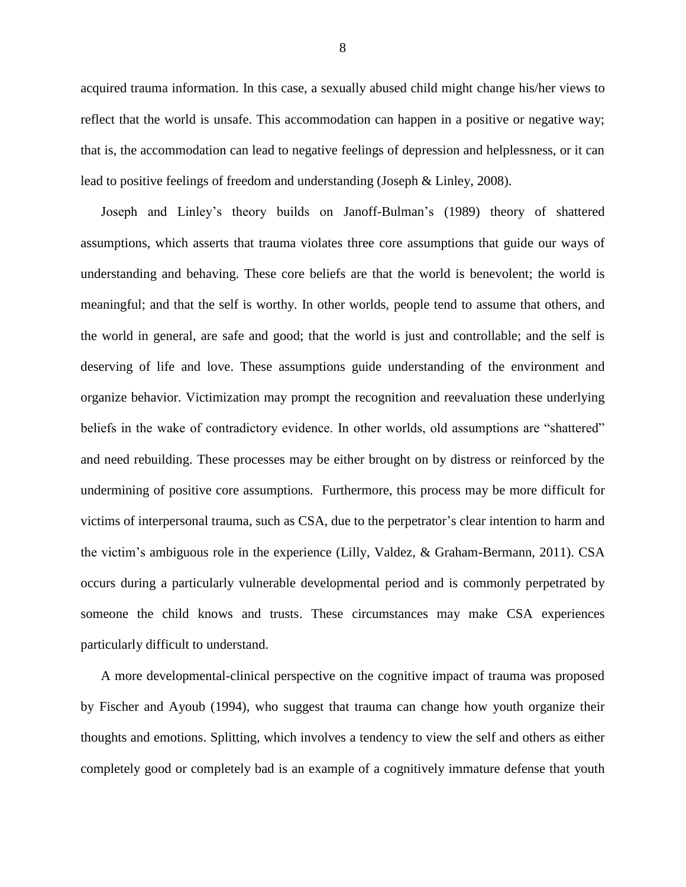acquired trauma information. In this case, a sexually abused child might change his/her views to reflect that the world is unsafe. This accommodation can happen in a positive or negative way; that is, the accommodation can lead to negative feelings of depression and helplessness, or it can lead to positive feelings of freedom and understanding (Joseph & Linley, 2008).

Joseph and Linley's theory builds on Janoff-Bulman's (1989) theory of shattered assumptions, which asserts that trauma violates three core assumptions that guide our ways of understanding and behaving. These core beliefs are that the world is benevolent; the world is meaningful; and that the self is worthy. In other worlds, people tend to assume that others, and the world in general, are safe and good; that the world is just and controllable; and the self is deserving of life and love. These assumptions guide understanding of the environment and organize behavior. Victimization may prompt the recognition and reevaluation these underlying beliefs in the wake of contradictory evidence. In other worlds, old assumptions are "shattered" and need rebuilding. These processes may be either brought on by distress or reinforced by the undermining of positive core assumptions. Furthermore, this process may be more difficult for victims of interpersonal trauma, such as CSA, due to the perpetrator's clear intention to harm and the victim's ambiguous role in the experience (Lilly, Valdez, & Graham-Bermann, 2011). CSA occurs during a particularly vulnerable developmental period and is commonly perpetrated by someone the child knows and trusts. These circumstances may make CSA experiences particularly difficult to understand.

A more developmental-clinical perspective on the cognitive impact of trauma was proposed by Fischer and Ayoub (1994), who suggest that trauma can change how youth organize their thoughts and emotions. Splitting, which involves a tendency to view the self and others as either completely good or completely bad is an example of a cognitively immature defense that youth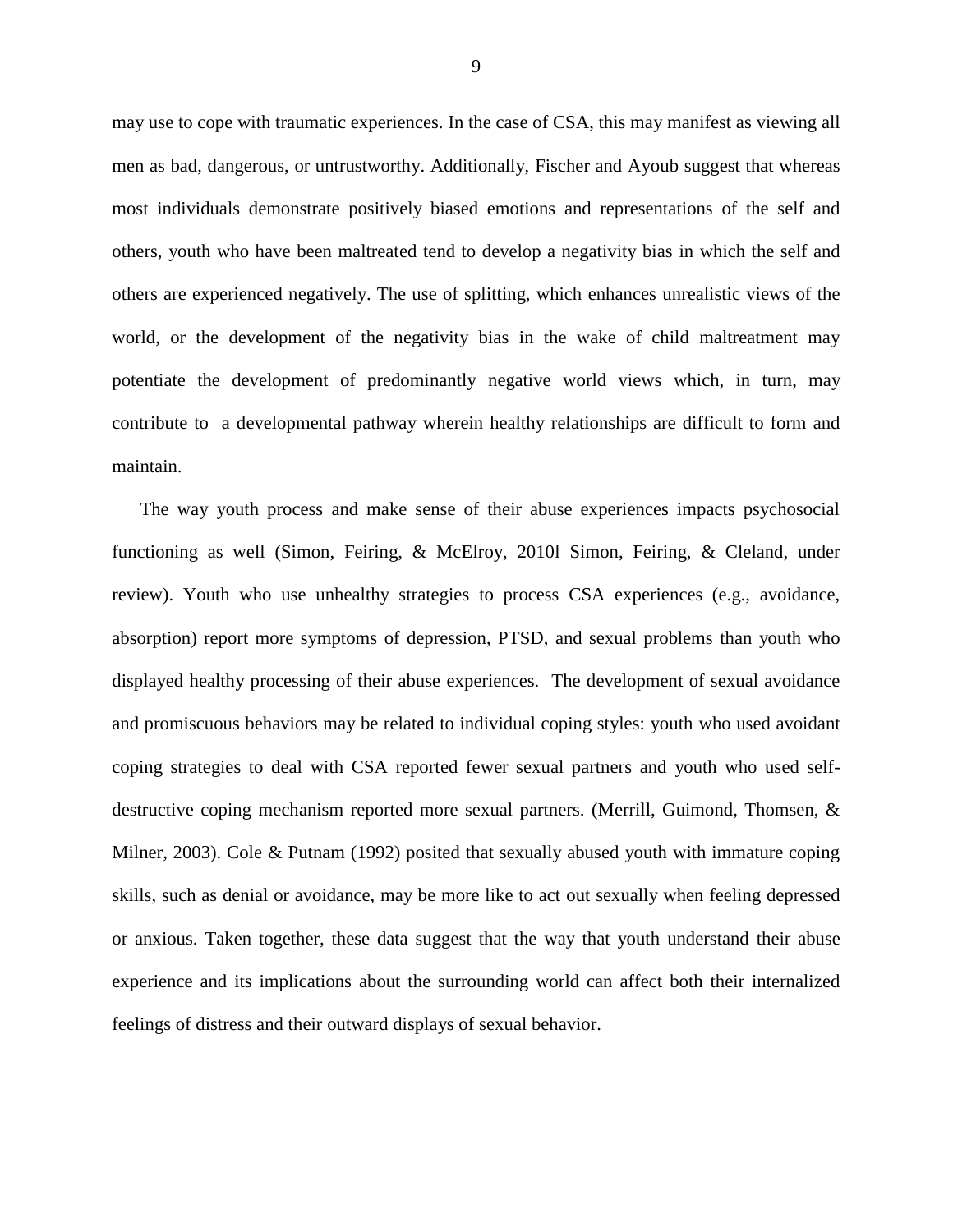may use to cope with traumatic experiences. In the case of CSA, this may manifest as viewing all men as bad, dangerous, or untrustworthy. Additionally, Fischer and Ayoub suggest that whereas most individuals demonstrate positively biased emotions and representations of the self and others, youth who have been maltreated tend to develop a negativity bias in which the self and others are experienced negatively. The use of splitting, which enhances unrealistic views of the world, or the development of the negativity bias in the wake of child maltreatment may potentiate the development of predominantly negative world views which, in turn, may contribute to a developmental pathway wherein healthy relationships are difficult to form and maintain.

The way youth process and make sense of their abuse experiences impacts psychosocial functioning as well (Simon, Feiring, & McElroy, 2010l Simon, Feiring, & Cleland, under review). Youth who use unhealthy strategies to process CSA experiences (e.g., avoidance, absorption) report more symptoms of depression, PTSD, and sexual problems than youth who displayed healthy processing of their abuse experiences. The development of sexual avoidance and promiscuous behaviors may be related to individual coping styles: youth who used avoidant coping strategies to deal with CSA reported fewer sexual partners and youth who used self-destructive coping mechanism reported more sexual partners. (Merrill, Guimond, Thomsen, & Milner, 2003). Cole & Putnam (1992) posited that sexually abused youth with immature coping skills, such as denial or avoidance, may be more like to act out sexually when feeling depressed or anxious. Taken together, these data suggest that the way that youth understand their abuse experience and its implications about the surrounding world can affect both their internalized feelings of distress and their outward displays of sexual behavior.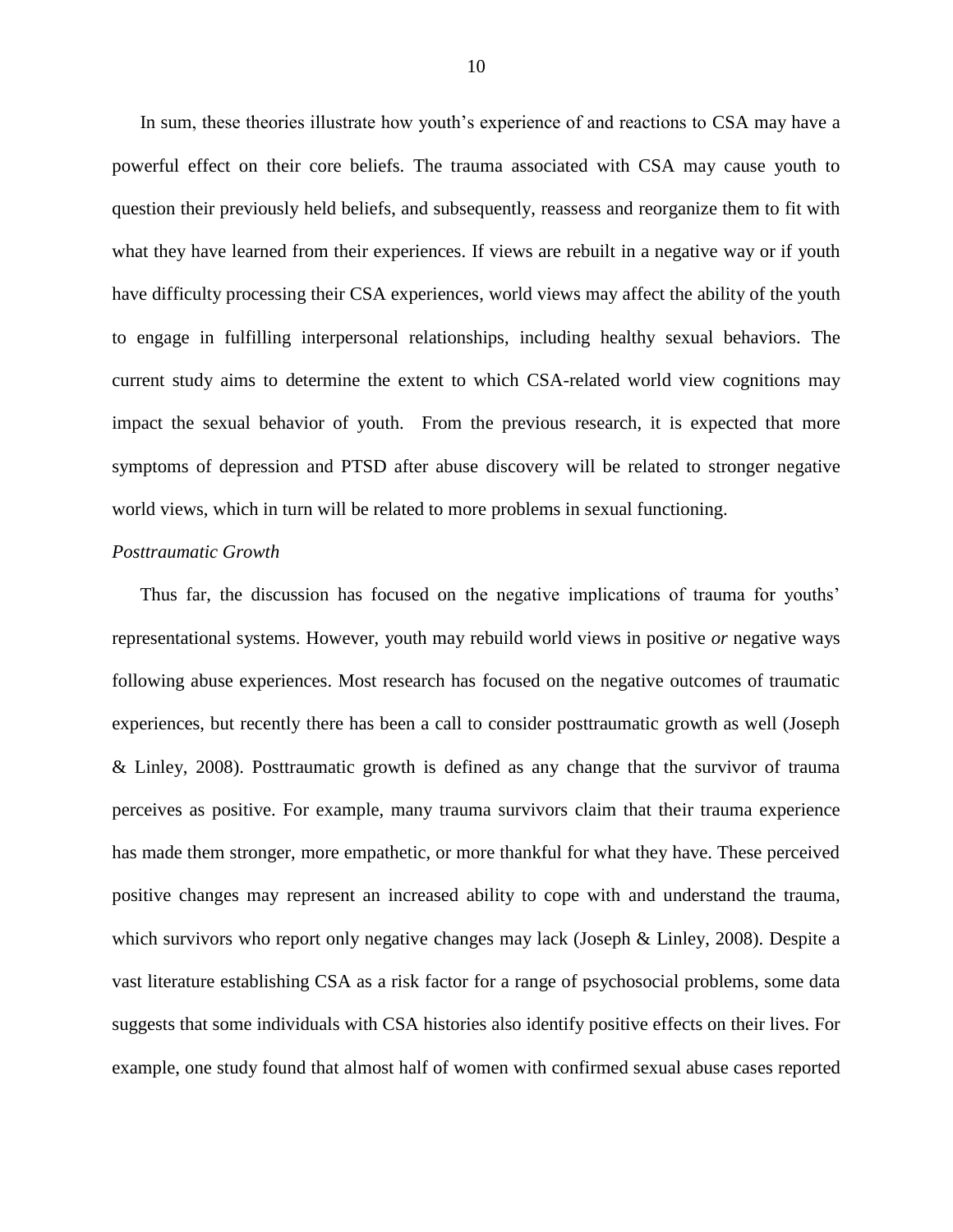In sum, these theories illustrate how youth's experience of and reactions to CSA may have a powerful effect on their core beliefs. The trauma associated with CSA may cause youth to question their previously held beliefs, and subsequently, reassess and reorganize them to fit with what they have learned from their experiences. If views are rebuilt in a negative way or if youth have difficulty processing their CSA experiences, world views may affect the ability of the youth to engage in fulfilling interpersonal relationships, including healthy sexual behaviors. The current study aims to determine the extent to which CSA-related world view cognitions may impact the sexual behavior of youth. From the previous research, it is expected that more symptoms of depression and PTSD after abuse discovery will be related to stronger negative world views, which in turn will be related to more problems in sexual functioning.

*Posttraumatic Growth*

Thus far, the discussion has focused on the negative implications of trauma for youths' representational systems. However, youth may rebuild world views in positive *or* negative ways following abuse experiences. Most research has focused on the negative outcomes of traumatic experiences, but recently there has been a call to consider posttraumatic growth as well (Joseph & Linley, 2008). Posttraumatic growth is defined as any change that the survivor of trauma perceives as positive. For example, many trauma survivors claim that their trauma experience has made them stronger, more empathetic, or more thankful for what they have. These perceived positive changes may represent an increased ability to cope with and understand the trauma, which survivors who report only negative changes may lack (Joseph & Linley, 2008). Despite a vast literature establishing CSA as a risk factor for a range of psychosocial problems, some data suggests that some individuals with CSA histories also identify positive effects on their lives. For example, one study found that almost half of women with confirmed sexual abuse cases reported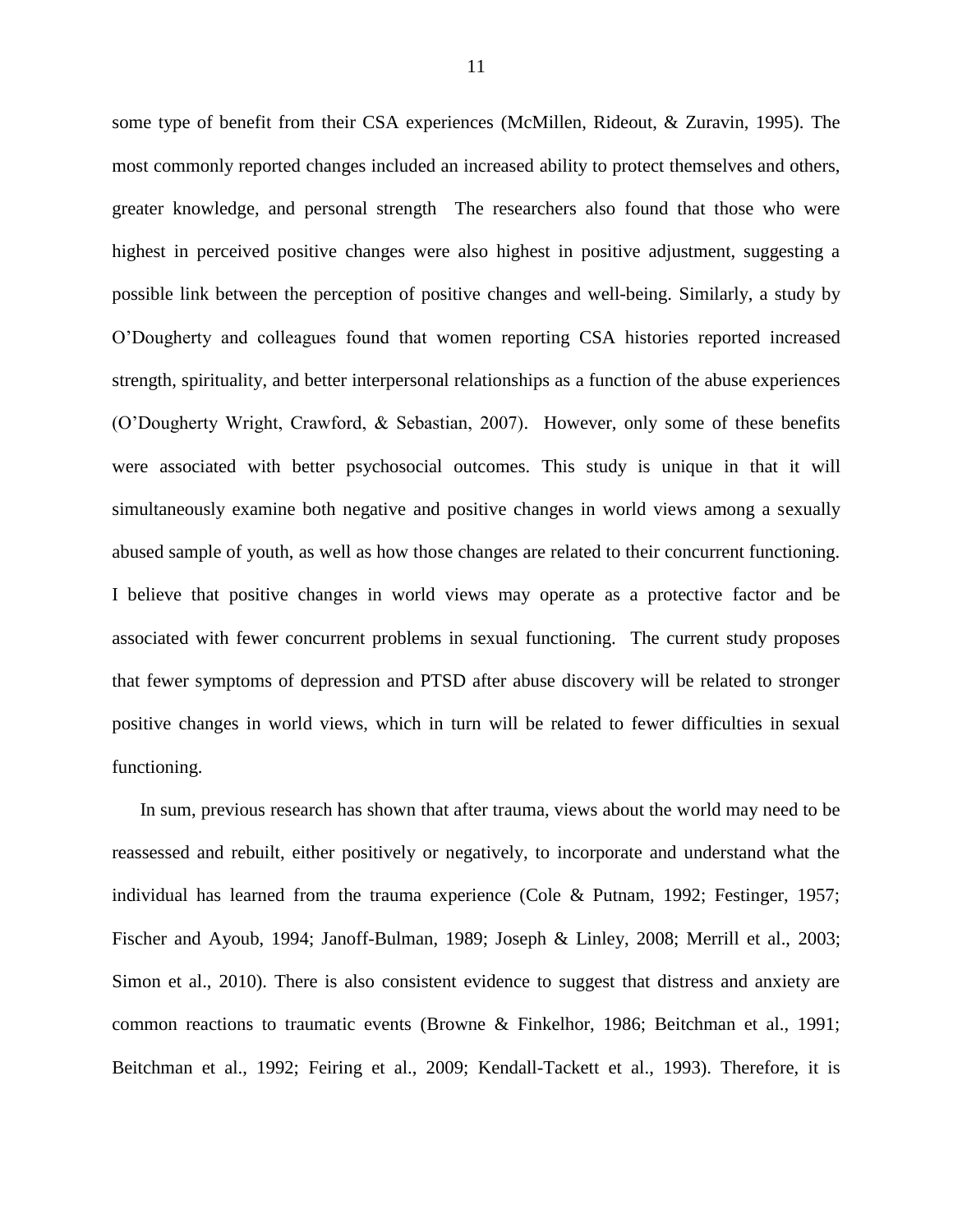some type of benefit from their CSA experiences (McMillen, Rideout, & Zuravin, 1995). The most commonly reported changes included an increased ability to protect themselves and others, greater knowledge, and personal strength  The researchers also found that those who were highest in perceived positive changes were also highest in positive adjustment, suggesting a possible link between the perception of positive changes and well-being. Similarly, a study by O'Dougherty and colleagues found that women reporting CSA histories reported increased strength, spirituality, and better interpersonal relationships as a function of the abuse experiences (O'Dougherty Wright, Crawford, & Sebastian, 2007).  However, only some of these benefits were associated with better psychosocial outcomes. This study is unique in that it will simultaneously examine both negative and positive changes in world views among a sexually abused sample of youth, as well as how those changes are related to their concurrent functioning. I believe that positive changes in world views may operate as a protective factor and be associated with fewer concurrent problems in sexual functioning.  The current study proposes that fewer symptoms of depression and PTSD after abuse discovery will be related to stronger positive changes in world views, which in turn will be related to fewer difficulties in sexual functioning.

In sum, previous research has shown that after trauma, views about the world may need to be reassessed and rebuilt, either positively or negatively, to incorporate and understand what the individual has learned from the trauma experience (Cole & Putnam, 1992; Festinger, 1957; Fischer and Ayoub, 1994; Janoff-Bulman, 1989; Joseph & Linley, 2008; Merrill et al., 2003; Simon et al., 2010). There is also consistent evidence to suggest that distress and anxiety are common reactions to traumatic events (Browne & Finkelhor, 1986; Beitchman et al., 1991; Beitchman et al., 1992; Feiring et al., 2009; Kendall-Tackett et al., 1993). Therefore, it is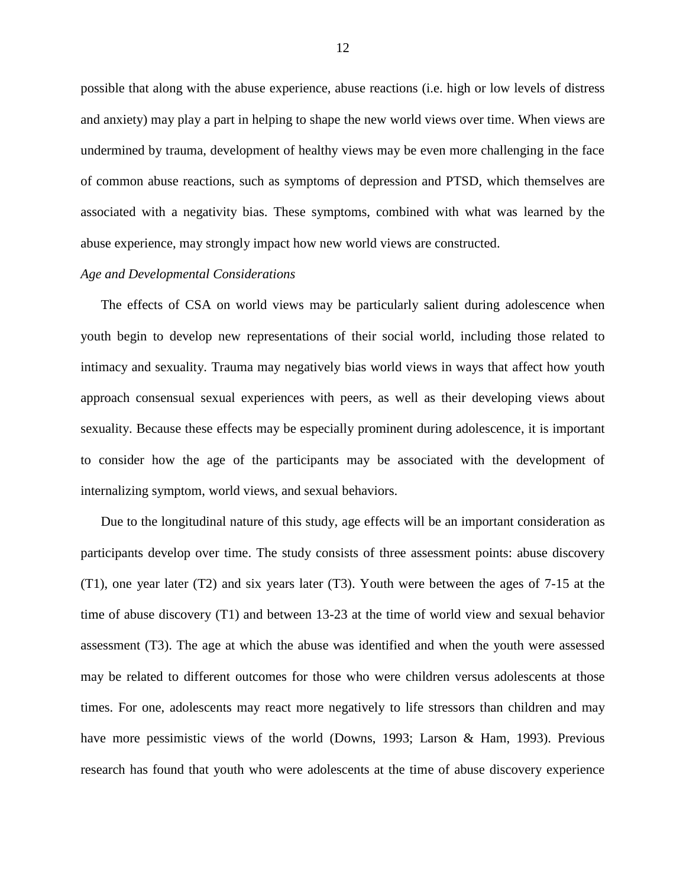possible that along with the abuse experience, abuse reactions (i.e. high or low levels of distress and anxiety) may play a part in helping to shape the new world views over time. When views are undermined by trauma, development of healthy views may be even more challenging in the face of common abuse reactions, such as symptoms of depression and PTSD, which themselves are associated with a negativity bias. These symptoms, combined with what was learned by the abuse experience, may strongly impact how new world views are constructed.

*Age and Developmental Considerations*

The effects of CSA on world views may be particularly salient during adolescence when youth begin to develop new representations of their social world, including those related to intimacy and sexuality. Trauma may negatively bias world views in ways that affect how youth approach consensual sexual experiences with peers, as well as their developing views about sexuality. Because these effects may be especially prominent during adolescence, it is important to consider how the age of the participants may be associated with the development of internalizing symptom, world views, and sexual behaviors.

Due to the longitudinal nature of this study, age effects will be an important consideration as participants develop over time. The study consists of three assessment points: abuse discovery (T1), one year later (T2) and six years later (T3). Youth were between the ages of 7-15 at the time of abuse discovery (T1) and between 13-23 at the time of world view and sexual behavior assessment (T3). The age at which the abuse was identified and when the youth were assessed may be related to different outcomes for those who were children versus adolescents at those times. For one, adolescents may react more negatively to life stressors than children and may have more pessimistic views of the world (Downs, 1993; Larson & Ham, 1993). Previous research has found that youth who were adolescents at the time of abuse discovery experience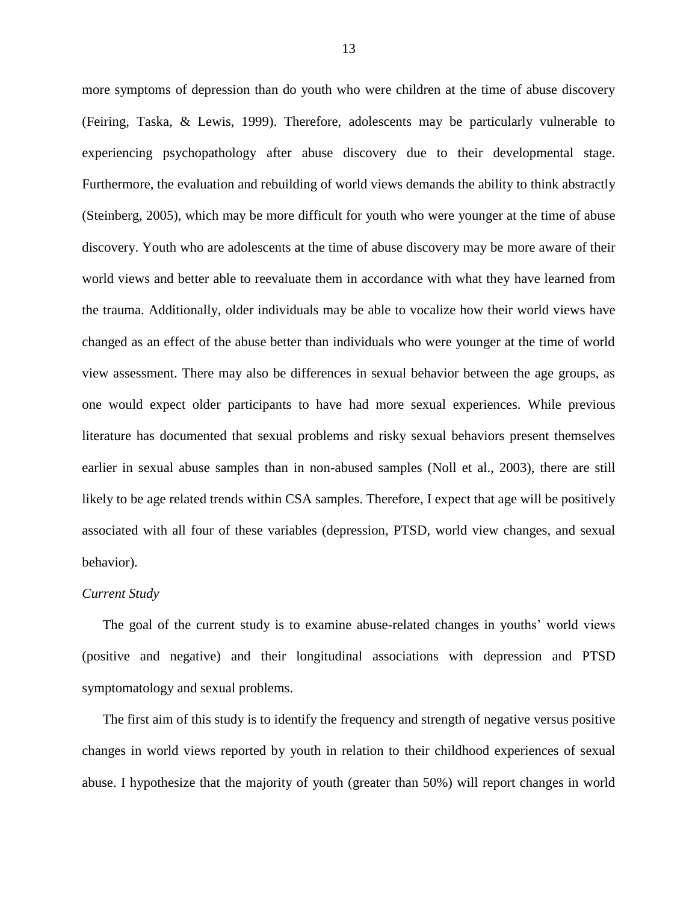more symptoms of depression than do youth who were children at the time of abuse discovery (Feiring, Taska, & Lewis, 1999). Therefore, adolescents may be particularly vulnerable to experiencing psychopathology after abuse discovery due to their developmental stage. Furthermore, the evaluation and rebuilding of world views demands the ability to think abstractly (Steinberg, 2005), which may be more difficult for youth who were younger at the time of abuse discovery. Youth who are adolescents at the time of abuse discovery may be more aware of their world views and better able to reevaluate them in accordance with what they have learned from the trauma. Additionally, older individuals may be able to vocalize how their world views have changed as an effect of the abuse better than individuals who were younger at the time of world view assessment. There may also be differences in sexual behavior between the age groups, as one would expect older participants to have had more sexual experiences. While previous literature has documented that sexual problems and risky sexual behaviors present themselves earlier in sexual abuse samples than in non-abused samples (Noll et al., 2003), there are still likely to be age related trends within CSA samples. Therefore, I expect that age will be positively associated with all four of these variables (depression, PTSD, world view changes, and sexual behavior).

*Current Study*

The goal of the current study is to examine abuse-related changes in youths' world views (positive and negative) and their longitudinal associations with depression and PTSD symptomatology and sexual problems.

The first aim of this study is to identify the frequency and strength of negative versus positive changes in world views reported by youth in relation to their childhood experiences of sexual abuse. I hypothesize that the majority of youth (greater than 50%) will report changes in world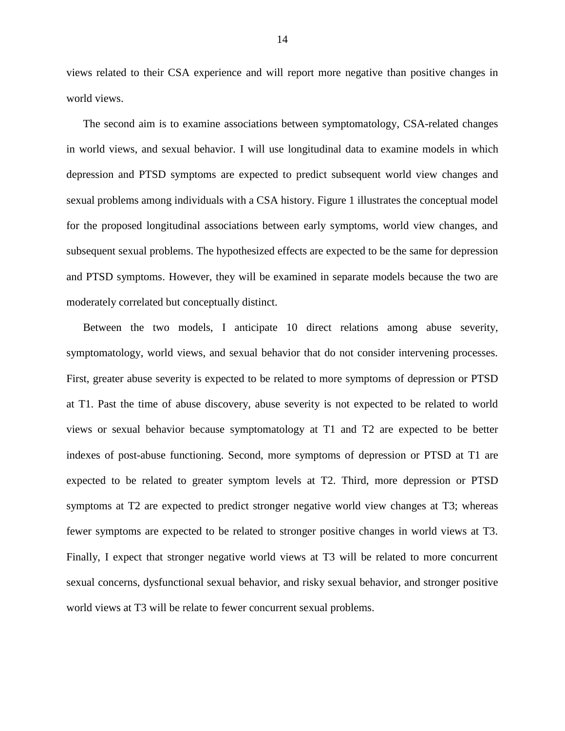views related to their CSA experience and will report more negative than positive changes in world views.

The second aim is to examine associations between symptomatology, CSA-related changes in world views, and sexual behavior. I will use longitudinal data to examine models in which depression and PTSD symptoms are expected to predict subsequent world view changes and sexual problems among individuals with a CSA history. Figure 1 illustrates the conceptual model for the proposed longitudinal associations between early symptoms, world view changes, and subsequent sexual problems. The hypothesized effects are expected to be the same for depression and PTSD symptoms. However, they will be examined in separate models because the two are moderately correlated but conceptually distinct.

Between the two models, I anticipate 10 direct relations among abuse severity, symptomatology, world views, and sexual behavior that do not consider intervening processes. First, greater abuse severity is expected to be related to more symptoms of depression or PTSD at T1. Past the time of abuse discovery, abuse severity is not expected to be related to world views or sexual behavior because symptomatology at T1 and T2 are expected to be better indexes of post-abuse functioning. Second, more symptoms of depression or PTSD at T1 are expected to be related to greater symptom levels at T2. Third, more depression or PTSD symptoms at T2 are expected to predict stronger negative world view changes at T3; whereas fewer symptoms are expected to be related to stronger positive changes in world views at T3. Finally, I expect that stronger negative world views at T3 will be related to more concurrent sexual concerns, dysfunctional sexual behavior, and risky sexual behavior, and stronger positive world views at T3 will be relate to fewer concurrent sexual problems.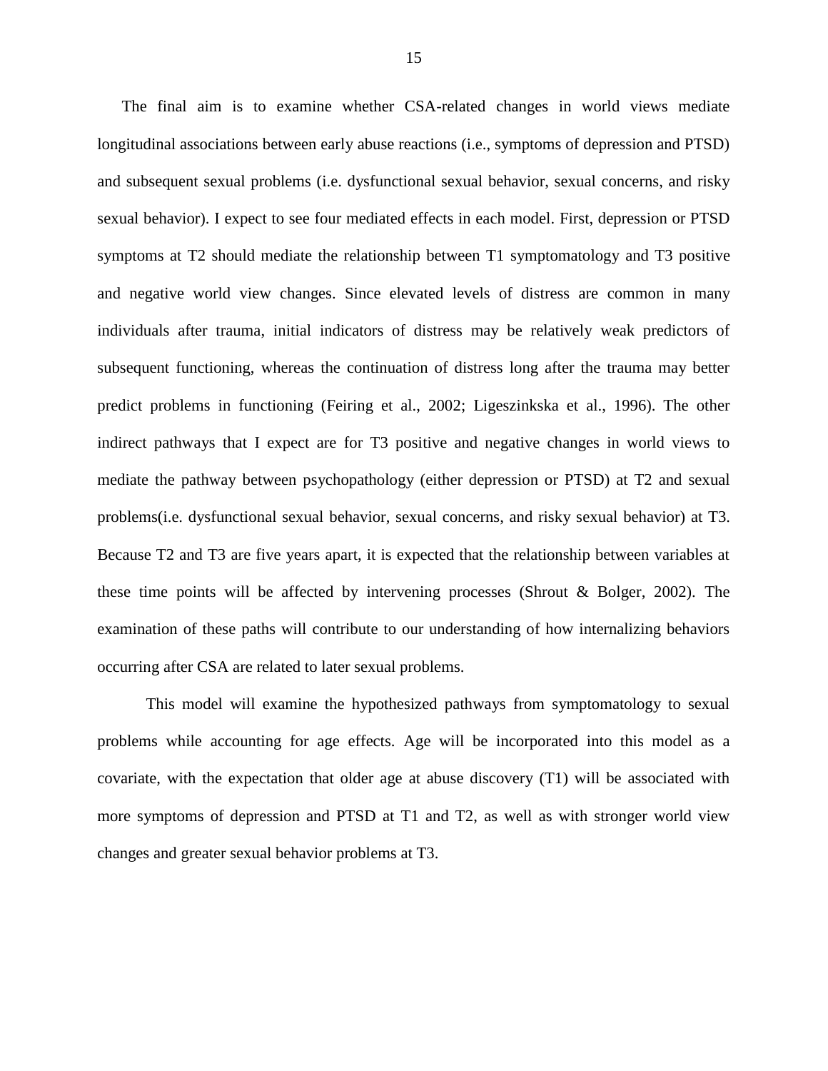The final aim is to examine whether CSA-related changes in world views mediate longitudinal associations between early abuse reactions (i.e., symptoms of depression and PTSD) and subsequent sexual problems (i.e. dysfunctional sexual behavior, sexual concerns, and risky sexual behavior). I expect to see four mediated effects in each model. First, depression or PTSD symptoms at T2 should mediate the relationship between T1 symptomatology and T3 positive and negative world view changes. Since elevated levels of distress are common in many individuals after trauma, initial indicators of distress may be relatively weak predictors of subsequent functioning, whereas the continuation of distress long after the trauma may better predict problems in functioning (Feiring et al., 2002; Ligeszinkska et al., 1996). The other indirect pathways that I expect are for T3 positive and negative changes in world views to mediate the pathway between psychopathology (either depression or PTSD) at T2 and sexual problems(i.e. dysfunctional sexual behavior, sexual concerns, and risky sexual behavior) at T3. Because T2 and T3 are five years apart, it is expected that the relationship between variables at these time points will be affected by intervening processes (Shrout & Bolger, 2002). The examination of these paths will contribute to our understanding of how internalizing behaviors occurring after CSA are related to later sexual problems.

This model will examine the hypothesized pathways from symptomatology to sexual problems while accounting for age effects. Age will be incorporated into this model as a covariate, with the expectation that older age at abuse discovery (T1) will be associated with more symptoms of depression and PTSD at T1 and T2, as well as with stronger world view changes and greater sexual behavior problems at T3.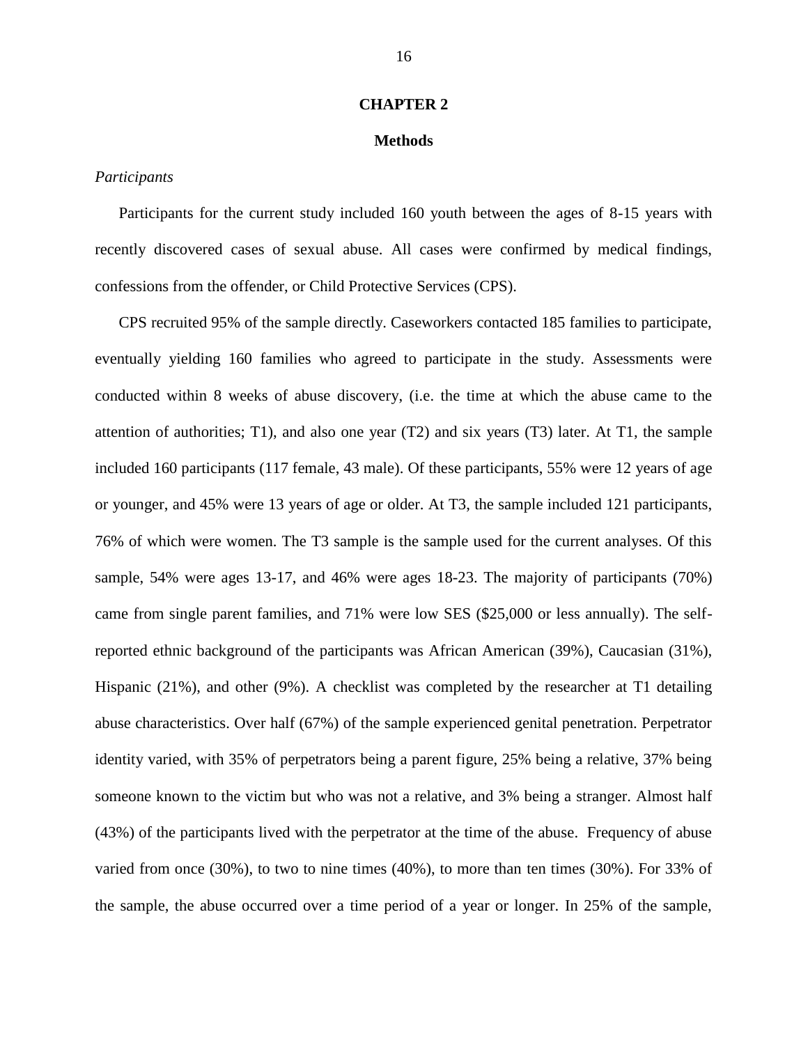# CHAPTER 2

## Methods

### *Participants*

Participants for the current study included 160 youth between the ages of 8-15 years with recently discovered cases of sexual abuse. All cases were confirmed by medical findings, confessions from the offender, or Child Protective Services (CPS).

CPS recruited 95% of the sample directly. Caseworkers contacted 185 families to participate, eventually yielding 160 families who agreed to participate in the study. Assessments were conducted within 8 weeks of abuse discovery, (i.e. the time at which the abuse came to the attention of authorities; T1), and also one year (T2) and six years (T3) later. At T1, the sample included 160 participants (117 female, 43 male). Of these participants, 55% were 12 years of age or younger, and 45% were 13 years of age or older. At T3, the sample included 121 participants, 76% of which were women. The T3 sample is the sample used for the current analyses. Of this sample, 54% were ages 13-17, and 46% were ages 18-23. The majority of participants (70%) came from single parent families, and 71% were low SES ($25,000 or less annually). The self-reported ethnic background of the participants was African American (39%), Caucasian (31%), Hispanic (21%), and other (9%). A checklist was completed by the researcher at T1 detailing abuse characteristics. Over half (67%) of the sample experienced genital penetration. Perpetrator identity varied, with 35% of perpetrators being a parent figure, 25% being a relative, 37% being someone known to the victim but who was not a relative, and 3% being a stranger. Almost half (43%) of the participants lived with the perpetrator at the time of the abuse. Frequency of abuse varied from once (30%), to two to nine times (40%), to more than ten times (30%). For 33% of the sample, the abuse occurred over a time period of a year or longer. In 25% of the sample,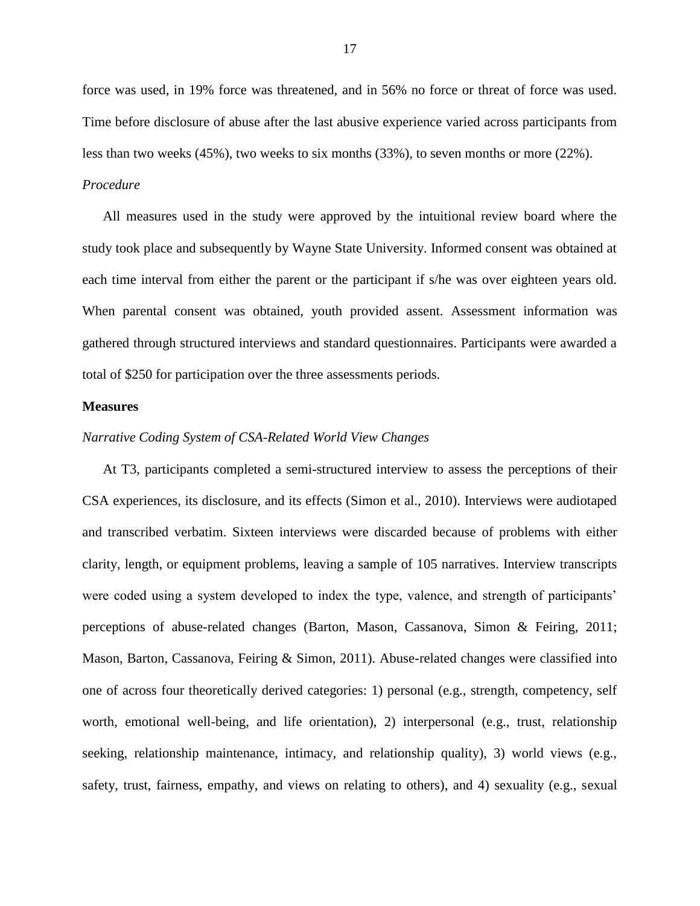force was used, in 19% force was threatened, and in 56% no force or threat of force was used. Time before disclosure of abuse after the last abusive experience varied across participants from less than two weeks (45%), two weeks to six months (33%), to seven months or more (22%).

*Procedure*

All measures used in the study were approved by the intuitional review board where the study took place and subsequently by Wayne State University. Informed consent was obtained at each time interval from either the parent or the participant if s/he was over eighteen years old. When parental consent was obtained, youth provided assent. Assessment information was gathered through structured interviews and standard questionnaires. Participants were awarded a total of $250 for participation over the three assessments periods.

**Measures**

*Narrative Coding System of CSA-Related World View Changes*

At T3, participants completed a semi-structured interview to assess the perceptions of their CSA experiences, its disclosure, and its effects (Simon et al., 2010). Interviews were audiotaped and transcribed verbatim. Sixteen interviews were discarded because of problems with either clarity, length, or equipment problems, leaving a sample of 105 narratives. Interview transcripts were coded using a system developed to index the type, valence, and strength of participants' perceptions of abuse-related changes (Barton, Mason, Cassanova, Simon & Feiring, 2011; Mason, Barton, Cassanova, Feiring & Simon, 2011). Abuse-related changes were classified into one of across four theoretically derived categories: 1) personal (e.g., strength, competency, self worth, emotional well-being, and life orientation), 2) interpersonal (e.g., trust, relationship seeking, relationship maintenance, intimacy, and relationship quality), 3) world views (e.g., safety, trust, fairness, empathy, and views on relating to others), and 4) sexuality (e.g., sexual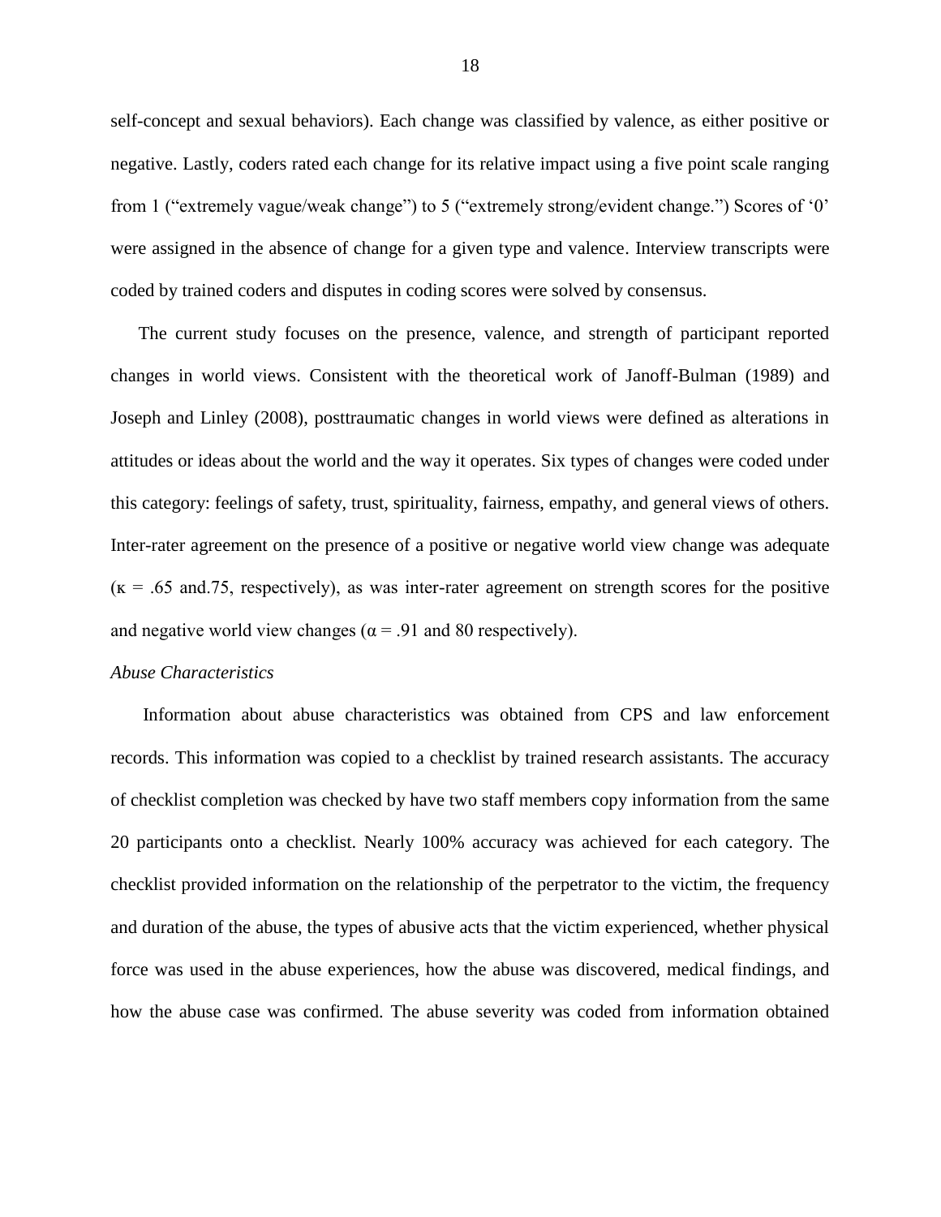self-concept and sexual behaviors). Each change was classified by valence, as either positive or negative. Lastly, coders rated each change for its relative impact using a five point scale ranging from 1 (“extremely vague/weak change”) to 5 (“extremely strong/evident change.”) Scores of ‘0’ were assigned in the absence of change for a given type and valence. Interview transcripts were coded by trained coders and disputes in coding scores were solved by consensus.

The current study focuses on the presence, valence, and strength of participant reported changes in world views. Consistent with the theoretical work of Janoff-Bulman (1989) and Joseph and Linley (2008), posttraumatic changes in world views were defined as alterations in attitudes or ideas about the world and the way it operates. Six types of changes were coded under this category: feelings of safety, trust, spirituality, fairness, empathy, and general views of others. Inter-rater agreement on the presence of a positive or negative world view change was adequate ($\kappa$ = .65 and.75, respectively), as was inter-rater agreement on strength scores for the positive and negative world view changes ($\alpha$ = .91 and 80 respectively).

*Abuse Characteristics*

Information about abuse characteristics was obtained from CPS and law enforcement records. This information was copied to a checklist by trained research assistants. The accuracy of checklist completion was checked by have two staff members copy information from the same 20 participants onto a checklist. Nearly 100% accuracy was achieved for each category. The checklist provided information on the relationship of the perpetrator to the victim, the frequency and duration of the abuse, the types of abusive acts that the victim experienced, whether physical force was used in the abuse experiences, how the abuse was discovered, medical findings, and how the abuse case was confirmed. The abuse severity was coded from information obtained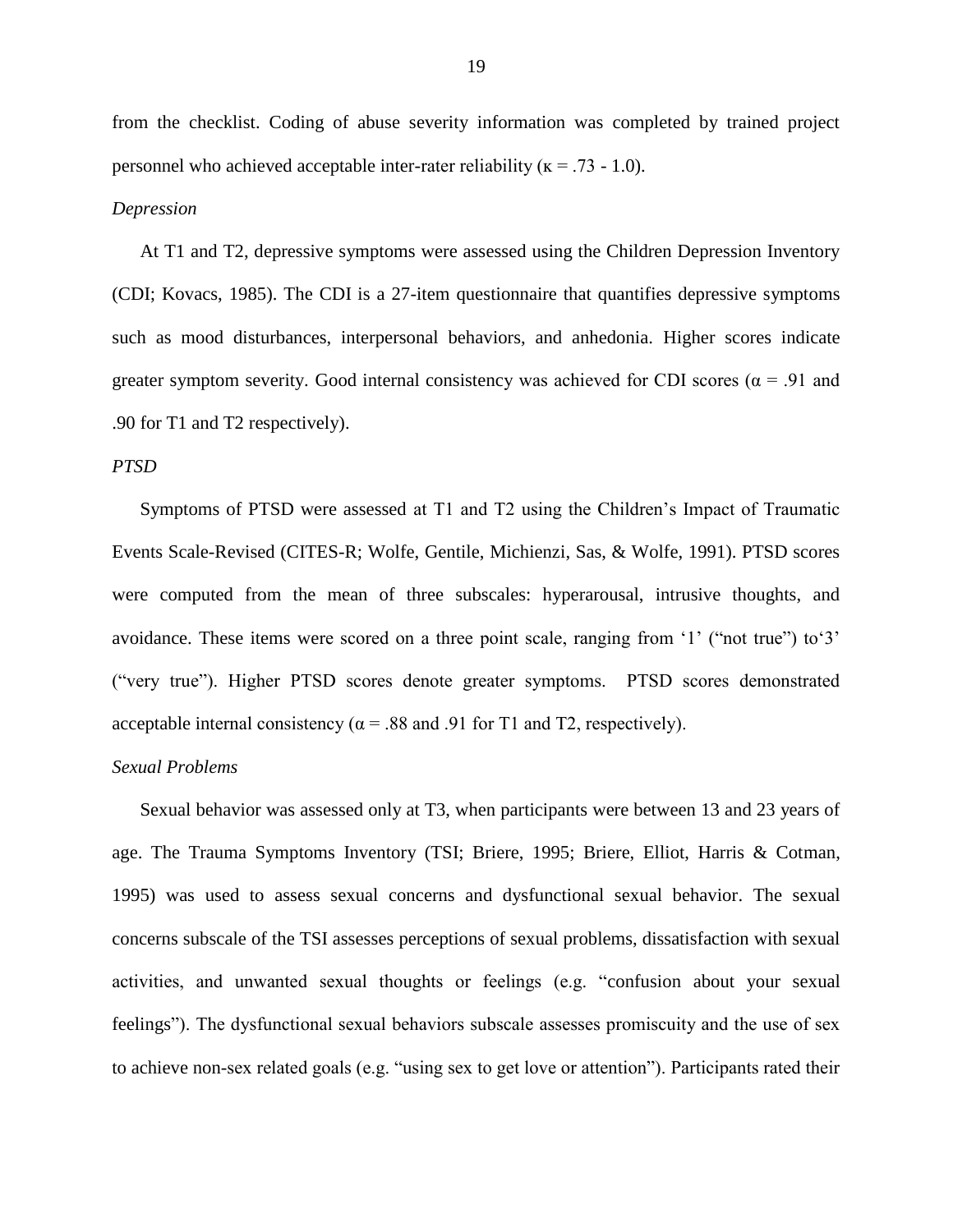from the checklist. Coding of abuse severity information was completed by trained project personnel who achieved acceptable inter-rater reliability ($\kappa = .73 - 1.0$).

*Depression*

At T1 and T2, depressive symptoms were assessed using the Children Depression Inventory (CDI; Kovacs, 1985). The CDI is a 27-item questionnaire that quantifies depressive symptoms such as mood disturbances, interpersonal behaviors, and anhedonia. Higher scores indicate greater symptom severity. Good internal consistency was achieved for CDI scores ($\alpha = .91$ and .90 for T1 and T2 respectively).

*PTSD*

Symptoms of PTSD were assessed at T1 and T2 using the Children's Impact of Traumatic Events Scale-Revised (CITES-R; Wolfe, Gentile, Michienzi, Sas, & Wolfe, 1991). PTSD scores were computed from the mean of three subscales: hyperarousal, intrusive thoughts, and avoidance. These items were scored on a three point scale, ranging from '1' ("not true") to'3' ("very true"). Higher PTSD scores denote greater symptoms. PTSD scores demonstrated acceptable internal consistency ($\alpha = .88$ and .91 for T1 and T2, respectively).

*Sexual Problems*

Sexual behavior was assessed only at T3, when participants were between 13 and 23 years of age. The Trauma Symptoms Inventory (TSI; Briere, 1995; Briere, Elliot, Harris & Cotman, 1995) was used to assess sexual concerns and dysfunctional sexual behavior. The sexual concerns subscale of the TSI assesses perceptions of sexual problems, dissatisfaction with sexual activities, and unwanted sexual thoughts or feelings (e.g. "confusion about your sexual feelings"). The dysfunctional sexual behaviors subscale assesses promiscuity and the use of sex to achieve non-sex related goals (e.g. "using sex to get love or attention"). Participants rated their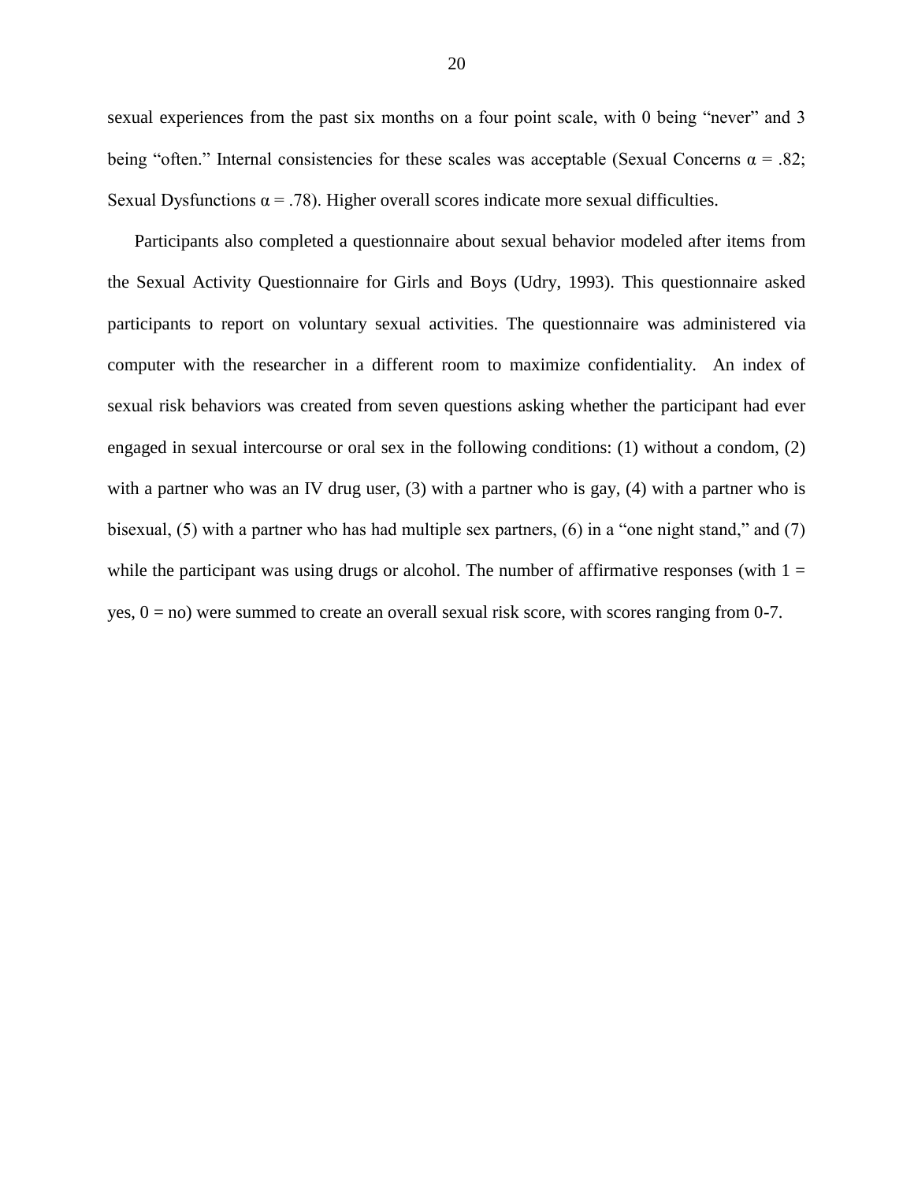sexual experiences from the past six months on a four point scale, with 0 being "never" and 3 being "often." Internal consistencies for these scales was acceptable (Sexual Concerns $\alpha = .82$; Sexual Dysfunctions $\alpha = .78$). Higher overall scores indicate more sexual difficulties.

Participants also completed a questionnaire about sexual behavior modeled after items from the Sexual Activity Questionnaire for Girls and Boys (Udry, 1993). This questionnaire asked participants to report on voluntary sexual activities. The questionnaire was administered via computer with the researcher in a different room to maximize confidentiality. An index of sexual risk behaviors was created from seven questions asking whether the participant had ever engaged in sexual intercourse or oral sex in the following conditions: (1) without a condom, (2) with a partner who was an IV drug user, (3) with a partner who is gay, (4) with a partner who is bisexual, (5) with a partner who has had multiple sex partners, (6) in a "one night stand," and (7) while the participant was using drugs or alcohol. The number of affirmative responses (with 1 = yes, 0 = no) were summed to create an overall sexual risk score, with scores ranging from 0-7.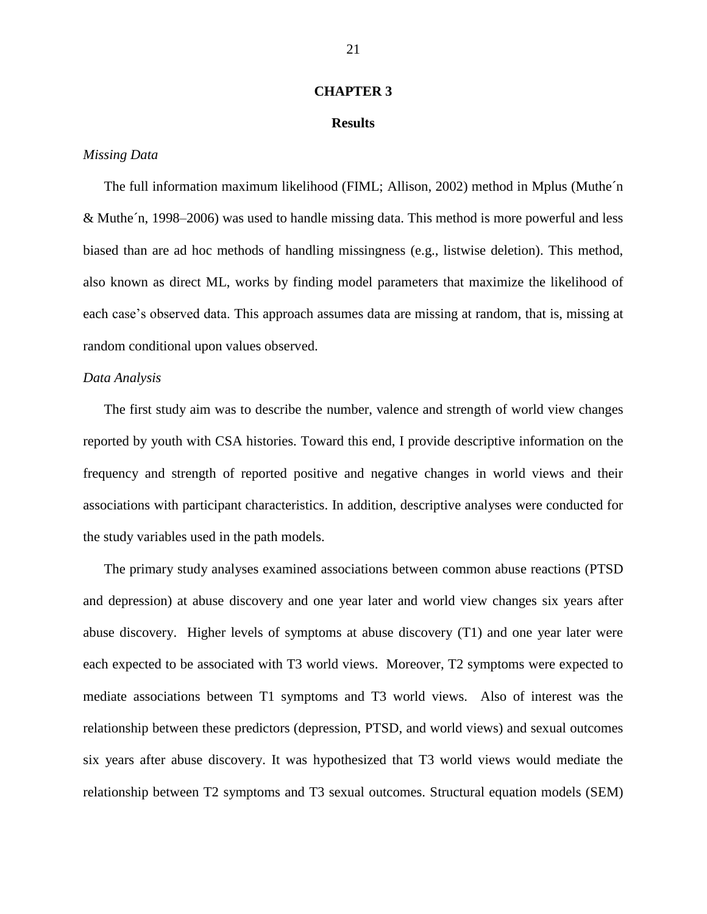# CHAPTER 3

## Results

*Missing Data*

The full information maximum likelihood (FIML; Allison, 2002) method in Mplus (Muthe´n & Muthe´n, 1998–2006) was used to handle missing data. This method is more powerful and less biased than are ad hoc methods of handling missingness (e.g., listwise deletion). This method, also known as direct ML, works by finding model parameters that maximize the likelihood of each case's observed data. This approach assumes data are missing at random, that is, missing at random conditional upon values observed.

*Data Analysis*

The first study aim was to describe the number, valence and strength of world view changes reported by youth with CSA histories. Toward this end, I provide descriptive information on the frequency and strength of reported positive and negative changes in world views and their associations with participant characteristics. In addition, descriptive analyses were conducted for the study variables used in the path models.

The primary study analyses examined associations between common abuse reactions (PTSD and depression) at abuse discovery and one year later and world view changes six years after abuse discovery. Higher levels of symptoms at abuse discovery (T1) and one year later were each expected to be associated with T3 world views. Moreover, T2 symptoms were expected to mediate associations between T1 symptoms and T3 world views. Also of interest was the relationship between these predictors (depression, PTSD, and world views) and sexual outcomes six years after abuse discovery. It was hypothesized that T3 world views would mediate the relationship between T2 symptoms and T3 sexual outcomes. Structural equation models (SEM)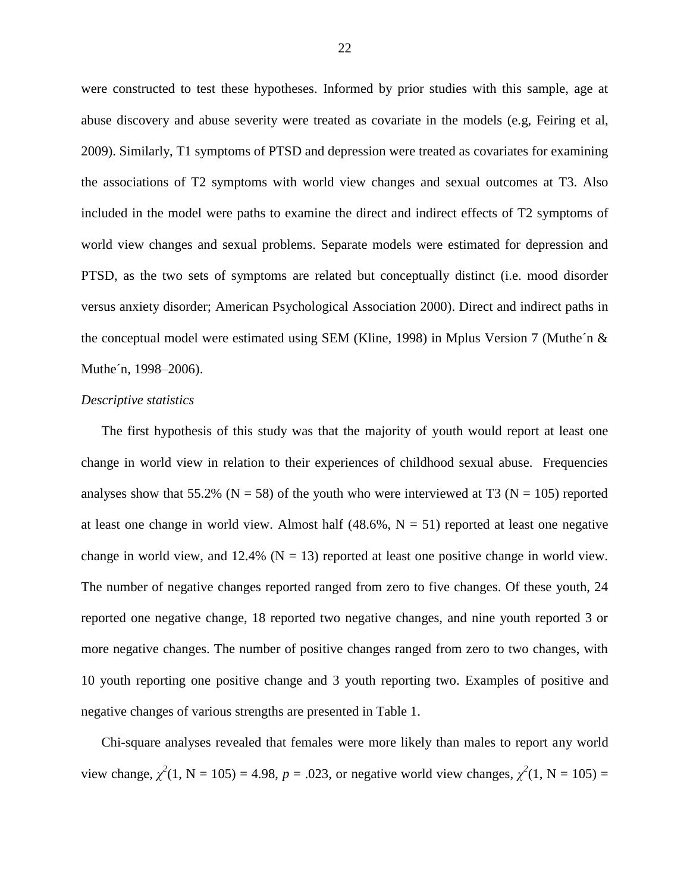were constructed to test these hypotheses. Informed by prior studies with this sample, age at abuse discovery and abuse severity were treated as covariate in the models (e.g, Feiring et al, 2009). Similarly, T1 symptoms of PTSD and depression were treated as covariates for examining the associations of T2 symptoms with world view changes and sexual outcomes at T3. Also included in the model were paths to examine the direct and indirect effects of T2 symptoms of world view changes and sexual problems. Separate models were estimated for depression and PTSD, as the two sets of symptoms are related but conceptually distinct (i.e. mood disorder versus anxiety disorder; American Psychological Association 2000). Direct and indirect paths in the conceptual model were estimated using SEM (Kline, 1998) in Mplus Version 7 (Muthe´n & Muthe´n, 1998–2006).

*Descriptive statistics*

The first hypothesis of this study was that the majority of youth would report at least one change in world view in relation to their experiences of childhood sexual abuse. Frequencies analyses show that 55.2% (N = 58) of the youth who were interviewed at T3 (N = 105) reported at least one change in world view. Almost half (48.6%, N = 51) reported at least one negative change in world view, and 12.4% (N = 13) reported at least one positive change in world view. The number of negative changes reported ranged from zero to five changes. Of these youth, 24 reported one negative change, 18 reported two negative changes, and nine youth reported 3 or more negative changes. The number of positive changes ranged from zero to two changes, with 10 youth reporting one positive change and 3 youth reporting two. Examples of positive and negative changes of various strengths are presented in Table 1.

Chi-square analyses revealed that females were more likely than males to report any world view change, $\chi^2(1, N = 105) = 4.98$, $p = .023$, or negative world view changes, $\chi^2(1, N = 105) =$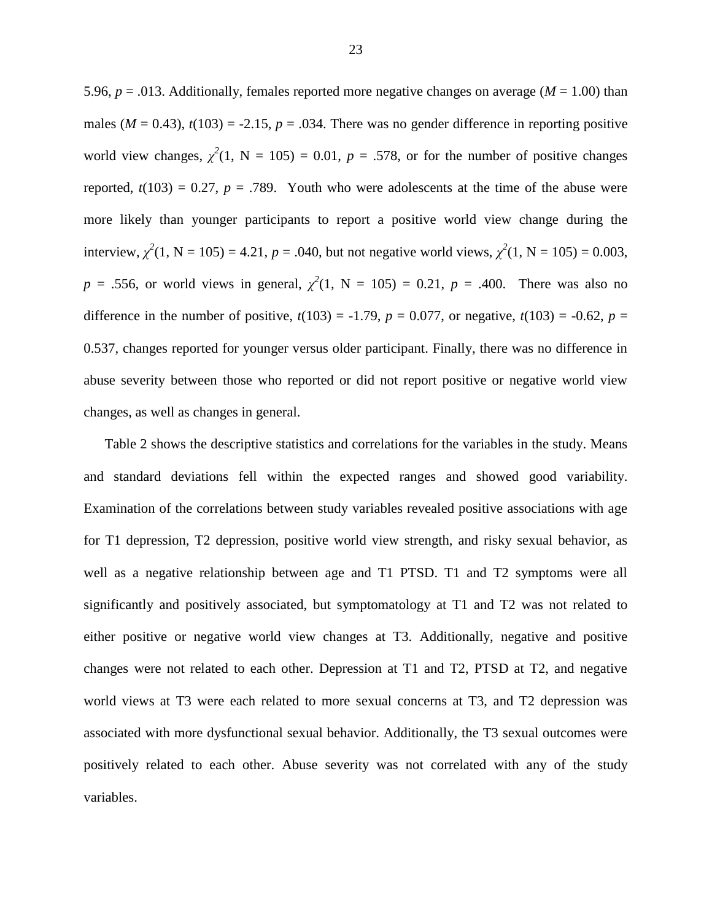5.96, $p = .013$. Additionally, females reported more negative changes on average ($M = 1.00$) than males ($M = 0.43$), $t(103) = -2.15$, $p = .034$. There was no gender difference in reporting positive world view changes, $\chi^2(1, N = 105) = 0.01$, $p = .578$, or for the number of positive changes reported, $t(103) = 0.27$, $p = .789$. Youth who were adolescents at the time of the abuse were more likely than younger participants to report a positive world view change during the interview, $\chi^2(1, N = 105) = 4.21$, $p = .040$, but not negative world views, $\chi^2(1, N = 105) = 0.003$, $p = .556$, or world views in general, $\chi^2(1, N = 105) = 0.21$, $p = .400$. There was also no difference in the number of positive, $t(103) = -1.79$, $p = 0.077$, or negative, $t(103) = -0.62$, $p = 0.537$, changes reported for younger versus older participant. Finally, there was no difference in abuse severity between those who reported or did not report positive or negative world view changes, as well as changes in general.

Table 2 shows the descriptive statistics and correlations for the variables in the study. Means and standard deviations fell within the expected ranges and showed good variability. Examination of the correlations between study variables revealed positive associations with age for T1 depression, T2 depression, positive world view strength, and risky sexual behavior, as well as a negative relationship between age and T1 PTSD. T1 and T2 symptoms were all significantly and positively associated, but symptomatology at T1 and T2 was not related to either positive or negative world view changes at T3. Additionally, negative and positive changes were not related to each other. Depression at T1 and T2, PTSD at T2, and negative world views at T3 were each related to more sexual concerns at T3, and T2 depression was associated with more dysfunctional sexual behavior. Additionally, the T3 sexual outcomes were positively related to each other. Abuse severity was not correlated with any of the study variables.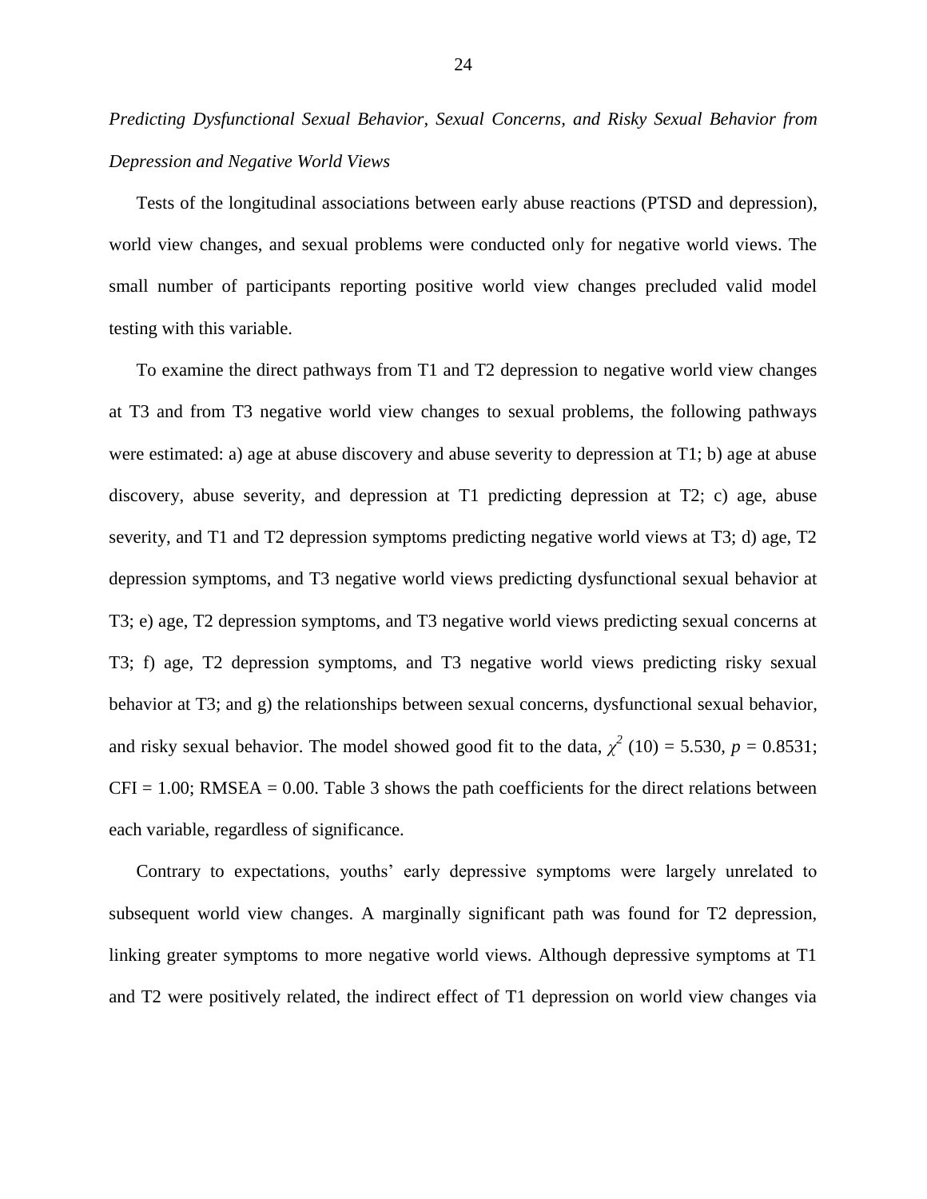*Predicting Dysfunctional Sexual Behavior, Sexual Concerns, and Risky Sexual Behavior from Depression and Negative World Views*

Tests of the longitudinal associations between early abuse reactions (PTSD and depression), world view changes, and sexual problems were conducted only for negative world views. The small number of participants reporting positive world view changes precluded valid model testing with this variable.

To examine the direct pathways from T1 and T2 depression to negative world view changes at T3 and from T3 negative world view changes to sexual problems, the following pathways were estimated: a) age at abuse discovery and abuse severity to depression at T1; b) age at abuse discovery, abuse severity, and depression at T1 predicting depression at T2; c) age, abuse severity, and T1 and T2 depression symptoms predicting negative world views at T3; d) age, T2 depression symptoms, and T3 negative world views predicting dysfunctional sexual behavior at T3; e) age, T2 depression symptoms, and T3 negative world views predicting sexual concerns at T3; f) age, T2 depression symptoms, and T3 negative world views predicting risky sexual behavior at T3; and g) the relationships between sexual concerns, dysfunctional sexual behavior, and risky sexual behavior. The model showed good fit to the data, $\chi^2$ (10) = 5.530, $p$ = 0.8531; CFI = 1.00; RMSEA = 0.00. Table 3 shows the path coefficients for the direct relations between each variable, regardless of significance.

Contrary to expectations, youths' early depressive symptoms were largely unrelated to subsequent world view changes. A marginally significant path was found for T2 depression, linking greater symptoms to more negative world views. Although depressive symptoms at T1 and T2 were positively related, the indirect effect of T1 depression on world view changes via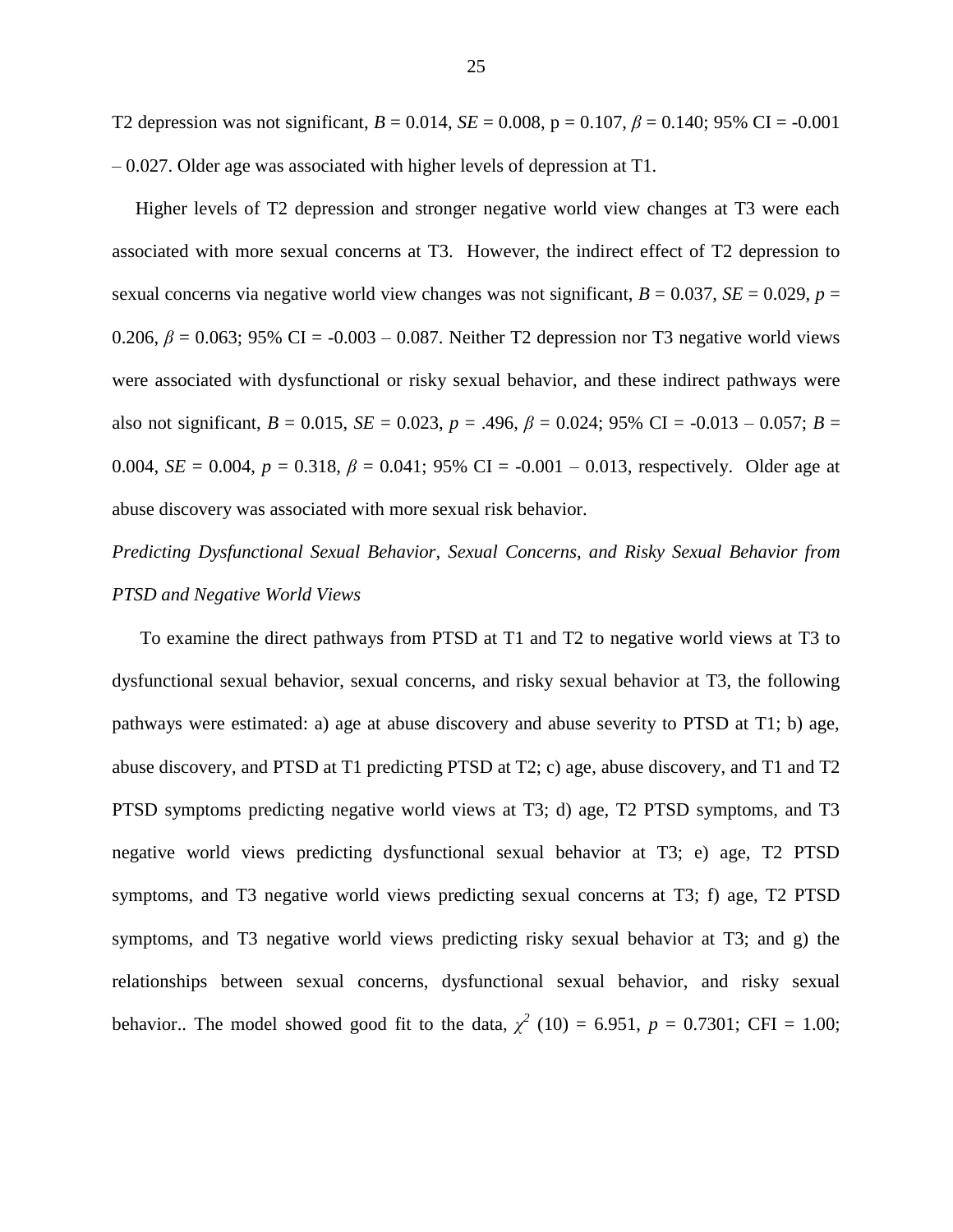T2 depression was not significant, $B = 0.014$, $SE = 0.008$, p = 0.107, $\beta = 0.140$; 95% CI = -0.001 – 0.027. Older age was associated with higher levels of depression at T1.

Higher levels of T2 depression and stronger negative world view changes at T3 were each associated with more sexual concerns at T3. However, the indirect effect of T2 depression to sexual concerns via negative world view changes was not significant, $B = 0.037$, $SE = 0.029$, $p = 0.206$, $\beta = 0.063$; 95% CI = -0.003 – 0.087. Neither T2 depression nor T3 negative world views were associated with dysfunctional or risky sexual behavior, and these indirect pathways were also not significant, $B = 0.015$, $SE = 0.023$, $p = .496$, $\beta = 0.024$; 95% CI = -0.013 – 0.057; $B = 0.004$, $SE = 0.004$, $p = 0.318$, $\beta = 0.041$; 95% CI = -0.001 – 0.013, respectively. Older age at abuse discovery was associated with more sexual risk behavior.

*Predicting Dysfunctional Sexual Behavior, Sexual Concerns, and Risky Sexual Behavior from PTSD and Negative World Views*

To examine the direct pathways from PTSD at T1 and T2 to negative world views at T3 to dysfunctional sexual behavior, sexual concerns, and risky sexual behavior at T3, the following pathways were estimated: a) age at abuse discovery and abuse severity to PTSD at T1; b) age, abuse discovery, and PTSD at T1 predicting PTSD at T2; c) age, abuse discovery, and T1 and T2 PTSD symptoms predicting negative world views at T3; d) age, T2 PTSD symptoms, and T3 negative world views predicting dysfunctional sexual behavior at T3; e) age, T2 PTSD symptoms, and T3 negative world views predicting sexual concerns at T3; f) age, T2 PTSD symptoms, and T3 negative world views predicting risky sexual behavior at T3; and g) the relationships between sexual concerns, dysfunctional sexual behavior, and risky sexual behavior.. The model showed good fit to the data, $\chi^2$ (10) = 6.951, $p = 0.7301$; CFI = 1.00;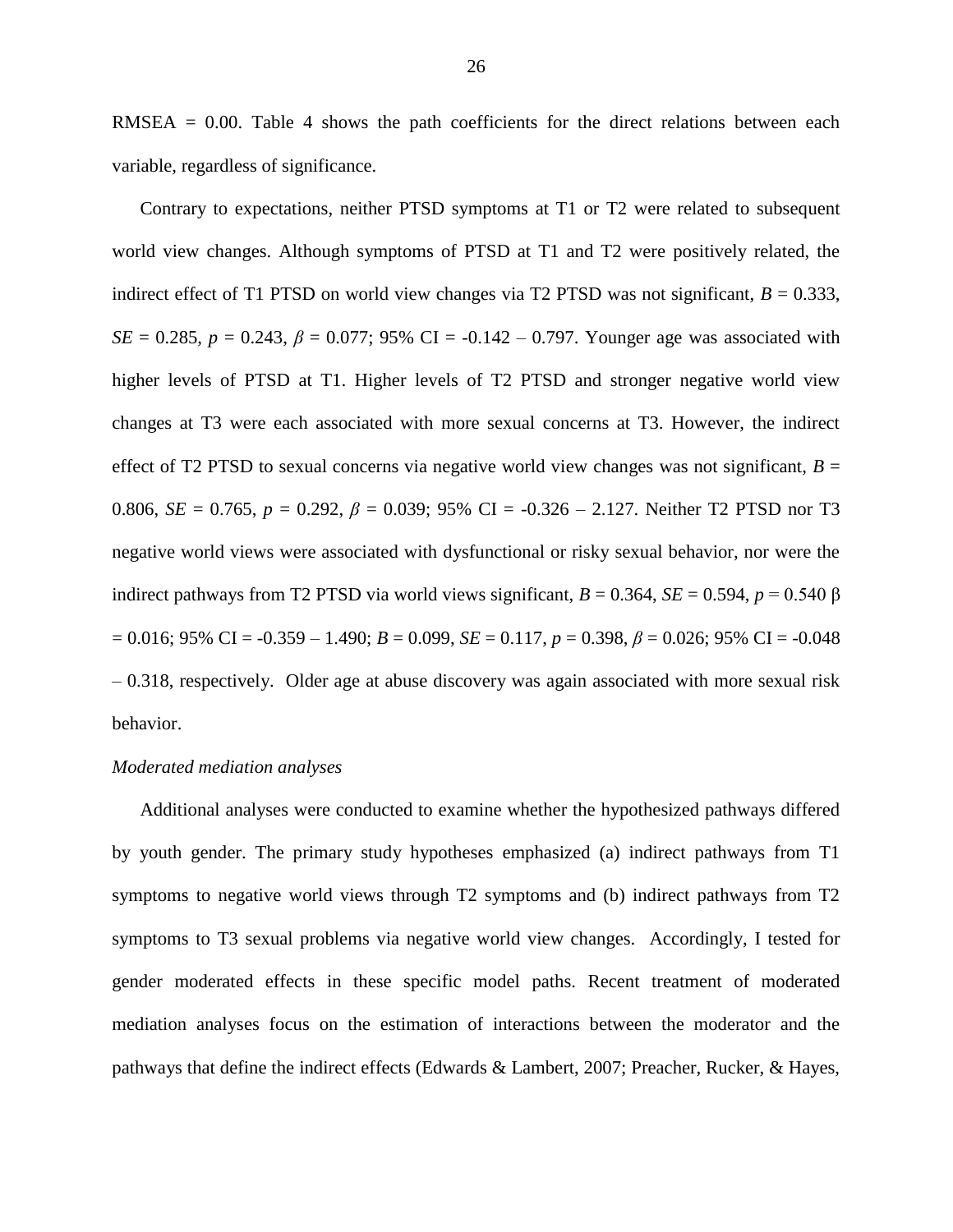RMSEA = 0.00. Table 4 shows the path coefficients for the direct relations between each variable, regardless of significance.

Contrary to expectations, neither PTSD symptoms at T1 or T2 were related to subsequent world view changes. Although symptoms of PTSD at T1 and T2 were positively related, the indirect effect of T1 PTSD on world view changes via T2 PTSD was not significant, $B = 0.333$, $SE = 0.285$, $p = 0.243$, $\beta = 0.077$; 95% CI = -0.142 – 0.797. Younger age was associated with higher levels of PTSD at T1. Higher levels of T2 PTSD and stronger negative world view changes at T3 were each associated with more sexual concerns at T3. However, the indirect effect of T2 PTSD to sexual concerns via negative world view changes was not significant, $B = 0.806$, $SE = 0.765$, $p = 0.292$, $\beta = 0.039$; 95% CI = -0.326 – 2.127. Neither T2 PTSD nor T3 negative world views were associated with dysfunctional or risky sexual behavior, nor were the indirect pathways from T2 PTSD via world views significant, $B = 0.364$, $SE = 0.594$, $p = 0.540$ $\beta = 0.016$; 95% CI = -0.359 – 1.490; $B = 0.099$, $SE = 0.117$, $p = 0.398$, $\beta = 0.026$; 95% CI = -0.048 – 0.318, respectively. Older age at abuse discovery was again associated with more sexual risk behavior.

*Moderated mediation analyses*

Additional analyses were conducted to examine whether the hypothesized pathways differed by youth gender. The primary study hypotheses emphasized (a) indirect pathways from T1 symptoms to negative world views through T2 symptoms and (b) indirect pathways from T2 symptoms to T3 sexual problems via negative world view changes. Accordingly, I tested for gender moderated effects in these specific model paths. Recent treatment of moderated mediation analyses focus on the estimation of interactions between the moderator and the pathways that define the indirect effects (Edwards & Lambert, 2007; Preacher, Rucker, & Hayes,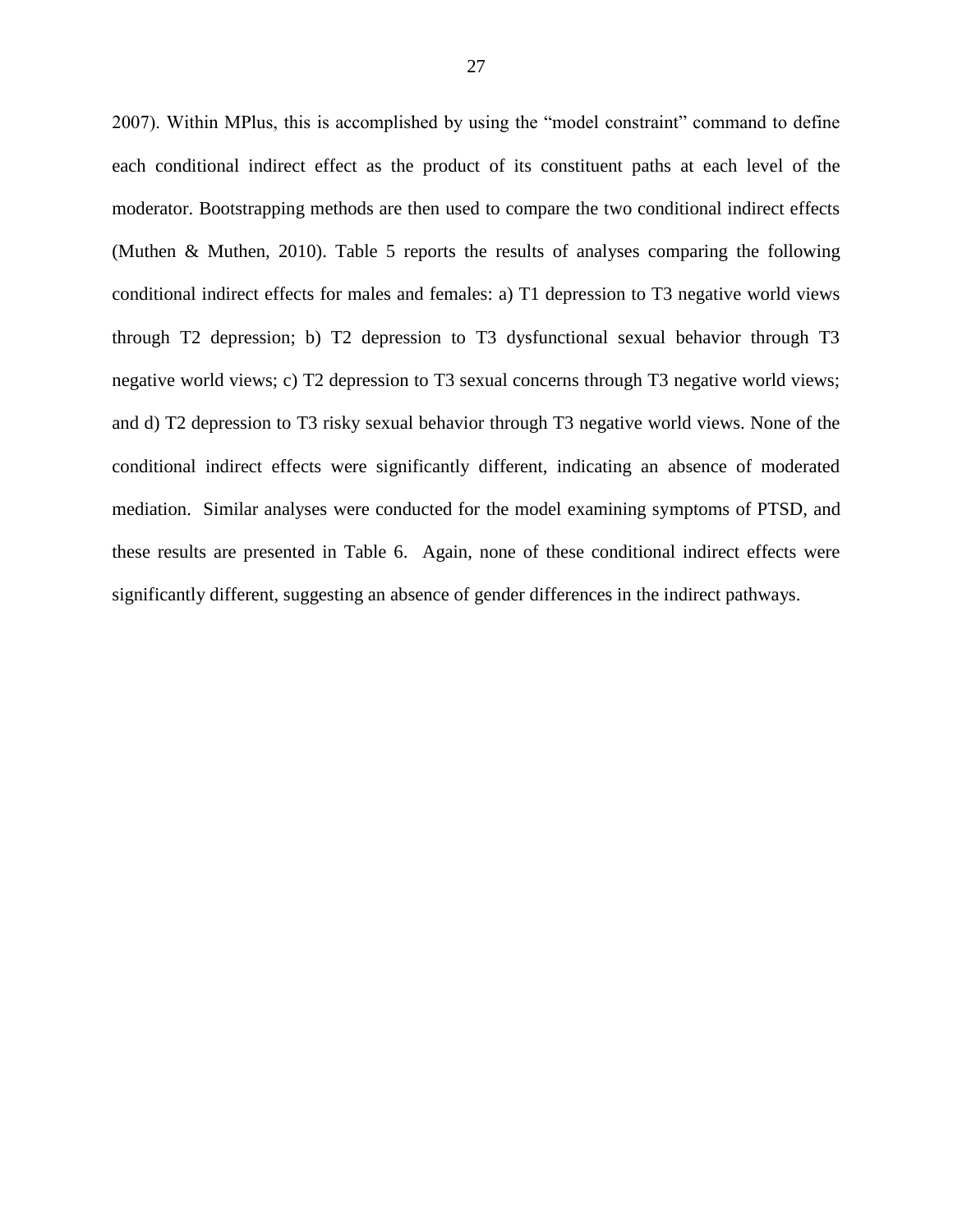2007). Within MPlus, this is accomplished by using the “model constraint” command to define each conditional indirect effect as the product of its constituent paths at each level of the moderator. Bootstrapping methods are then used to compare the two conditional indirect effects (Muthen & Muthen, 2010). Table 5 reports the results of analyses comparing the following conditional indirect effects for males and females: a) T1 depression to T3 negative world views through T2 depression; b) T2 depression to T3 dysfunctional sexual behavior through T3 negative world views; c) T2 depression to T3 sexual concerns through T3 negative world views; and d) T2 depression to T3 risky sexual behavior through T3 negative world views. None of the conditional indirect effects were significantly different, indicating an absence of moderated mediation. Similar analyses were conducted for the model examining symptoms of PTSD, and these results are presented in Table 6. Again, none of these conditional indirect effects were significantly different, suggesting an absence of gender differences in the indirect pathways.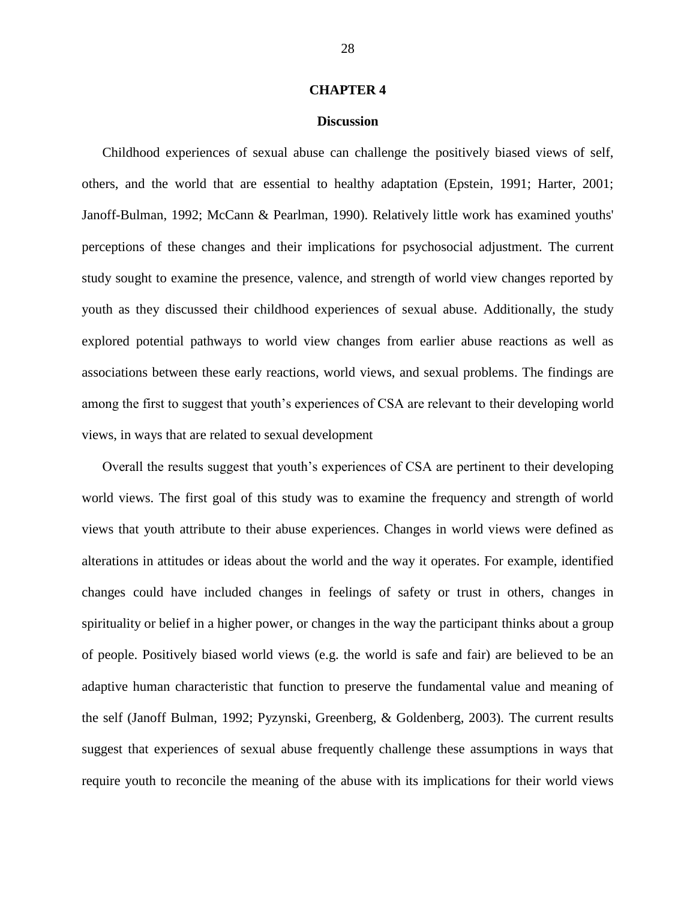# CHAPTER 4

## Discussion

Childhood experiences of sexual abuse can challenge the positively biased views of self, others, and the world that are essential to healthy adaptation (Epstein, 1991; Harter, 2001; Janoff-Bulman, 1992; McCann & Pearlman, 1990). Relatively little work has examined youths' perceptions of these changes and their implications for psychosocial adjustment. The current study sought to examine the presence, valence, and strength of world view changes reported by youth as they discussed their childhood experiences of sexual abuse. Additionally, the study explored potential pathways to world view changes from earlier abuse reactions as well as associations between these early reactions, world views, and sexual problems. The findings are among the first to suggest that youth's experiences of CSA are relevant to their developing world views, in ways that are related to sexual development

Overall the results suggest that youth's experiences of CSA are pertinent to their developing world views. The first goal of this study was to examine the frequency and strength of world views that youth attribute to their abuse experiences. Changes in world views were defined as alterations in attitudes or ideas about the world and the way it operates. For example, identified changes could have included changes in feelings of safety or trust in others, changes in spirituality or belief in a higher power, or changes in the way the participant thinks about a group of people. Positively biased world views (e.g. the world is safe and fair) are believed to be an adaptive human characteristic that function to preserve the fundamental value and meaning of the self (Janoff Bulman, 1992; Pyzynski, Greenberg, & Goldenberg, 2003). The current results suggest that experiences of sexual abuse frequently challenge these assumptions in ways that require youth to reconcile the meaning of the abuse with its implications for their world views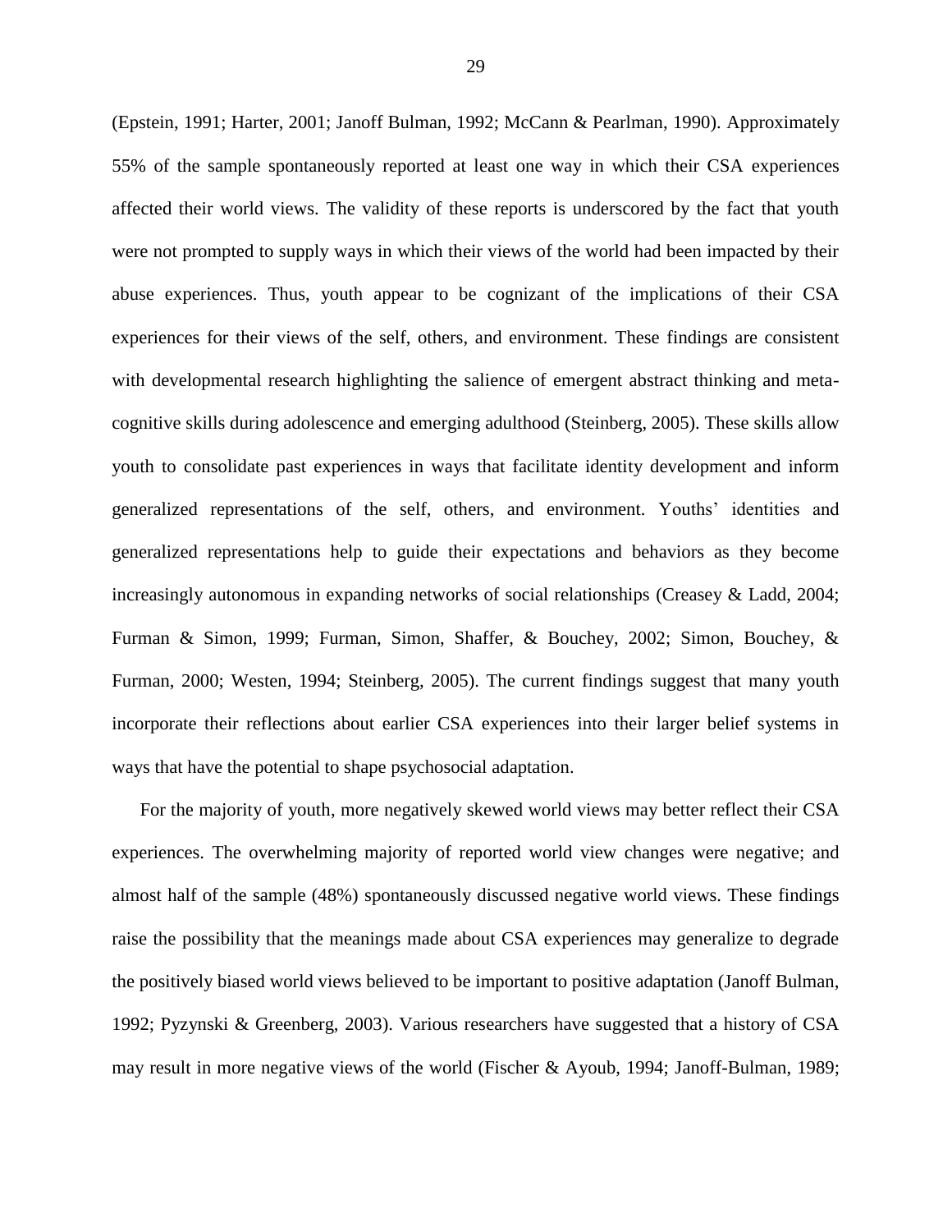(Epstein, 1991; Harter, 2001; Janoff Bulman, 1992; McCann & Pearlman, 1990). Approximately 55% of the sample spontaneously reported at least one way in which their CSA experiences affected their world views. The validity of these reports is underscored by the fact that youth were not prompted to supply ways in which their views of the world had been impacted by their abuse experiences. Thus, youth appear to be cognizant of the implications of their CSA experiences for their views of the self, others, and environment. These findings are consistent with developmental research highlighting the salience of emergent abstract thinking and meta-cognitive skills during adolescence and emerging adulthood (Steinberg, 2005). These skills allow youth to consolidate past experiences in ways that facilitate identity development and inform generalized representations of the self, others, and environment. Youths' identities and generalized representations help to guide their expectations and behaviors as they become increasingly autonomous in expanding networks of social relationships (Creasey & Ladd, 2004; Furman & Simon, 1999; Furman, Simon, Shaffer, & Bouchey, 2002; Simon, Bouchey, & Furman, 2000; Westen, 1994; Steinberg, 2005). The current findings suggest that many youth incorporate their reflections about earlier CSA experiences into their larger belief systems in ways that have the potential to shape psychosocial adaptation.

For the majority of youth, more negatively skewed world views may better reflect their CSA experiences. The overwhelming majority of reported world view changes were negative; and almost half of the sample (48%) spontaneously discussed negative world views. These findings raise the possibility that the meanings made about CSA experiences may generalize to degrade the positively biased world views believed to be important to positive adaptation (Janoff Bulman, 1992; Pyzynski & Greenberg, 2003). Various researchers have suggested that a history of CSA may result in more negative views of the world (Fischer & Ayoub, 1994; Janoff-Bulman, 1989;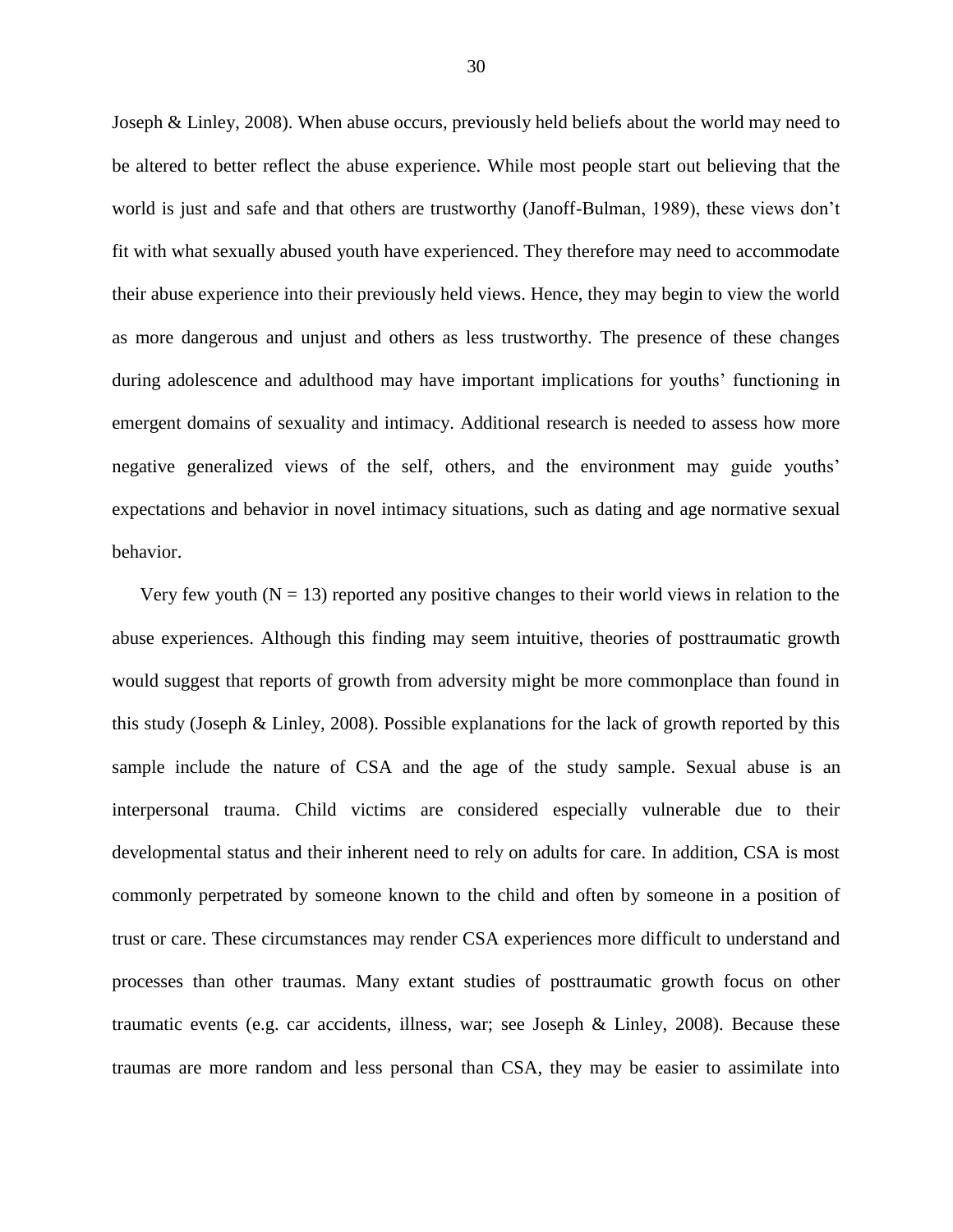Joseph & Linley, 2008). When abuse occurs, previously held beliefs about the world may need to be altered to better reflect the abuse experience. While most people start out believing that the world is just and safe and that others are trustworthy (Janoff-Bulman, 1989), these views don't fit with what sexually abused youth have experienced. They therefore may need to accommodate their abuse experience into their previously held views. Hence, they may begin to view the world as more dangerous and unjust and others as less trustworthy. The presence of these changes during adolescence and adulthood may have important implications for youths' functioning in emergent domains of sexuality and intimacy. Additional research is needed to assess how more negative generalized views of the self, others, and the environment may guide youths' expectations and behavior in novel intimacy situations, such as dating and age normative sexual behavior.

Very few youth ($N = 13$) reported any positive changes to their world views in relation to the abuse experiences. Although this finding may seem intuitive, theories of posttraumatic growth would suggest that reports of growth from adversity might be more commonplace than found in this study (Joseph & Linley, 2008). Possible explanations for the lack of growth reported by this sample include the nature of CSA and the age of the study sample. Sexual abuse is an interpersonal trauma. Child victims are considered especially vulnerable due to their developmental status and their inherent need to rely on adults for care. In addition, CSA is most commonly perpetrated by someone known to the child and often by someone in a position of trust or care. These circumstances may render CSA experiences more difficult to understand and processes than other traumas. Many extant studies of posttraumatic growth focus on other traumatic events (e.g. car accidents, illness, war; see Joseph & Linley, 2008). Because these traumas are more random and less personal than CSA, they may be easier to assimilate into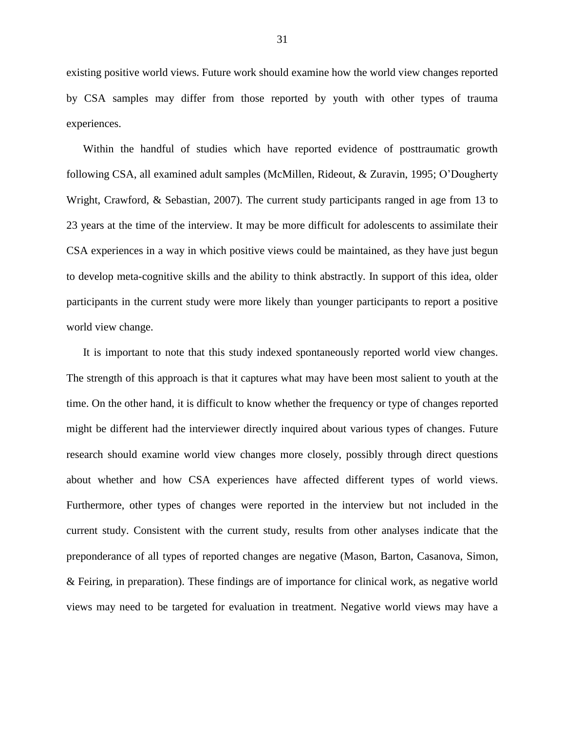existing positive world views. Future work should examine how the world view changes reported by CSA samples may differ from those reported by youth with other types of trauma experiences.

Within the handful of studies which have reported evidence of posttraumatic growth following CSA, all examined adult samples (McMillen, Rideout, & Zuravin, 1995; O'Dougherty Wright, Crawford, & Sebastian, 2007). The current study participants ranged in age from 13 to 23 years at the time of the interview. It may be more difficult for adolescents to assimilate their CSA experiences in a way in which positive views could be maintained, as they have just begun to develop meta-cognitive skills and the ability to think abstractly. In support of this idea, older participants in the current study were more likely than younger participants to report a positive world view change.

It is important to note that this study indexed spontaneously reported world view changes. The strength of this approach is that it captures what may have been most salient to youth at the time. On the other hand, it is difficult to know whether the frequency or type of changes reported might be different had the interviewer directly inquired about various types of changes. Future research should examine world view changes more closely, possibly through direct questions about whether and how CSA experiences have affected different types of world views. Furthermore, other types of changes were reported in the interview but not included in the current study. Consistent with the current study, results from other analyses indicate that the preponderance of all types of reported changes are negative (Mason, Barton, Casanova, Simon, & Feiring, in preparation). These findings are of importance for clinical work, as negative world views may need to be targeted for evaluation in treatment. Negative world views may have a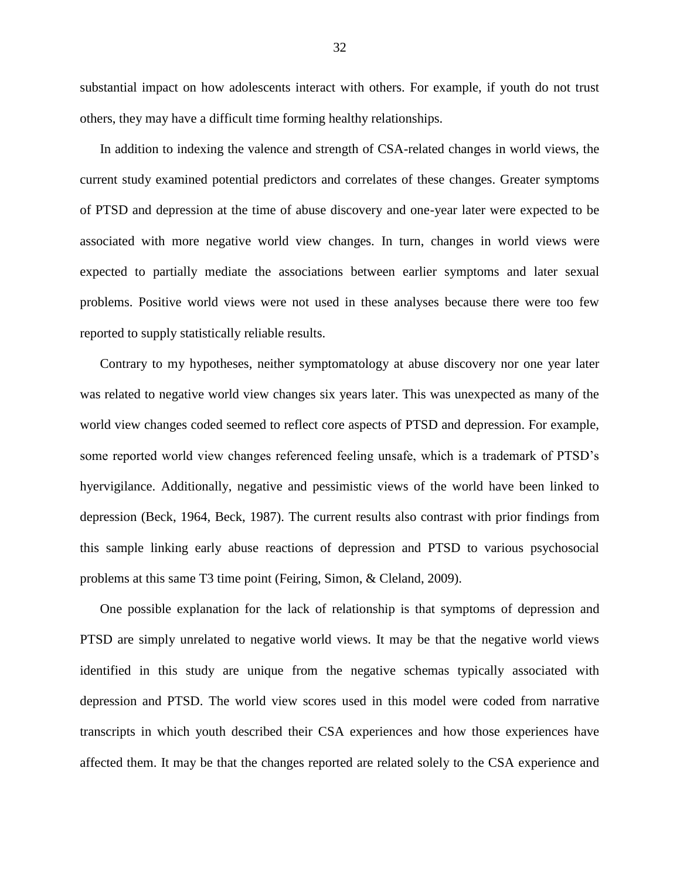substantial impact on how adolescents interact with others. For example, if youth do not trust others, they may have a difficult time forming healthy relationships.

In addition to indexing the valence and strength of CSA-related changes in world views, the current study examined potential predictors and correlates of these changes. Greater symptoms of PTSD and depression at the time of abuse discovery and one-year later were expected to be associated with more negative world view changes. In turn, changes in world views were expected to partially mediate the associations between earlier symptoms and later sexual problems. Positive world views were not used in these analyses because there were too few reported to supply statistically reliable results.

Contrary to my hypotheses, neither symptomatology at abuse discovery nor one year later was related to negative world view changes six years later. This was unexpected as many of the world view changes coded seemed to reflect core aspects of PTSD and depression. For example, some reported world view changes referenced feeling unsafe, which is a trademark of PTSD's hyervigilance. Additionally, negative and pessimistic views of the world have been linked to depression (Beck, 1964, Beck, 1987). The current results also contrast with prior findings from this sample linking early abuse reactions of depression and PTSD to various psychosocial problems at this same T3 time point (Feiring, Simon, & Cleland, 2009).

One possible explanation for the lack of relationship is that symptoms of depression and PTSD are simply unrelated to negative world views. It may be that the negative world views identified in this study are unique from the negative schemas typically associated with depression and PTSD. The world view scores used in this model were coded from narrative transcripts in which youth described their CSA experiences and how those experiences have affected them. It may be that the changes reported are related solely to the CSA experience and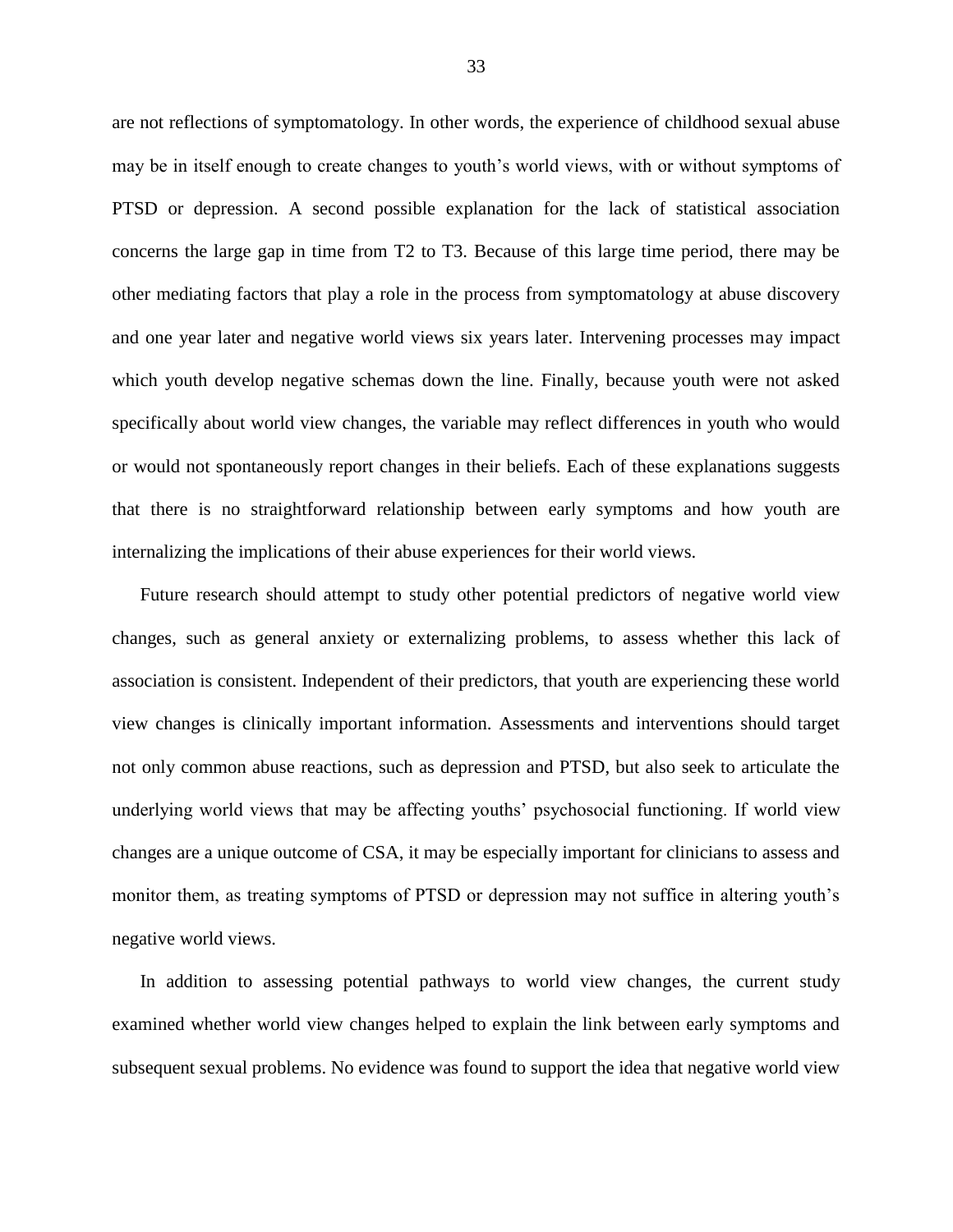are not reflections of symptomatology. In other words, the experience of childhood sexual abuse may be in itself enough to create changes to youth's world views, with or without symptoms of PTSD or depression. A second possible explanation for the lack of statistical association concerns the large gap in time from T2 to T3. Because of this large time period, there may be other mediating factors that play a role in the process from symptomatology at abuse discovery and one year later and negative world views six years later. Intervening processes may impact which youth develop negative schemas down the line. Finally, because youth were not asked specifically about world view changes, the variable may reflect differences in youth who would or would not spontaneously report changes in their beliefs. Each of these explanations suggests that there is no straightforward relationship between early symptoms and how youth are internalizing the implications of their abuse experiences for their world views.

Future research should attempt to study other potential predictors of negative world view changes, such as general anxiety or externalizing problems, to assess whether this lack of association is consistent. Independent of their predictors, that youth are experiencing these world view changes is clinically important information. Assessments and interventions should target not only common abuse reactions, such as depression and PTSD, but also seek to articulate the underlying world views that may be affecting youths' psychosocial functioning. If world view changes are a unique outcome of CSA, it may be especially important for clinicians to assess and monitor them, as treating symptoms of PTSD or depression may not suffice in altering youth's negative world views.

In addition to assessing potential pathways to world view changes, the current study examined whether world view changes helped to explain the link between early symptoms and subsequent sexual problems. No evidence was found to support the idea that negative world view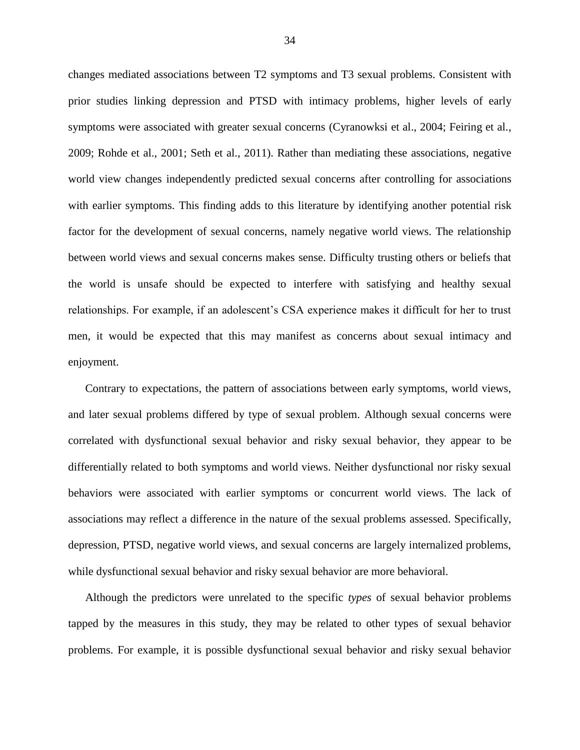changes mediated associations between T2 symptoms and T3 sexual problems. Consistent with prior studies linking depression and PTSD with intimacy problems, higher levels of early symptoms were associated with greater sexual concerns (Cyranowksi et al., 2004; Feiring et al., 2009; Rohde et al., 2001; Seth et al., 2011). Rather than mediating these associations, negative world view changes independently predicted sexual concerns after controlling for associations with earlier symptoms. This finding adds to this literature by identifying another potential risk factor for the development of sexual concerns, namely negative world views. The relationship between world views and sexual concerns makes sense. Difficulty trusting others or beliefs that the world is unsafe should be expected to interfere with satisfying and healthy sexual relationships. For example, if an adolescent's CSA experience makes it difficult for her to trust men, it would be expected that this may manifest as concerns about sexual intimacy and enjoyment.

Contrary to expectations, the pattern of associations between early symptoms, world views, and later sexual problems differed by type of sexual problem. Although sexual concerns were correlated with dysfunctional sexual behavior and risky sexual behavior, they appear to be differentially related to both symptoms and world views. Neither dysfunctional nor risky sexual behaviors were associated with earlier symptoms or concurrent world views. The lack of associations may reflect a difference in the nature of the sexual problems assessed. Specifically, depression, PTSD, negative world views, and sexual concerns are largely internalized problems, while dysfunctional sexual behavior and risky sexual behavior are more behavioral.

Although the predictors were unrelated to the specific *types* of sexual behavior problems tapped by the measures in this study, they may be related to other types of sexual behavior problems. For example, it is possible dysfunctional sexual behavior and risky sexual behavior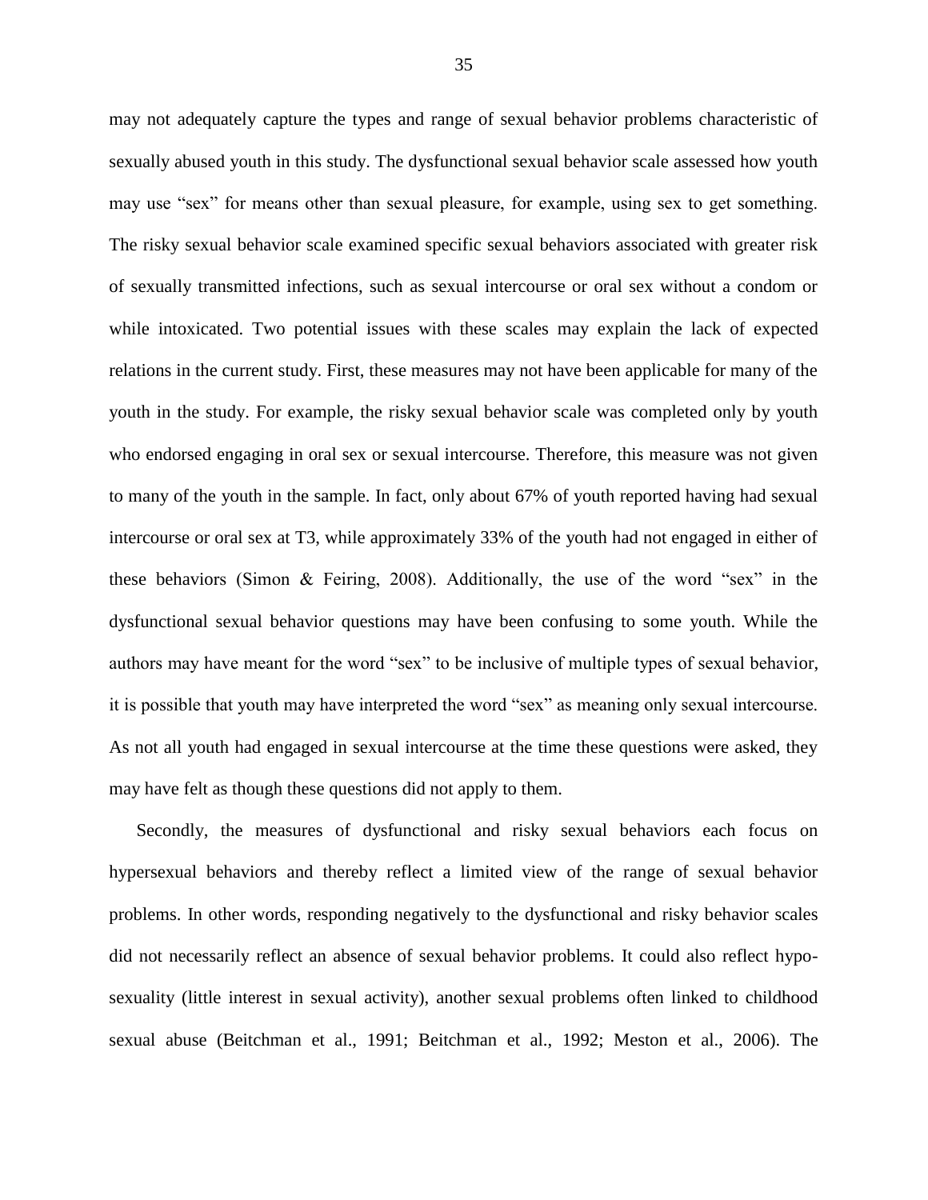may not adequately capture the types and range of sexual behavior problems characteristic of sexually abused youth in this study. The dysfunctional sexual behavior scale assessed how youth may use “sex” for means other than sexual pleasure, for example, using sex to get something. The risky sexual behavior scale examined specific sexual behaviors associated with greater risk of sexually transmitted infections, such as sexual intercourse or oral sex without a condom or while intoxicated. Two potential issues with these scales may explain the lack of expected relations in the current study. First, these measures may not have been applicable for many of the youth in the study. For example, the risky sexual behavior scale was completed only by youth who endorsed engaging in oral sex or sexual intercourse. Therefore, this measure was not given to many of the youth in the sample. In fact, only about 67% of youth reported having had sexual intercourse or oral sex at T3, while approximately 33% of the youth had not engaged in either of these behaviors (Simon & Feiring, 2008). Additionally, the use of the word “sex” in the dysfunctional sexual behavior questions may have been confusing to some youth. While the authors may have meant for the word “sex” to be inclusive of multiple types of sexual behavior, it is possible that youth may have interpreted the word “sex” as meaning only sexual intercourse. As not all youth had engaged in sexual intercourse at the time these questions were asked, they may have felt as though these questions did not apply to them.

Secondly, the measures of dysfunctional and risky sexual behaviors each focus on hypersexual behaviors and thereby reflect a limited view of the range of sexual behavior problems. In other words, responding negatively to the dysfunctional and risky behavior scales did not necessarily reflect an absence of sexual behavior problems. It could also reflect hypo-sexuality (little interest in sexual activity), another sexual problems often linked to childhood sexual abuse (Beitchman et al., 1991; Beitchman et al., 1992; Meston et al., 2006). The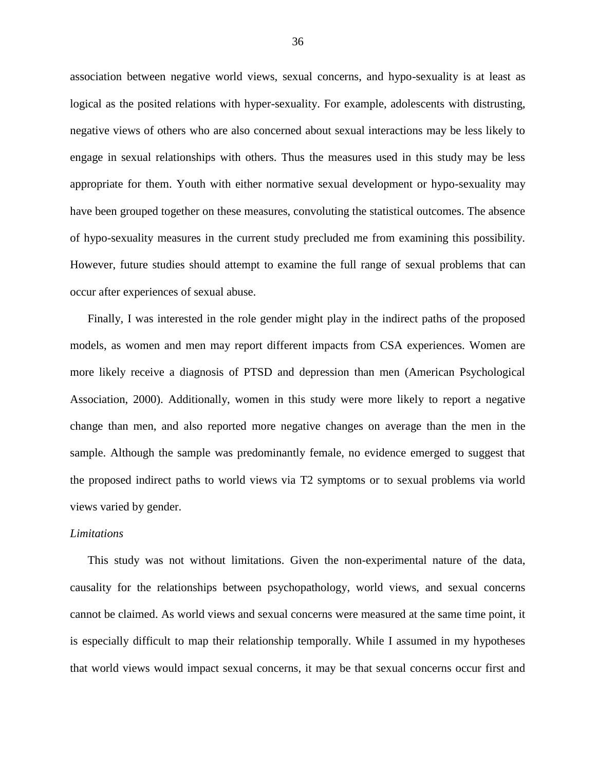association between negative world views, sexual concerns, and hypo-sexuality is at least as logical as the posited relations with hyper-sexuality. For example, adolescents with distrusting, negative views of others who are also concerned about sexual interactions may be less likely to engage in sexual relationships with others. Thus the measures used in this study may be less appropriate for them. Youth with either normative sexual development or hypo-sexuality may have been grouped together on these measures, convoluting the statistical outcomes. The absence of hypo-sexuality measures in the current study precluded me from examining this possibility. However, future studies should attempt to examine the full range of sexual problems that can occur after experiences of sexual abuse.

Finally, I was interested in the role gender might play in the indirect paths of the proposed models, as women and men may report different impacts from CSA experiences. Women are more likely receive a diagnosis of PTSD and depression than men (American Psychological Association, 2000). Additionally, women in this study were more likely to report a negative change than men, and also reported more negative changes on average than the men in the sample. Although the sample was predominantly female, no evidence emerged to suggest that the proposed indirect paths to world views via T2 symptoms or to sexual problems via world views varied by gender.

*Limitations*

This study was not without limitations. Given the non-experimental nature of the data, causality for the relationships between psychopathology, world views, and sexual concerns cannot be claimed. As world views and sexual concerns were measured at the same time point, it is especially difficult to map their relationship temporally. While I assumed in my hypotheses that world views would impact sexual concerns, it may be that sexual concerns occur first and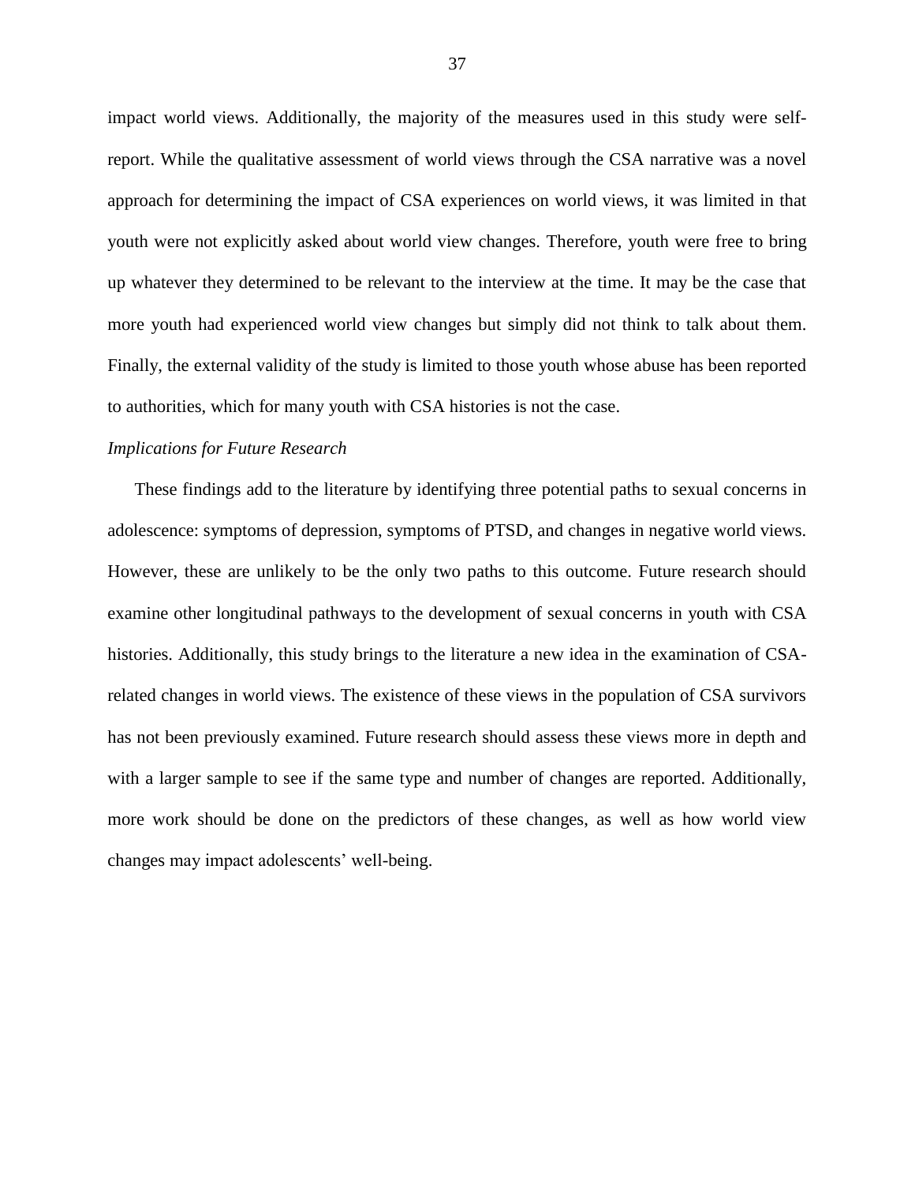impact world views. Additionally, the majority of the measures used in this study were self-report. While the qualitative assessment of world views through the CSA narrative was a novel approach for determining the impact of CSA experiences on world views, it was limited in that youth were not explicitly asked about world view changes. Therefore, youth were free to bring up whatever they determined to be relevant to the interview at the time. It may be the case that more youth had experienced world view changes but simply did not think to talk about them. Finally, the external validity of the study is limited to those youth whose abuse has been reported to authorities, which for many youth with CSA histories is not the case.

### *Implications for Future Research*

These findings add to the literature by identifying three potential paths to sexual concerns in adolescence: symptoms of depression, symptoms of PTSD, and changes in negative world views. However, these are unlikely to be the only two paths to this outcome. Future research should examine other longitudinal pathways to the development of sexual concerns in youth with CSA histories. Additionally, this study brings to the literature a new idea in the examination of CSA-related changes in world views. The existence of these views in the population of CSA survivors has not been previously examined. Future research should assess these views more in depth and with a larger sample to see if the same type and number of changes are reported. Additionally, more work should be done on the predictors of these changes, as well as how world view changes may impact adolescents' well-being.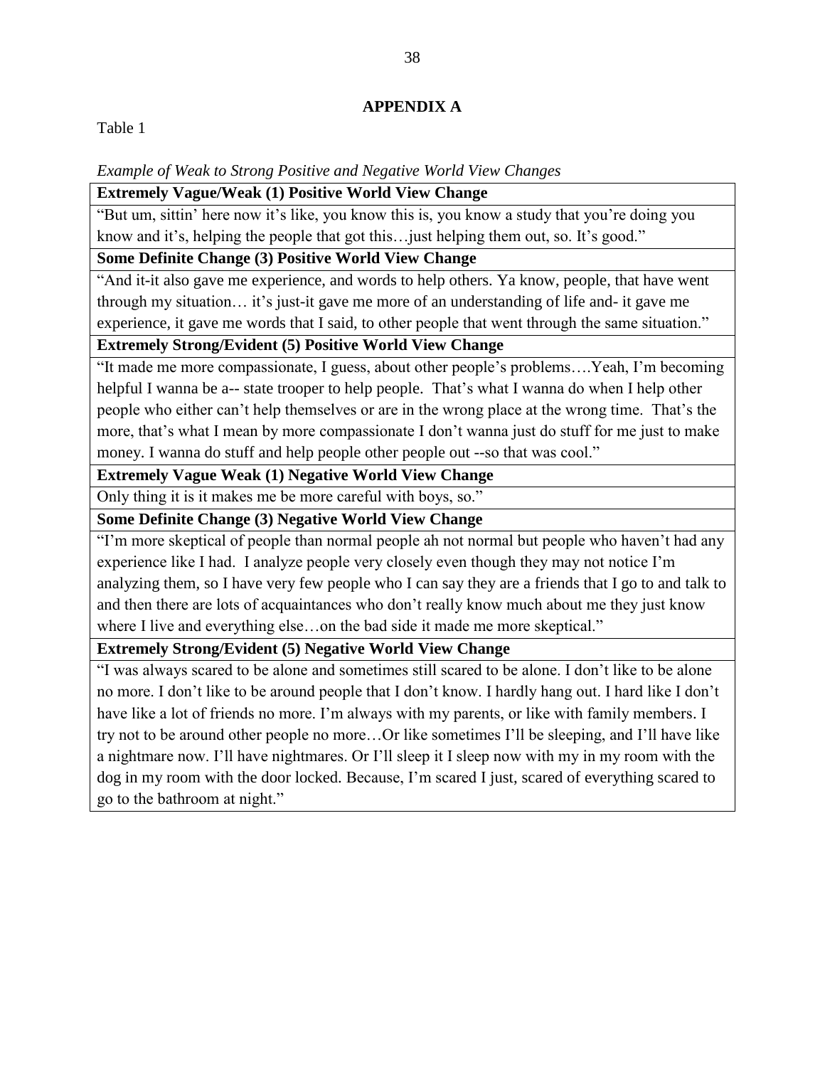## APPENDIX A

Table 1

*Example of Weak to Strong Positive and Negative World View Changes*

| **Extremely Vague/Weak (1) Positive World View Change** |
|---|
| "But um, sittin' here now it's like, you know this is, you know a study that you're doing you know and it's, helping the people that got this…just helping them out, so. It's good." |
| **Some Definite Change (3) Positive World View Change** |
| "And it-it also gave me experience, and words to help others. Ya know, people, that have went through my situation… it's just-it gave me more of an understanding of life and- it gave me experience, it gave me words that I said, to other people that went through the same situation." |
| **Extremely Strong/Evident (5) Positive World View Change** |
| "It made me more compassionate, I guess, about other people's problems….Yeah, I'm becoming helpful I wanna be a-- state trooper to help people. That's what I wanna do when I help other people who either can't help themselves or are in the wrong place at the wrong time. That's the more, that's what I mean by more compassionate I don't wanna just do stuff for me just to make money. I wanna do stuff and help people other people out --so that was cool." |
| **Extremely Vague Weak (1) Negative World View Change** |
| Only thing it is it makes me be more careful with boys, so." |
| **Some Definite Change (3) Negative World View Change** |
| "I'm more skeptical of people than normal people ah not normal but people who haven't had any experience like I had. I analyze people very closely even though they may not notice I'm analyzing them, so I have very few people who I can say they are a friends that I go to and talk to and then there are lots of acquaintances who don't really know much about me they just know where I live and everything else…on the bad side it made me more skeptical." |
| **Extremely Strong/Evident (5) Negative World View Change** |
| "I was always scared to be alone and sometimes still scared to be alone. I don't like to be alone no more. I don't like to be around people that I don't know. I hardly hang out. I hard like I don't have like a lot of friends no more. I'm always with my parents, or like with family members. I try not to be around other people no more…Or like sometimes I'll be sleeping, and I'll have like a nightmare now. I'll have nightmares. Or I'll sleep it I sleep now with my in my room with the dog in my room with the door locked. Because, I'm scared I just, scared of everything scared to go to the bathroom at night." |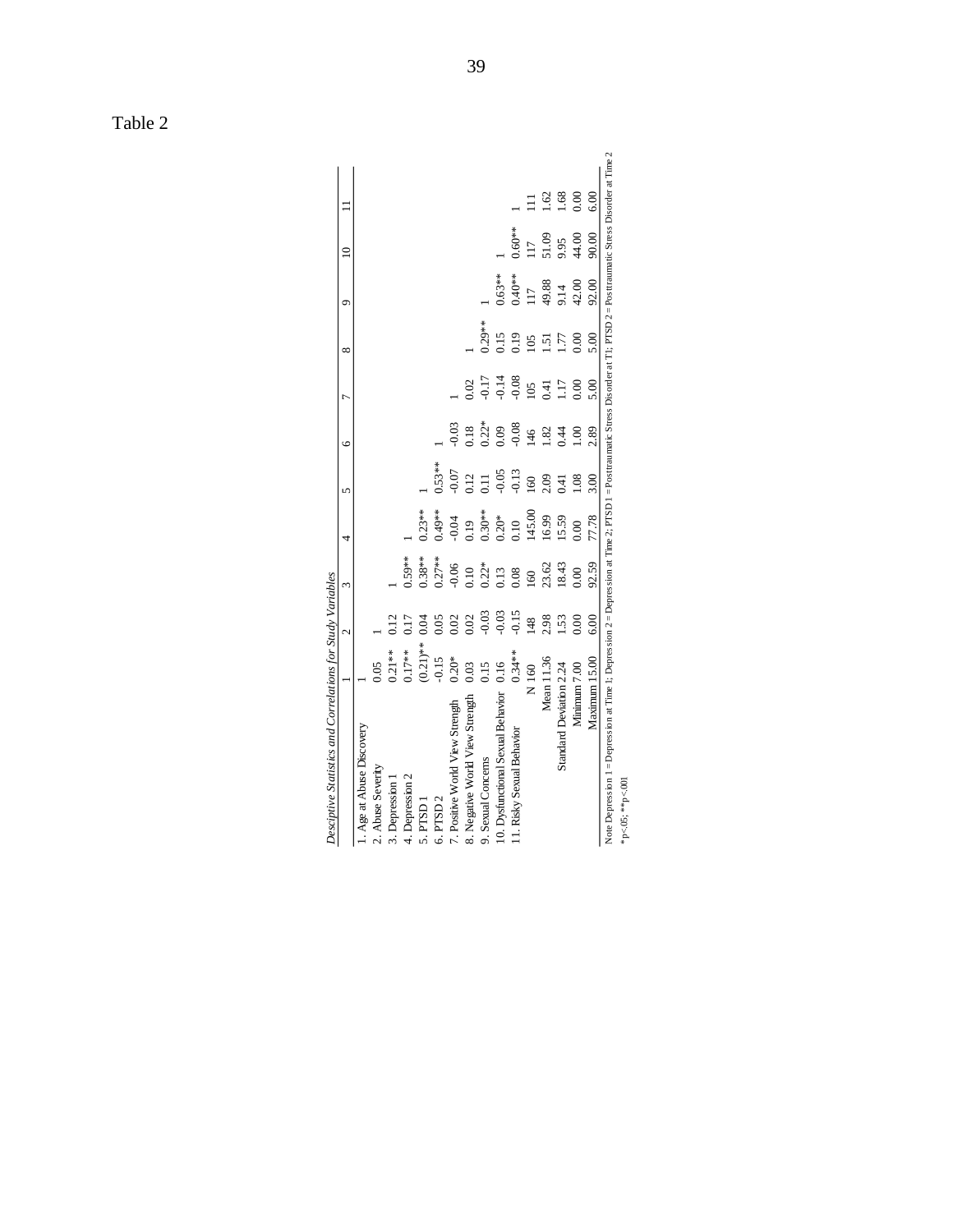Table 2

*Desciptive Statistics and Correlations for Study Variables*

| | 1 | 2 | 3 | 4 | 5 | 6 | 7 | 8 | 9 | 10 | 11 |
|---|---|---|---|---|---|---|---|---|---|---|---|
| 1. Age at Abuse Discovery | 1 | | | | | | | | | | |
| 2. Abuse Severity | 0.05 | 1 | | | | | | | | | |
| 3. Depression 1 | 0.21** | 0.12 | 1 | | | | | | | | |
| 4. Depression 2 | 0.17** | 0.17 | 0.59** | 1 | | | | | | | |
| 5. PTSD 1 | (0.21)** | 0.04 | 0.38** | 0.23** | 1 | | | | | | |
| 6. PTSD 2 | -0.15 | 0.05 | 0.27** | 0.49** | 0.53** | 1 | | | | | |
| 7. Positive World View Strength | 0.20* | 0.02 | -0.06 | -0.04 | -0.07 | -0.03 | 1 | | | | |
| 8. Negative World View Strength | 0.03 | 0.02 | 0.10 | 0.19 | 0.12 | 0.18 | 0.02 | 1 | | | |
| 9. Sexual Concerns | 0.15 | -0.03 | 0.22* | 0.30** | 0.11 | 0.22* | -0.17 | 0.29** | 1 | | |
| 10. Dysfunctional Sexual Behavior | 0.16 | -0.03 | 0.13 | 0.20* | -0.05 | 0.09 | -0.14 | 0.15 | 0.63** | 1 | |
| 11. Risky Sexual Behavior | 0.34** | -0.15 | 0.08 | 0.10 | -0.13 | -0.08 | -0.08 | 0.19 | 0.40** | 0.60** | 1 |
| N | 160 | 148 | 160 | 145.00 | 160 | 146 | 105 | 105 | 117 | 117 | 111 |
| Mean | 11.36 | 2.98 | 23.62 | 16.99 | 2.09 | 1.82 | 0.41 | 1.51 | 49.88 | 51.09 | 1.62 |
| Standard Deviation | 2.24 | 1.53 | 18.43 | 15.59 | 0.41 | 0.44 | 1.17 | 1.77 | 9.14 | 9.95 | 1.68 |
| Minimum | 7.00 | 0.00 | 0.00 | 0.00 | 1.08 | 1.00 | 0.00 | 0.00 | 42.00 | 44.00 | 0.00 |
| Maximum | 15.00 | 6.00 | 92.59 | 77.78 | 3.00 | 2.89 | 5.00 | 5.00 | 92.00 | 90.00 | 6.00 |

Note Depression 1 = Depression at Time 1; Depression 2 = Depression at Time 2; PTSD 1 = Posttraumatic Stress Disorder at T1; PTSD 2 = Posttraumatic Stress Disorder at Time 2

*p<.05; **p<.001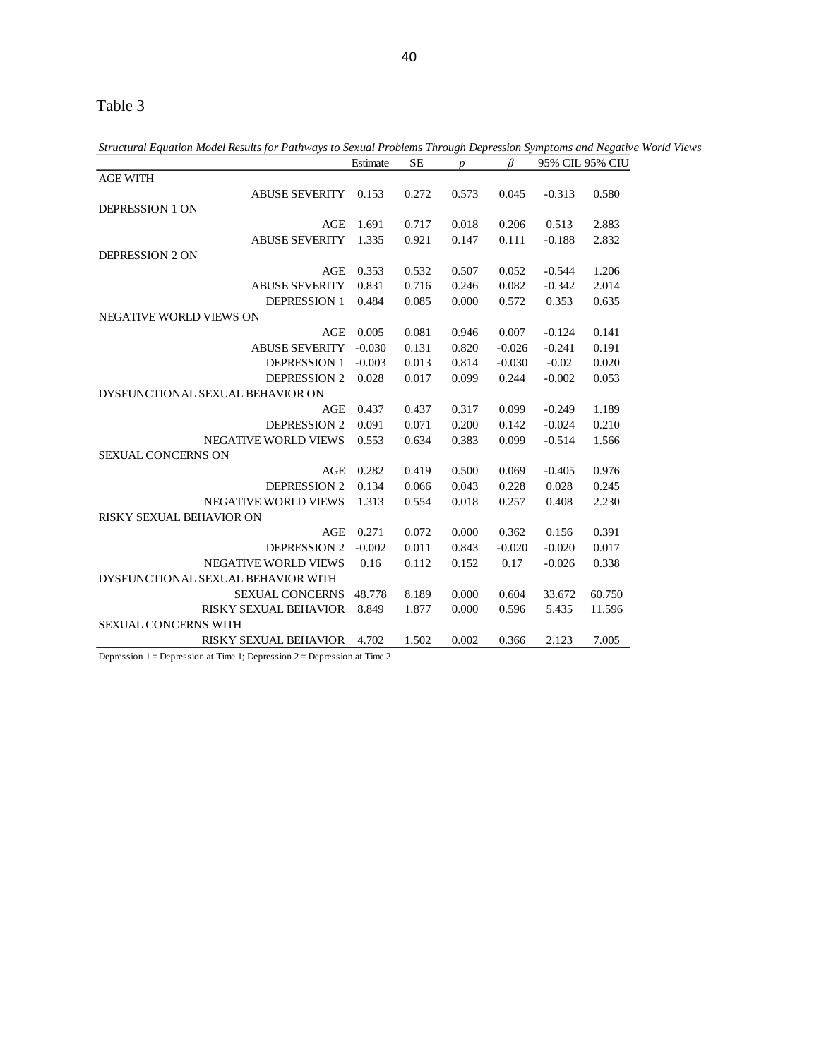Table 3

*Structural Equation Model Results for Pathways to Sexual Problems Through Depression Symptoms and Negative World Views*

| | Estimate | SE | *p* | *β* | 95% CIL | 95% CIU |
|---|---|---|---|---|---|---|
| AGE WITH | | | | | | |
| ABUSE SEVERITY | 0.153 | 0.272 | 0.573 | 0.045 | -0.313 | 0.580 |
| DEPRESSION 1 ON | | | | | | |
| AGE | 1.691 | 0.717 | 0.018 | 0.206 | 0.513 | 2.883 |
| ABUSE SEVERITY | 1.335 | 0.921 | 0.147 | 0.111 | -0.188 | 2.832 |
| DEPRESSION 2 ON | | | | | | |
| AGE | 0.353 | 0.532 | 0.507 | 0.052 | -0.544 | 1.206 |
| ABUSE SEVERITY | 0.831 | 0.716 | 0.246 | 0.082 | -0.342 | 2.014 |
| DEPRESSION 1 | 0.484 | 0.085 | 0.000 | 0.572 | 0.353 | 0.635 |
| NEGATIVE WORLD VIEWS ON | | | | | | |
| AGE | 0.005 | 0.081 | 0.946 | 0.007 | -0.124 | 0.141 |
| ABUSE SEVERITY | -0.030 | 0.131 | 0.820 | -0.026 | -0.241 | 0.191 |
| DEPRESSION 1 | -0.003 | 0.013 | 0.814 | -0.030 | -0.02 | 0.020 |
| DEPRESSION 2 | 0.028 | 0.017 | 0.099 | 0.244 | -0.002 | 0.053 |
| DYSFUNCTIONAL SEXUAL BEHAVIOR ON | | | | | | |
| AGE | 0.437 | 0.437 | 0.317 | 0.099 | -0.249 | 1.189 |
| DEPRESSION 2 | 0.091 | 0.071 | 0.200 | 0.142 | -0.024 | 0.210 |
| NEGATIVE WORLD VIEWS | 0.553 | 0.634 | 0.383 | 0.099 | -0.514 | 1.566 |
| SEXUAL CONCERNS ON | | | | | | |
| AGE | 0.282 | 0.419 | 0.500 | 0.069 | -0.405 | 0.976 |
| DEPRESSION 2 | 0.134 | 0.066 | 0.043 | 0.228 | 0.028 | 0.245 |
| NEGATIVE WORLD VIEWS | 1.313 | 0.554 | 0.018 | 0.257 | 0.408 | 2.230 |
| RISKY SEXUAL BEHAVIOR ON | | | | | | |
| AGE | 0.271 | 0.072 | 0.000 | 0.362 | 0.156 | 0.391 |
| DEPRESSION 2 | -0.002 | 0.011 | 0.843 | -0.020 | -0.020 | 0.017 |
| NEGATIVE WORLD VIEWS | 0.16 | 0.112 | 0.152 | 0.17 | -0.026 | 0.338 |
| DYSFUNCTIONAL SEXUAL BEHAVIOR WITH | | | | | | |
| SEXUAL CONCERNS | 48.778 | 8.189 | 0.000 | 0.604 | 33.672 | 60.750 |
| RISKY SEXUAL BEHAVIOR | 8.849 | 1.877 | 0.000 | 0.596 | 5.435 | 11.596 |
| SEXUAL CONCERNS WITH | | | | | | |
| RISKY SEXUAL BEHAVIOR | 4.702 | 1.502 | 0.002 | 0.366 | 2.123 | 7.005 |

Depression 1 = Depression at Time 1; Depression 2 = Depression at Time 2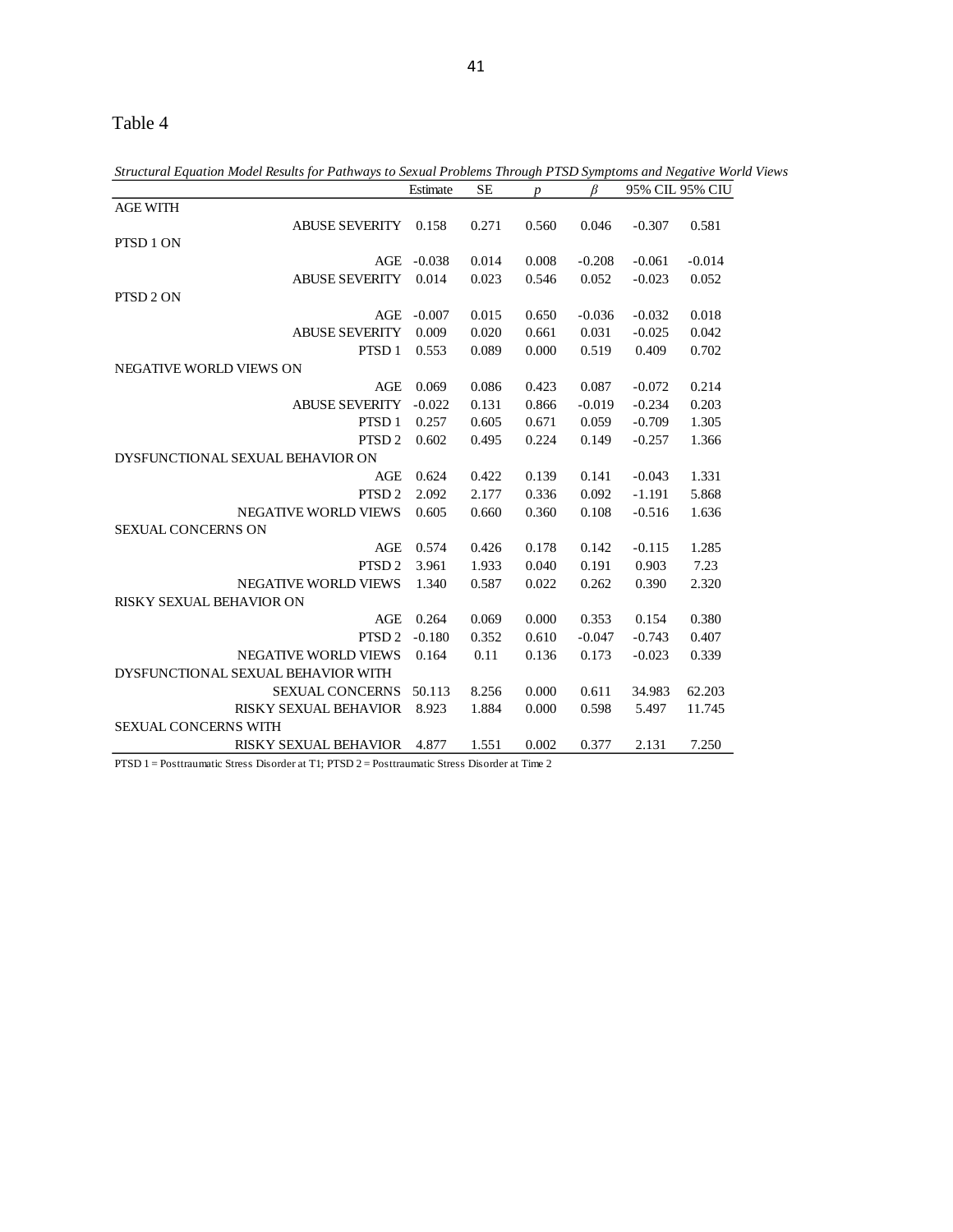Table 4

*Structural Equation Model Results for Pathways to Sexual Problems Through PTSD Symptoms and Negative World Views*

| | Estimate | SE | *p* | *β* | 95% CIL | 95% CIU |
|---|---|---|---|---|---|---|
| AGE WITH | | | | | | |
| ABUSE SEVERITY | 0.158 | 0.271 | 0.560 | 0.046 | -0.307 | 0.581 |
| PTSD 1 ON | | | | | | |
| AGE | -0.038 | 0.014 | 0.008 | -0.208 | -0.061 | -0.014 |
| ABUSE SEVERITY | 0.014 | 0.023 | 0.546 | 0.052 | -0.023 | 0.052 |
| PTSD 2 ON | | | | | | |
| AGE | -0.007 | 0.015 | 0.650 | -0.036 | -0.032 | 0.018 |
| ABUSE SEVERITY | 0.009 | 0.020 | 0.661 | 0.031 | -0.025 | 0.042 |
| PTSD 1 | 0.553 | 0.089 | 0.000 | 0.519 | 0.409 | 0.702 |
| NEGATIVE WORLD VIEWS ON | | | | | | |
| AGE | 0.069 | 0.086 | 0.423 | 0.087 | -0.072 | 0.214 |
| ABUSE SEVERITY | -0.022 | 0.131 | 0.866 | -0.019 | -0.234 | 0.203 |
| PTSD 1 | 0.257 | 0.605 | 0.671 | 0.059 | -0.709 | 1.305 |
| PTSD 2 | 0.602 | 0.495 | 0.224 | 0.149 | -0.257 | 1.366 |
| DYSFUNCTIONAL SEXUAL BEHAVIOR ON | | | | | | |
| AGE | 0.624 | 0.422 | 0.139 | 0.141 | -0.043 | 1.331 |
| PTSD 2 | 2.092 | 2.177 | 0.336 | 0.092 | -1.191 | 5.868 |
| NEGATIVE WORLD VIEWS | 0.605 | 0.660 | 0.360 | 0.108 | -0.516 | 1.636 |
| SEXUAL CONCERNS ON | | | | | | |
| AGE | 0.574 | 0.426 | 0.178 | 0.142 | -0.115 | 1.285 |
| PTSD 2 | 3.961 | 1.933 | 0.040 | 0.191 | 0.903 | 7.23 |
| NEGATIVE WORLD VIEWS | 1.340 | 0.587 | 0.022 | 0.262 | 0.390 | 2.320 |
| RISKY SEXUAL BEHAVIOR ON | | | | | | |
| AGE | 0.264 | 0.069 | 0.000 | 0.353 | 0.154 | 0.380 |
| PTSD 2 | -0.180 | 0.352 | 0.610 | -0.047 | -0.743 | 0.407 |
| NEGATIVE WORLD VIEWS | 0.164 | 0.11 | 0.136 | 0.173 | -0.023 | 0.339 |
| DYSFUNCTIONAL SEXUAL BEHAVIOR WITH | | | | | | |
| SEXUAL CONCERNS | 50.113 | 8.256 | 0.000 | 0.611 | 34.983 | 62.203 |
| RISKY SEXUAL BEHAVIOR | 8.923 | 1.884 | 0.000 | 0.598 | 5.497 | 11.745 |
| SEXUAL CONCERNS WITH | | | | | | |
| RISKY SEXUAL BEHAVIOR | 4.877 | 1.551 | 0.002 | 0.377 | 2.131 | 7.250 |

PTSD 1 = Posttraumatic Stress Disorder at T1; PTSD 2 = Posttraumatic Stress Disorder at Time 2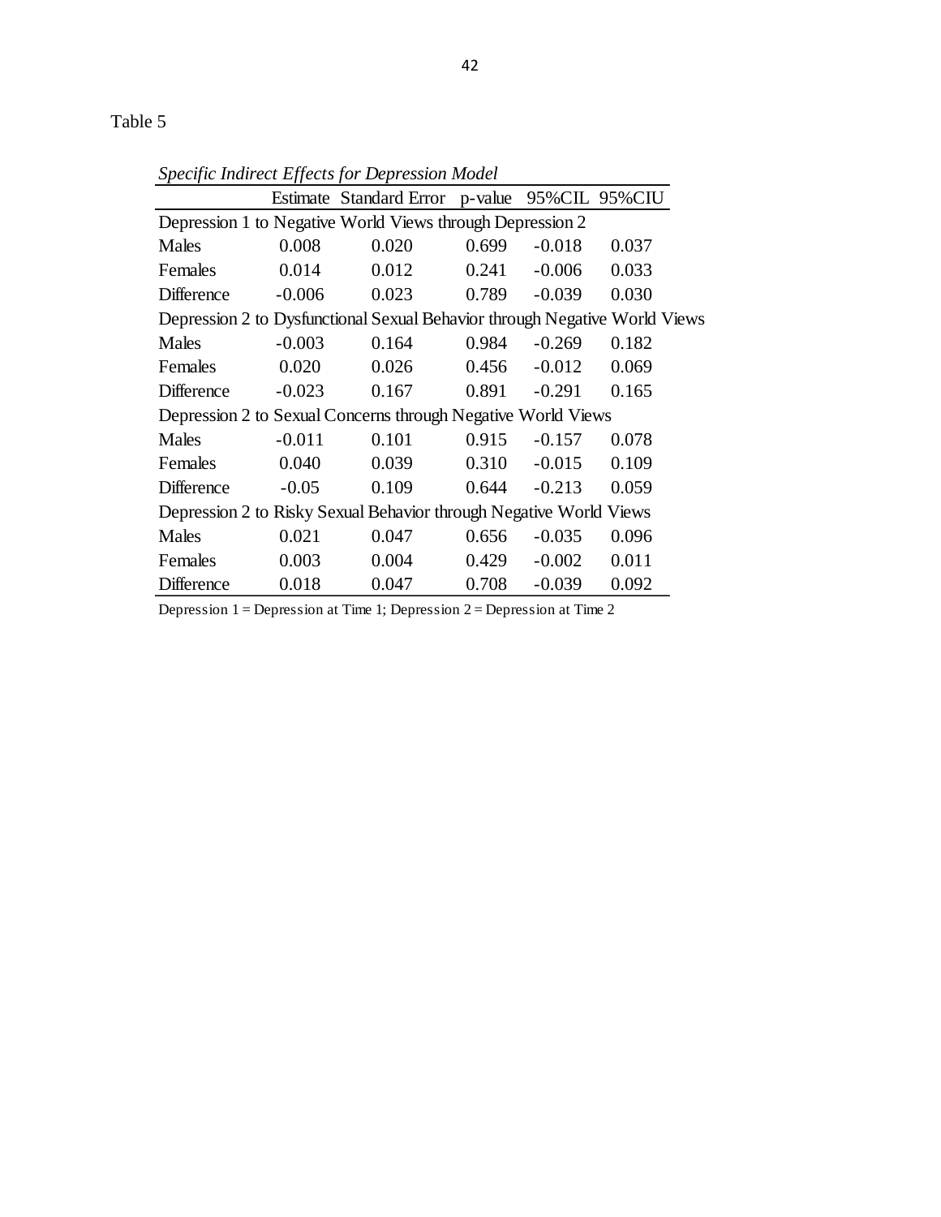Table 5

*Specific Indirect Effects for Depression Model*

| | Estimate | Standard Error | p-value | 95%CIL | 95%CIU |
|---|---|---|---|---|---|
| Depression 1 to Negative World Views through Depression 2 | | | | | |
| Males | 0.008 | 0.020 | 0.699 | -0.018 | 0.037 |
| Females | 0.014 | 0.012 | 0.241 | -0.006 | 0.033 |
| Difference | -0.006 | 0.023 | 0.789 | -0.039 | 0.030 |
| Depression 2 to Dysfunctional Sexual Behavior through Negative World Views | | | | | |
| Males | -0.003 | 0.164 | 0.984 | -0.269 | 0.182 |
| Females | 0.020 | 0.026 | 0.456 | -0.012 | 0.069 |
| Difference | -0.023 | 0.167 | 0.891 | -0.291 | 0.165 |
| Depression 2 to Sexual Concerns through Negative World Views | | | | | |
| Males | -0.011 | 0.101 | 0.915 | -0.157 | 0.078 |
| Females | 0.040 | 0.039 | 0.310 | -0.015 | 0.109 |
| Difference | -0.05 | 0.109 | 0.644 | -0.213 | 0.059 |
| Depression 2 to Risky Sexual Behavior through Negative World Views | | | | | |
| Males | 0.021 | 0.047 | 0.656 | -0.035 | 0.096 |
| Females | 0.003 | 0.004 | 0.429 | -0.002 | 0.011 |
| Difference | 0.018 | 0.047 | 0.708 | -0.039 | 0.092 |

Depression 1 = Depression at Time 1; Depression 2 = Depression at Time 2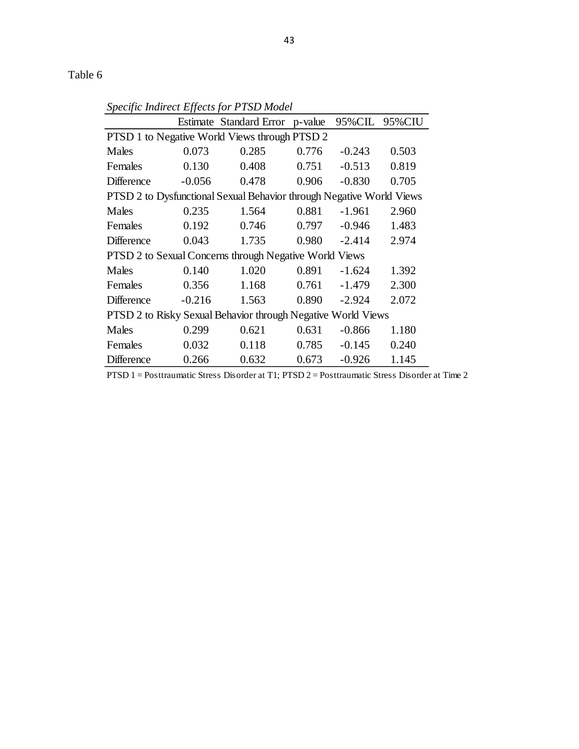Table 6

*Specific Indirect Effects for PTSD Model*

| | Estimate | Standard Error | p-value | 95%CIL | 95%CIU |
|---|---|---|---|---|---|
| PTSD 1 to Negative World Views through PTSD 2 | | | | | |
| Males | 0.073 | 0.285 | 0.776 | -0.243 | 0.503 |
| Females | 0.130 | 0.408 | 0.751 | -0.513 | 0.819 |
| Difference | -0.056 | 0.478 | 0.906 | -0.830 | 0.705 |
| PTSD 2 to Dysfunctional Sexual Behavior through Negative World Views | | | | | |
| Males | 0.235 | 1.564 | 0.881 | -1.961 | 2.960 |
| Females | 0.192 | 0.746 | 0.797 | -0.946 | 1.483 |
| Difference | 0.043 | 1.735 | 0.980 | -2.414 | 2.974 |
| PTSD 2 to Sexual Concerns through Negative World Views | | | | | |
| Males | 0.140 | 1.020 | 0.891 | -1.624 | 1.392 |
| Females | 0.356 | 1.168 | 0.761 | -1.479 | 2.300 |
| Difference | -0.216 | 1.563 | 0.890 | -2.924 | 2.072 |
| PTSD 2 to Risky Sexual Behavior through Negative World Views | | | | | |
| Males | 0.299 | 0.621 | 0.631 | -0.866 | 1.180 |
| Females | 0.032 | 0.118 | 0.785 | -0.145 | 0.240 |
| Difference | 0.266 | 0.632 | 0.673 | -0.926 | 1.145 |

PTSD 1 = Posttraumatic Stress Disorder at T1; PTSD 2 = Posttraumatic Stress Disorder at Time 2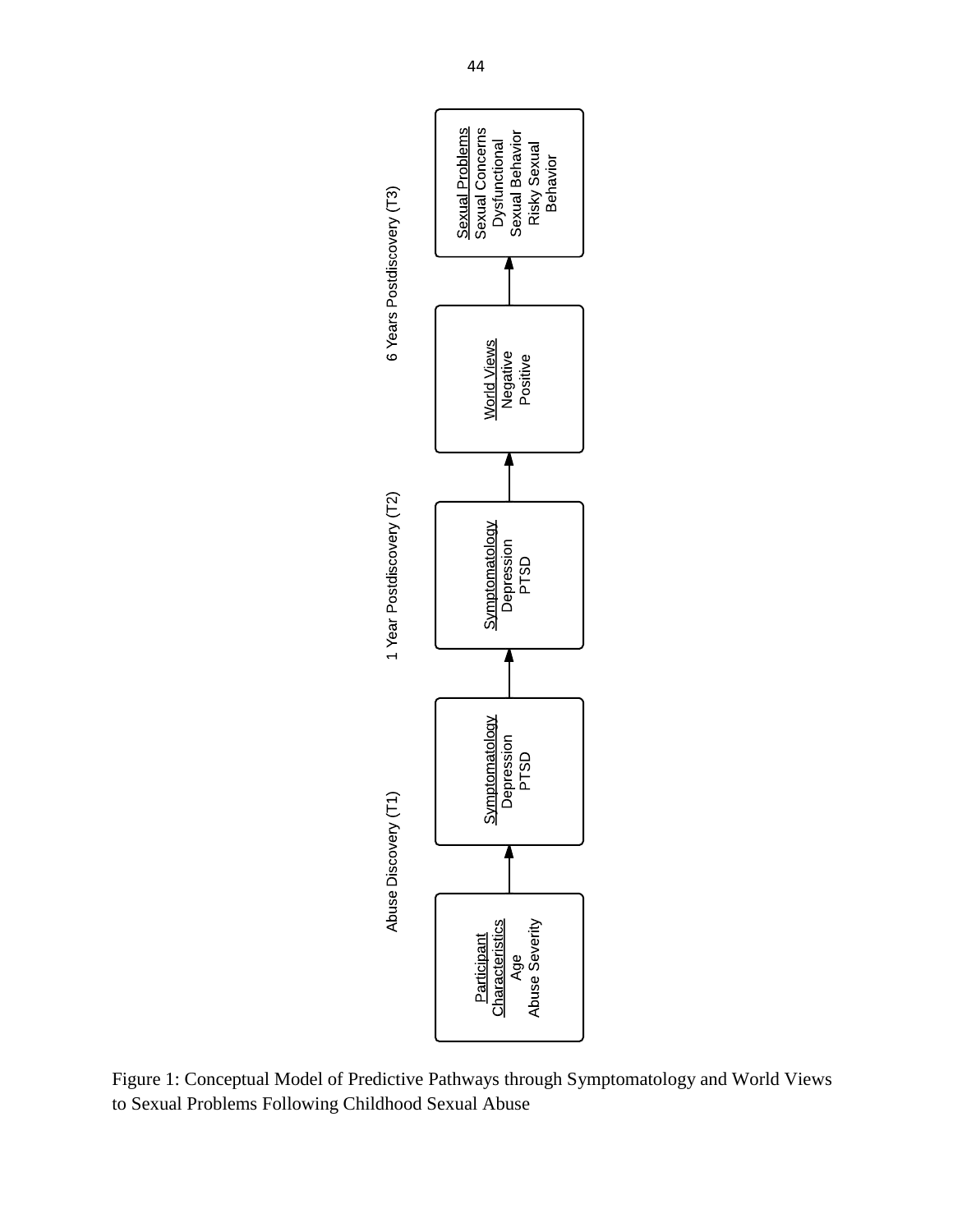Abuse Discovery (T1)

Participant Characteristics
Age
Abuse Severity

Symptomatology
Depression
PTSD

1 Year Postdiscovery (T2)

Symptomatology
Depression
PTSD

World Views
Negative
Positive

6 Years Postdiscovery (T3)

Sexual Problems
Sexual Concerns
Dysfunctional Sexual Behavior
Risky Sexual Behavior

Figure 1: Conceptual Model of Predictive Pathways through Symptomatology and World Views to Sexual Problems Following Childhood Sexual Abuse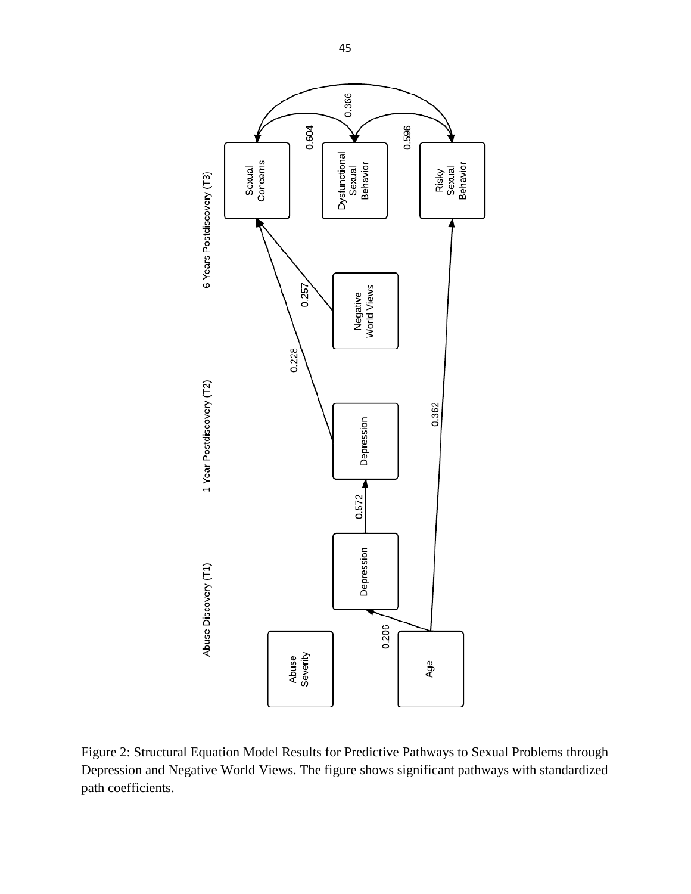Abuse Discovery (T1) | 1 Year Postdiscovery (T2) | 6 Years Postdiscovery (T3)

Abuse Severity

Age

Depression

Depression

Negative World Views

Sexual Concerns

Dysfunctional Sexual Behavior

Risky Sexual Behavior

0.206

0.572

0.228

0.257

0.362

0.604

0.596

0.366

Figure 2: Structural Equation Model Results for Predictive Pathways to Sexual Problems through Depression and Negative World Views. The figure shows significant pathways with standardized path coefficients.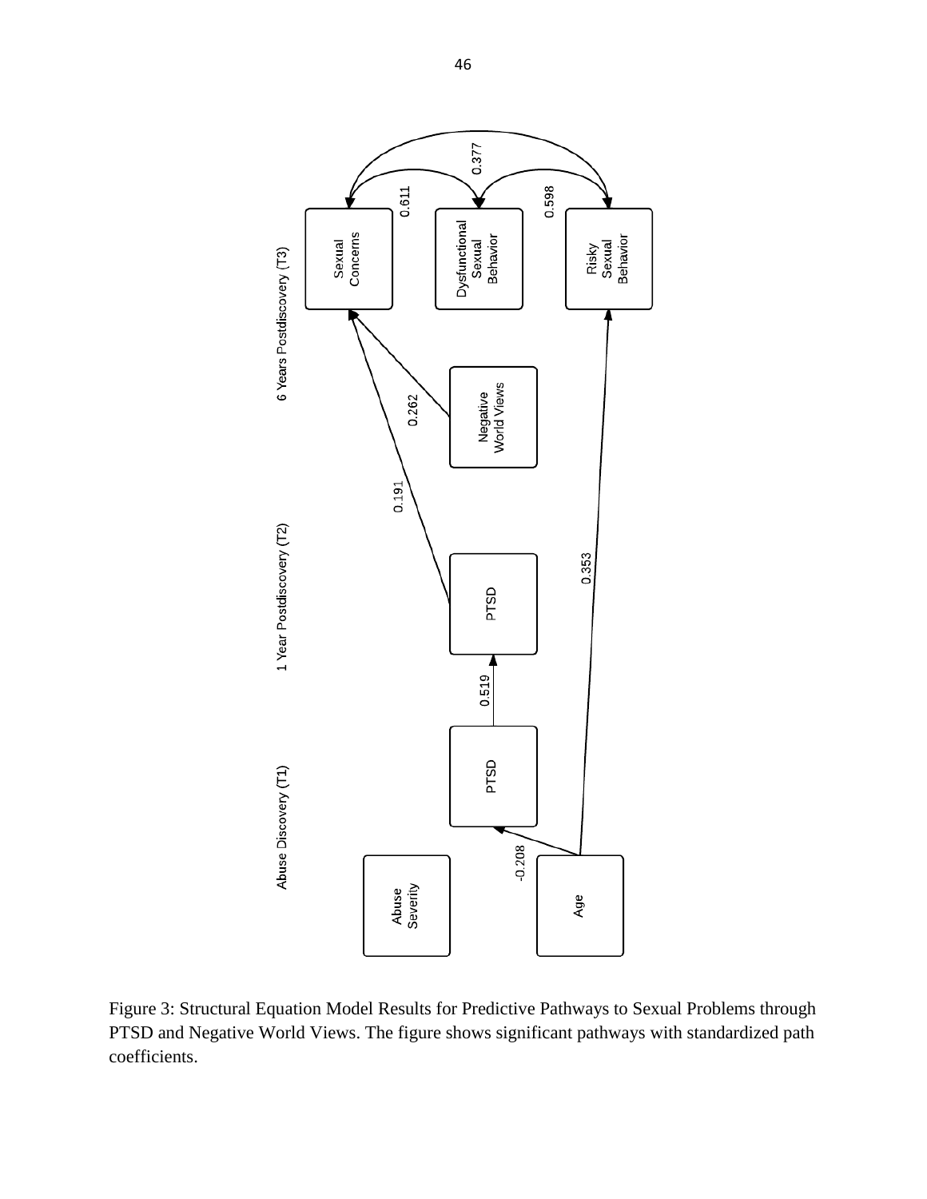Abuse Discovery (T1)

1 Year Postdiscovery (T2)

6 Years Postdiscovery (T3)

Sexual Concerns

Dysfunctional Sexual Behavior

Risky Sexual Behavior

Negative World Views

PTSD

PTSD

Abuse Severity

Age

0.611

0.377

0.598

0.262

0.191

0.353

0.519

-0.208

Figure 3: Structural Equation Model Results for Predictive Pathways to Sexual Problems through PTSD and Negative World Views. The figure shows significant pathways with standardized path coefficients.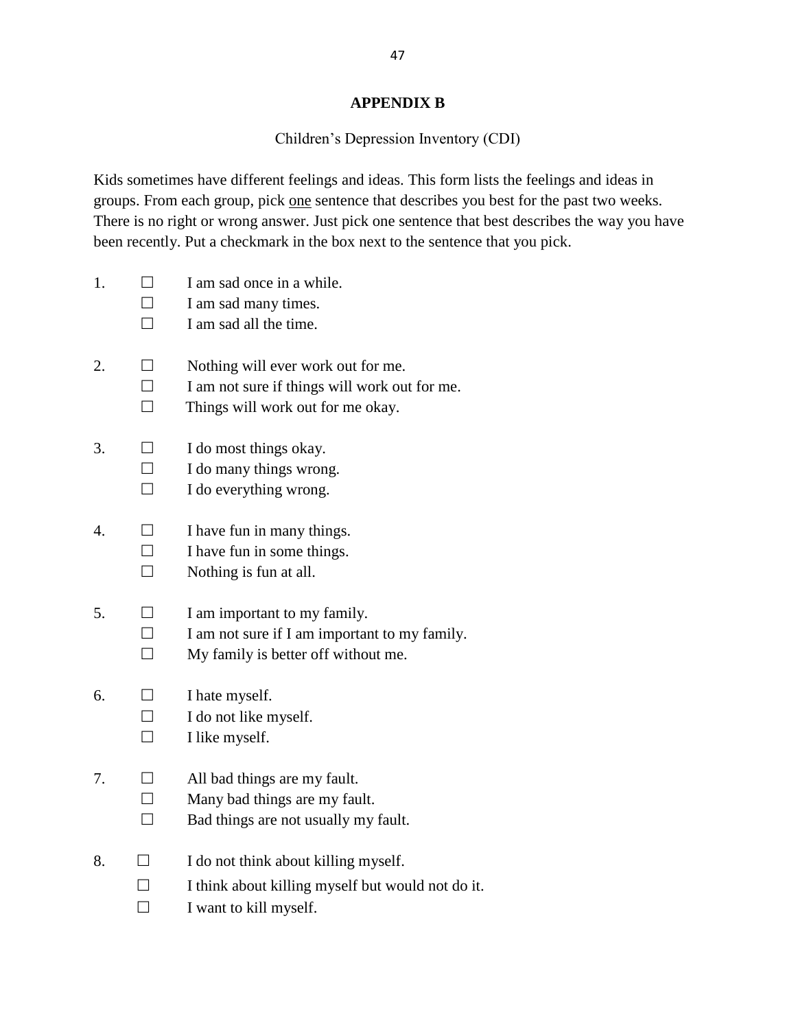**APPENDIX B**

Children's Depression Inventory (CDI)

Kids sometimes have different feelings and ideas. This form lists the feelings and ideas in groups. From each group, pick <u>one</u> sentence that describes you best for the past two weeks. There is no right or wrong answer. Just pick one sentence that best describes the way you have been recently. Put a checkmark in the box next to the sentence that you pick.

1. ☐ I am sad once in a while.  
   ☐ I am sad many times.  
   ☐ I am sad all the time.

2. ☐ Nothing will ever work out for me.  
   ☐ I am not sure if things will work out for me.  
   ☐ Things will work out for me okay.

3. ☐ I do most things okay.  
   ☐ I do many things wrong.  
   ☐ I do everything wrong.

4. ☐ I have fun in many things.  
   ☐ I have fun in some things.  
   ☐ Nothing is fun at all.

5. ☐ I am important to my family.  
   ☐ I am not sure if I am important to my family.  
   ☐ My family is better off without me.

6. ☐ I hate myself.  
   ☐ I do not like myself.  
   ☐ I like myself.

7. ☐ All bad things are my fault.  
   ☐ Many bad things are my fault.  
   ☐ Bad things are not usually my fault.

8. ☐ I do not think about killing myself.  
   ☐ I think about killing myself but would not do it.  
   ☐ I want to kill myself.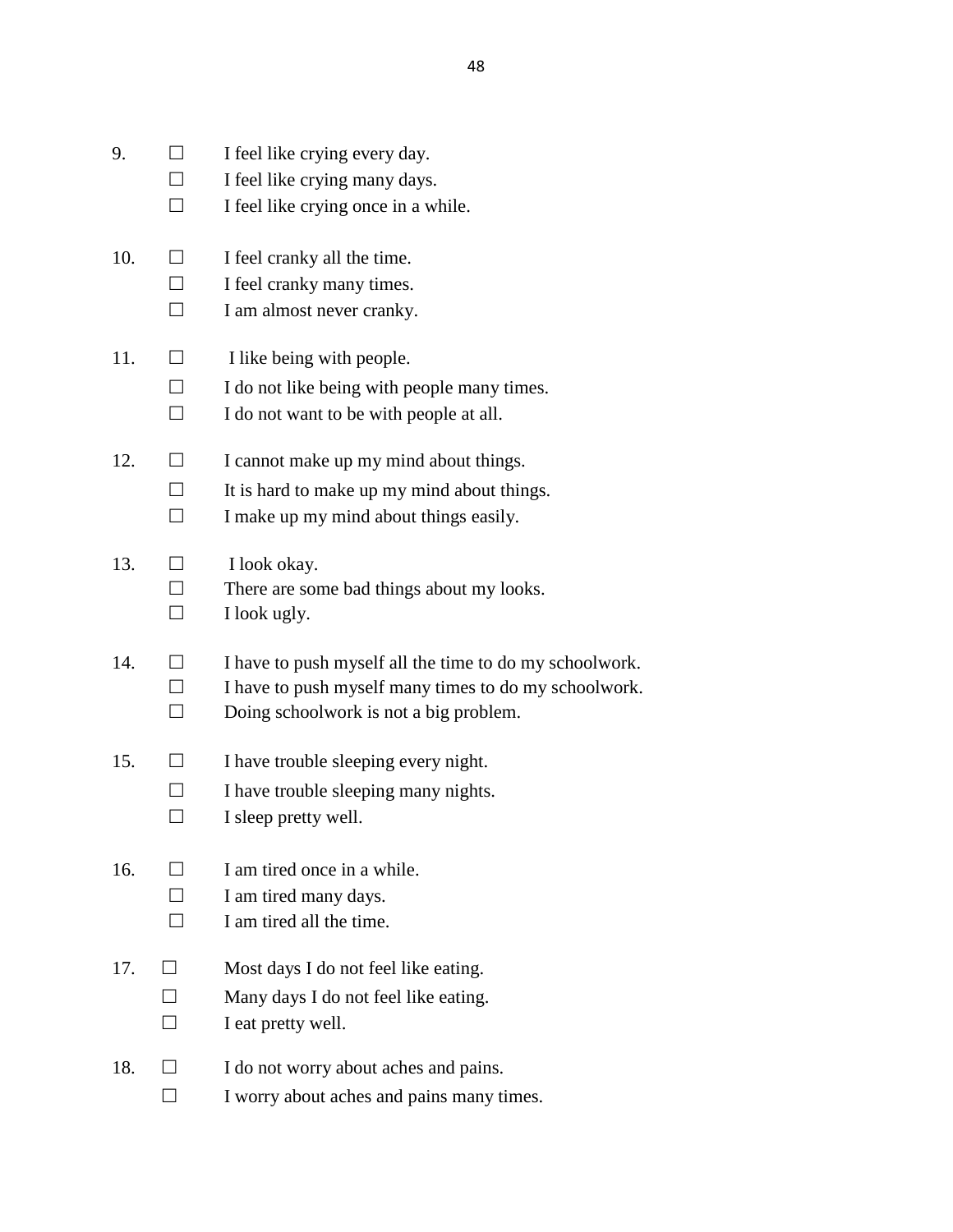9. ☐ I feel like crying every day.
   ☐ I feel like crying many days.
   ☐ I feel like crying once in a while.

10. ☐ I feel cranky all the time.
    ☐ I feel cranky many times.
    ☐ I am almost never cranky.

11. ☐ I like being with people.
    ☐ I do not like being with people many times.
    ☐ I do not want to be with people at all.

12. ☐ I cannot make up my mind about things.
    ☐ It is hard to make up my mind about things.
    ☐ I make up my mind about things easily.

13. ☐ I look okay.
    ☐ There are some bad things about my looks.
    ☐ I look ugly.

14. ☐ I have to push myself all the time to do my schoolwork.
    ☐ I have to push myself many times to do my schoolwork.
    ☐ Doing schoolwork is not a big problem.

15. ☐ I have trouble sleeping every night.
    ☐ I have trouble sleeping many nights.
    ☐ I sleep pretty well.

16. ☐ I am tired once in a while.
    ☐ I am tired many days.
    ☐ I am tired all the time.

17. ☐ Most days I do not feel like eating.
    ☐ Many days I do not feel like eating.
    ☐ I eat pretty well.

18. ☐ I do not worry about aches and pains.
    ☐ I worry about aches and pains many times.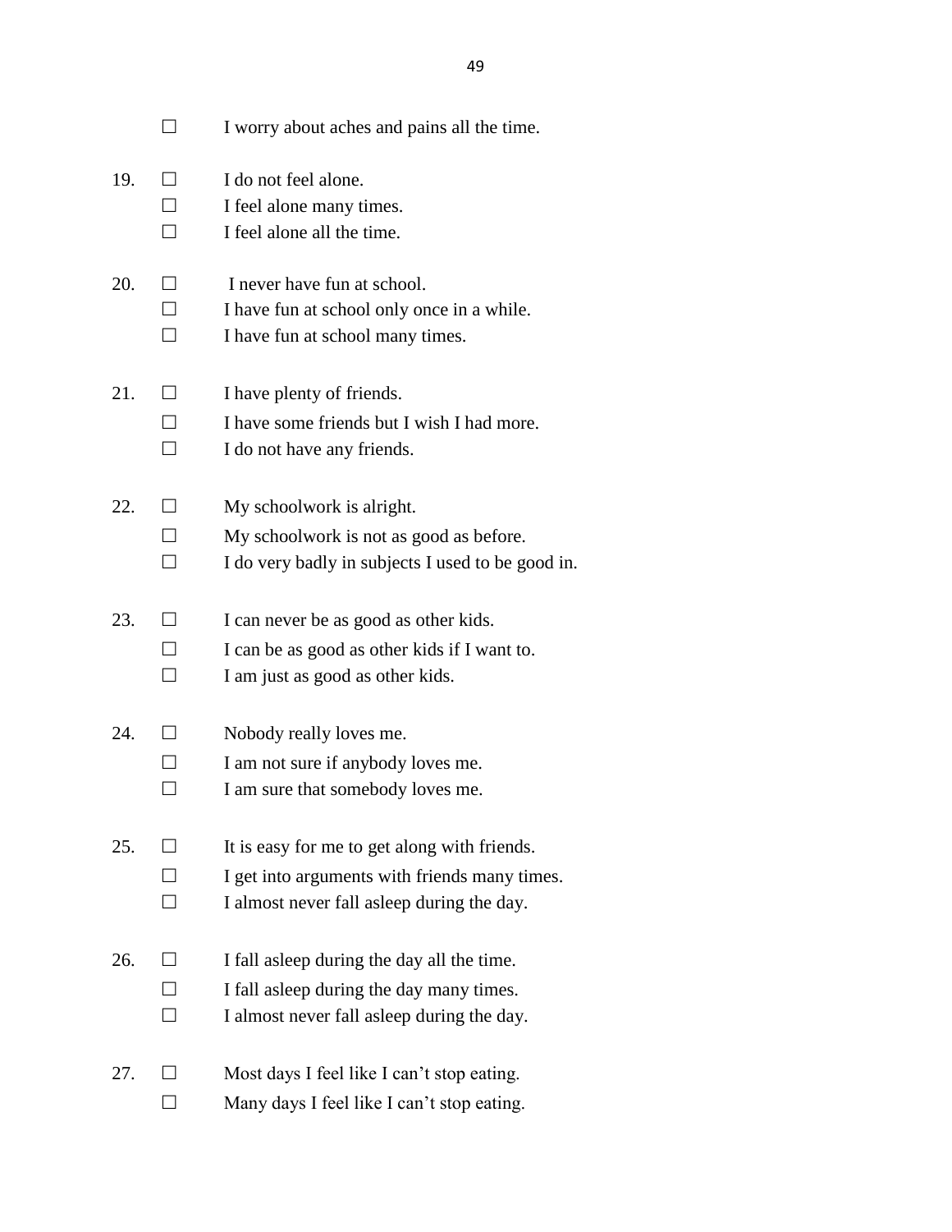☐ I worry about aches and pains all the time.

19. ☐ I do not feel alone.
    ☐ I feel alone many times.
    ☐ I feel alone all the time.

20. ☐ I never have fun at school.
    ☐ I have fun at school only once in a while.
    ☐ I have fun at school many times.

21. ☐ I have plenty of friends.
    ☐ I have some friends but I wish I had more.
    ☐ I do not have any friends.

22. ☐ My schoolwork is alright.
    ☐ My schoolwork is not as good as before.
    ☐ I do very badly in subjects I used to be good in.

23. ☐ I can never be as good as other kids.
    ☐ I can be as good as other kids if I want to.
    ☐ I am just as good as other kids.

24. ☐ Nobody really loves me.
    ☐ I am not sure if anybody loves me.
    ☐ I am sure that somebody loves me.

25. ☐ It is easy for me to get along with friends.
    ☐ I get into arguments with friends many times.
    ☐ I almost never fall asleep during the day.

26. ☐ I fall asleep during the day all the time.
    ☐ I fall asleep during the day many times.
    ☐ I almost never fall asleep during the day.

27. ☐ Most days I feel like I can't stop eating.
    ☐ Many days I feel like I can't stop eating.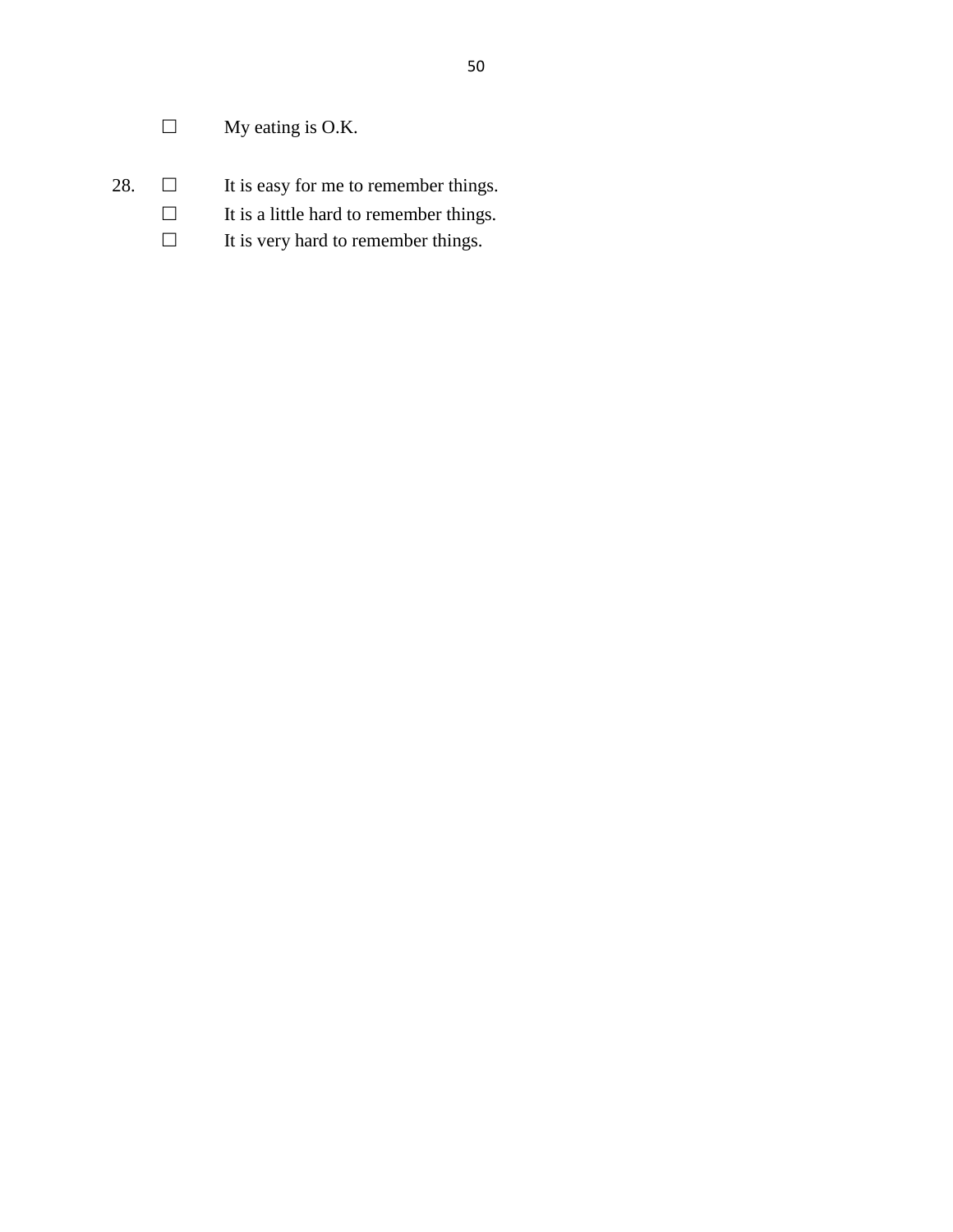☐ My eating is O.K.

28. ☐ It is easy for me to remember things.
    ☐ It is a little hard to remember things.
    ☐ It is very hard to remember things.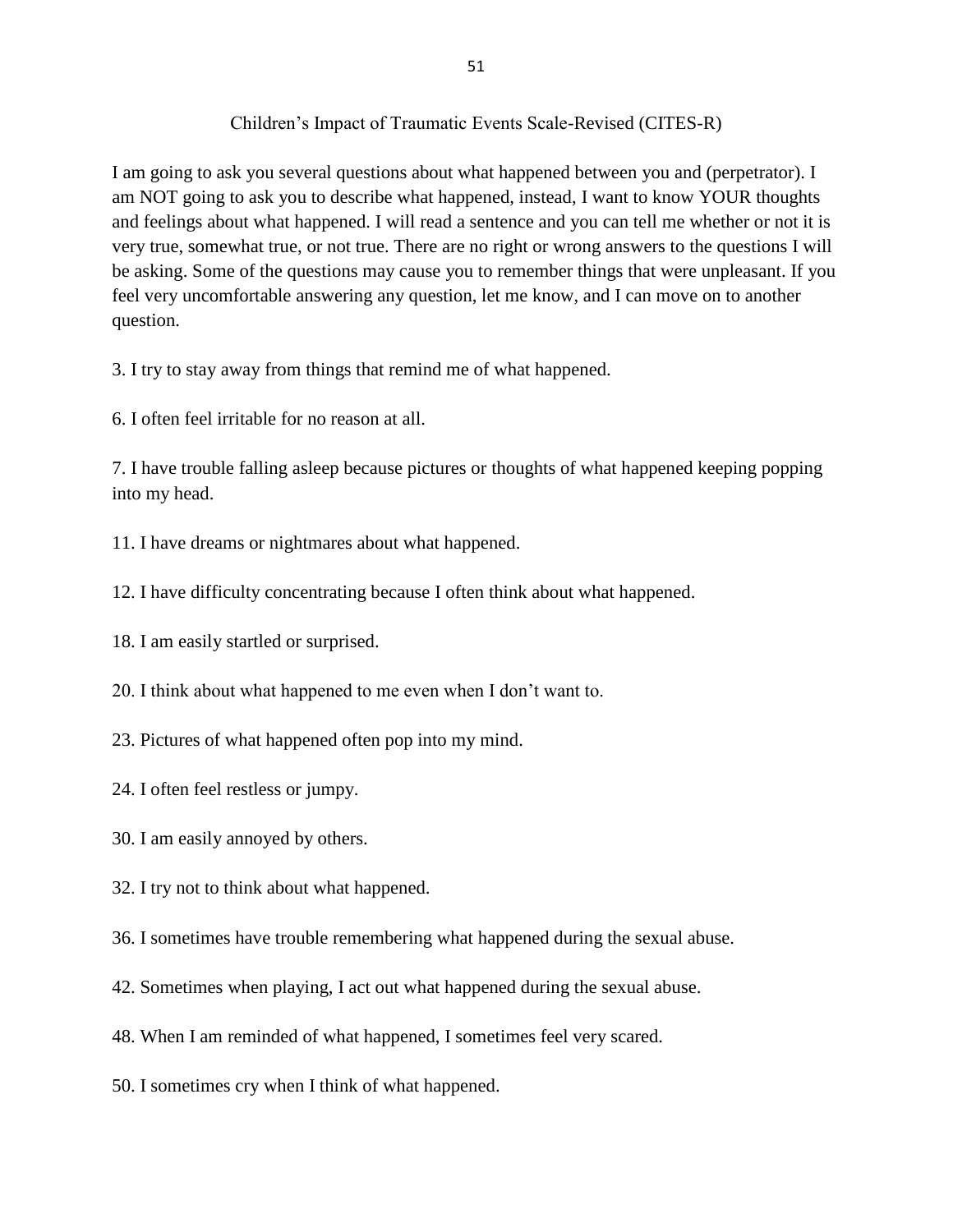Children's Impact of Traumatic Events Scale-Revised (CITES-R)

I am going to ask you several questions about what happened between you and (perpetrator). I am NOT going to ask you to describe what happened, instead, I want to know YOUR thoughts and feelings about what happened. I will read a sentence and you can tell me whether or not it is very true, somewhat true, or not true. There are no right or wrong answers to the questions I will be asking. Some of the questions may cause you to remember things that were unpleasant. If you feel very uncomfortable answering any question, let me know, and I can move on to another question.

3. I try to stay away from things that remind me of what happened.

6. I often feel irritable for no reason at all.

7. I have trouble falling asleep because pictures or thoughts of what happened keeping popping into my head.

11. I have dreams or nightmares about what happened.

12. I have difficulty concentrating because I often think about what happened.

18. I am easily startled or surprised.

20. I think about what happened to me even when I don't want to.

23. Pictures of what happened often pop into my mind.

24. I often feel restless or jumpy.

30. I am easily annoyed by others.

32. I try not to think about what happened.

36. I sometimes have trouble remembering what happened during the sexual abuse.

42. Sometimes when playing, I act out what happened during the sexual abuse.

48. When I am reminded of what happened, I sometimes feel very scared.

50. I sometimes cry when I think of what happened.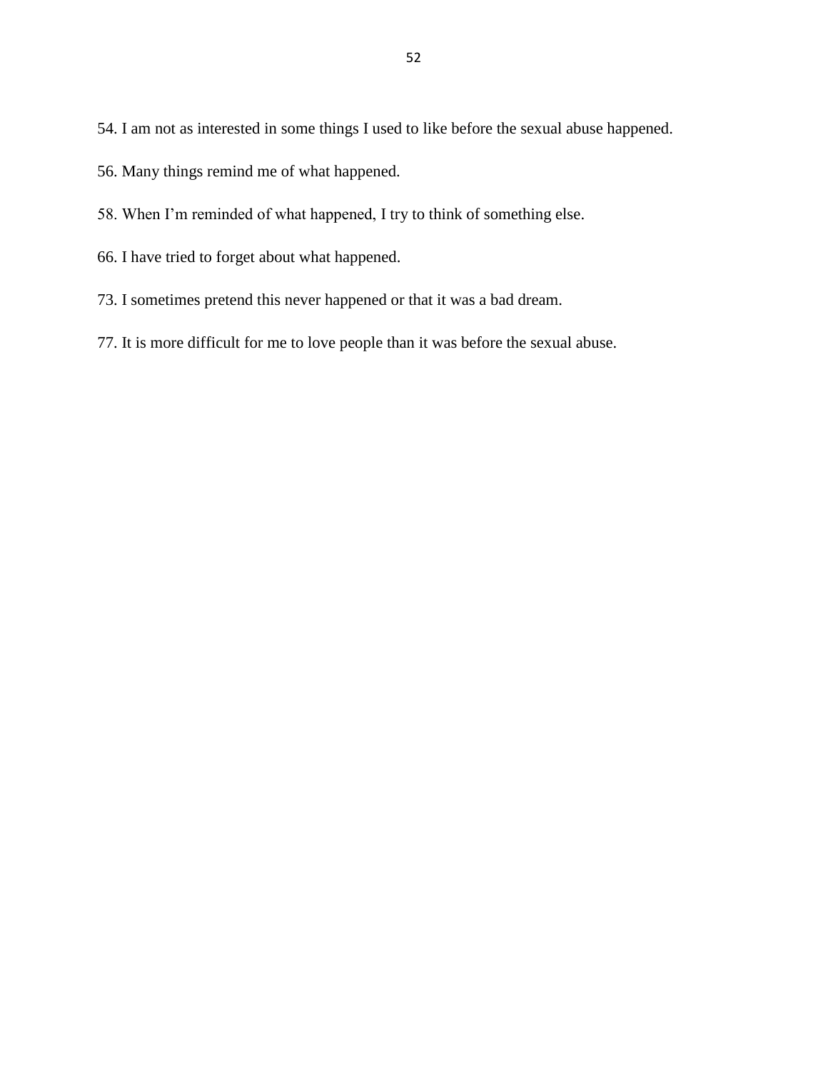54. I am not as interested in some things I used to like before the sexual abuse happened.

56. Many things remind me of what happened.

58. When I'm reminded of what happened, I try to think of something else.

66. I have tried to forget about what happened.

73. I sometimes pretend this never happened or that it was a bad dream.

77. It is more difficult for me to love people than it was before the sexual abuse.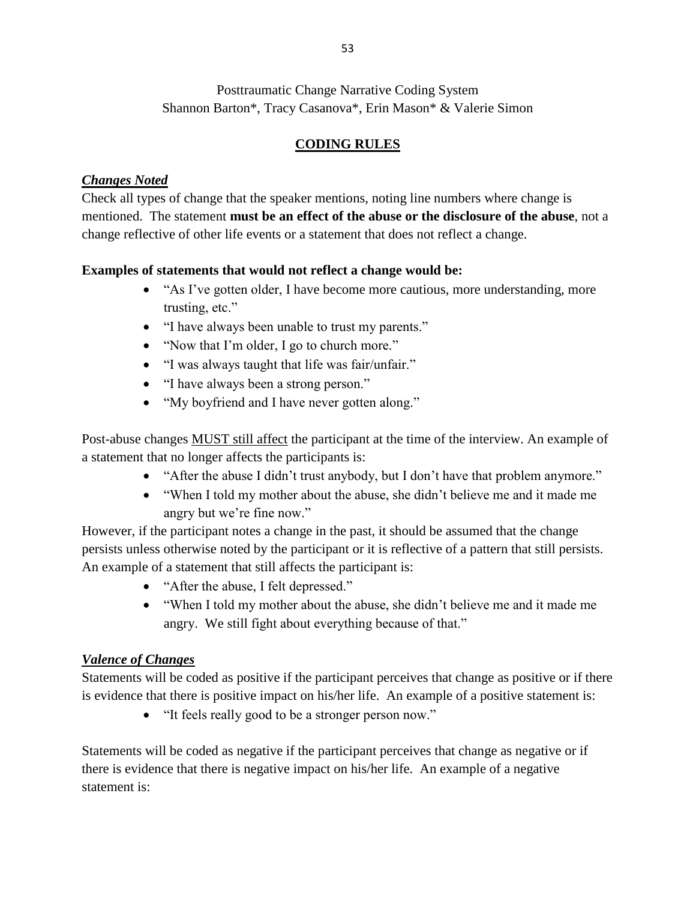Posttraumatic Change Narrative Coding System
Shannon Barton*, Tracy Casanova*, Erin Mason* & Valerie Simon

## CODING RULES

### *Changes Noted*

Check all types of change that the speaker mentions, noting line numbers where change is mentioned. The statement **must be an effect of the abuse or the disclosure of the abuse**, not a change reflective of other life events or a statement that does not reflect a change.

**Examples of statements that would not reflect a change would be:**

- "As I've gotten older, I have become more cautious, more understanding, more trusting, etc."
- "I have always been unable to trust my parents."
- "Now that I'm older, I go to church more."
- "I was always taught that life was fair/unfair."
- "I have always been a strong person."
- "My boyfriend and I have never gotten along."

Post-abuse changes MUST still affect the participant at the time of the interview. An example of a statement that no longer affects the participants is:

- "After the abuse I didn't trust anybody, but I don't have that problem anymore."
- "When I told my mother about the abuse, she didn't believe me and it made me angry but we're fine now."

However, if the participant notes a change in the past, it should be assumed that the change persists unless otherwise noted by the participant or it is reflective of a pattern that still persists. An example of a statement that still affects the participant is:

- "After the abuse, I felt depressed."
- "When I told my mother about the abuse, she didn't believe me and it made me angry. We still fight about everything because of that."

### *Valence of Changes*

Statements will be coded as positive if the participant perceives that change as positive or if there is evidence that there is positive impact on his/her life. An example of a positive statement is:

- "It feels really good to be a stronger person now."

Statements will be coded as negative if the participant perceives that change as negative or if there is evidence that there is negative impact on his/her life. An example of a negative statement is: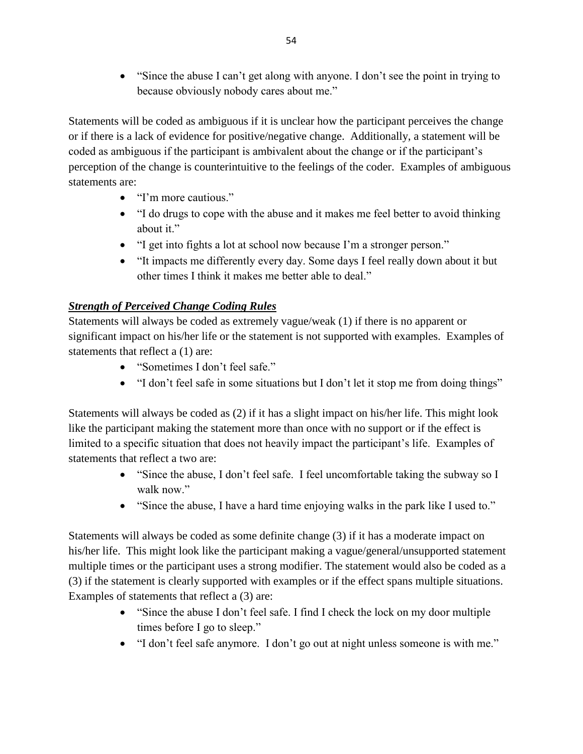- "Since the abuse I can't get along with anyone. I don't see the point in trying to because obviously nobody cares about me."

Statements will be coded as ambiguous if it is unclear how the participant perceives the change or if there is a lack of evidence for positive/negative change. Additionally, a statement will be coded as ambiguous if the participant is ambivalent about the change or if the participant's perception of the change is counterintuitive to the feelings of the coder. Examples of ambiguous statements are:

- "I'm more cautious."
- "I do drugs to cope with the abuse and it makes me feel better to avoid thinking about it."
- "I get into fights a lot at school now because I'm a stronger person."
- "It impacts me differently every day. Some days I feel really down about it but other times I think it makes me better able to deal."

***Strength of Perceived Change Coding Rules***

Statements will always be coded as extremely vague/weak (1) if there is no apparent or significant impact on his/her life or the statement is not supported with examples. Examples of statements that reflect a (1) are:

- "Sometimes I don't feel safe."
- "I don't feel safe in some situations but I don't let it stop me from doing things"

Statements will always be coded as (2) if it has a slight impact on his/her life. This might look like the participant making the statement more than once with no support or if the effect is limited to a specific situation that does not heavily impact the participant's life. Examples of statements that reflect a two are:

- "Since the abuse, I don't feel safe. I feel uncomfortable taking the subway so I walk now."
- "Since the abuse, I have a hard time enjoying walks in the park like I used to."

Statements will always be coded as some definite change (3) if it has a moderate impact on his/her life. This might look like the participant making a vague/general/unsupported statement multiple times or the participant uses a strong modifier. The statement would also be coded as a (3) if the statement is clearly supported with examples or if the effect spans multiple situations. Examples of statements that reflect a (3) are:

- "Since the abuse I don't feel safe. I find I check the lock on my door multiple times before I go to sleep."
- "I don't feel safe anymore. I don't go out at night unless someone is with me."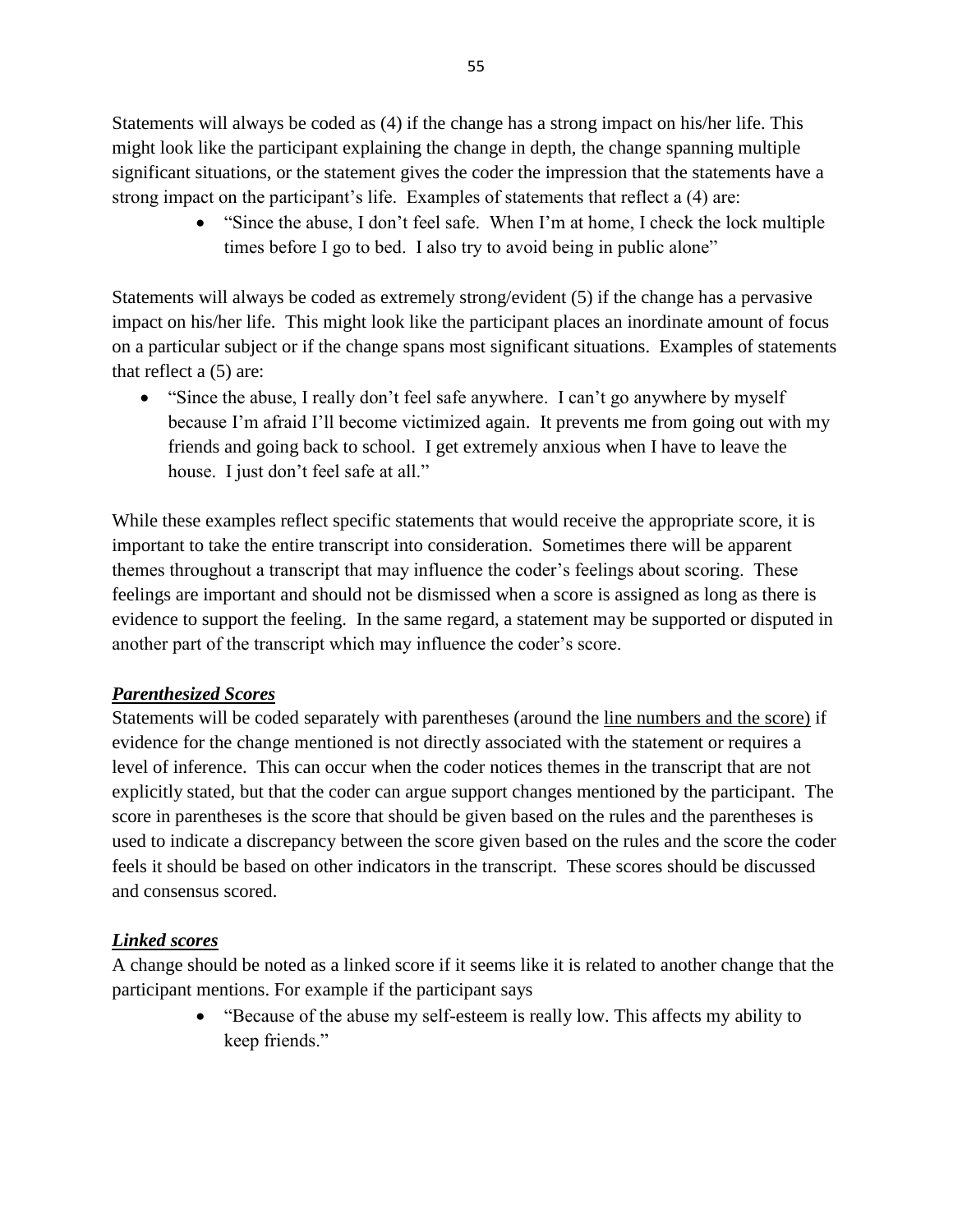Statements will always be coded as (4) if the change has a strong impact on his/her life. This might look like the participant explaining the change in depth, the change spanning multiple significant situations, or the statement gives the coder the impression that the statements have a strong impact on the participant's life. Examples of statements that reflect a (4) are:

- "Since the abuse, I don't feel safe. When I'm at home, I check the lock multiple times before I go to bed. I also try to avoid being in public alone"

Statements will always be coded as extremely strong/evident (5) if the change has a pervasive impact on his/her life. This might look like the participant places an inordinate amount of focus on a particular subject or if the change spans most significant situations. Examples of statements that reflect a (5) are:

- "Since the abuse, I really don't feel safe anywhere. I can't go anywhere by myself because I'm afraid I'll become victimized again. It prevents me from going out with my friends and going back to school. I get extremely anxious when I have to leave the house. I just don't feel safe at all."

While these examples reflect specific statements that would receive the appropriate score, it is important to take the entire transcript into consideration. Sometimes there will be apparent themes throughout a transcript that may influence the coder's feelings about scoring. These feelings are important and should not be dismissed when a score is assigned as long as there is evidence to support the feeling. In the same regard, a statement may be supported or disputed in another part of the transcript which may influence the coder's score.

***Parenthesized Scores***

Statements will be coded separately with parentheses (around the <u>line numbers and the score)</u> if evidence for the change mentioned is not directly associated with the statement or requires a level of inference. This can occur when the coder notices themes in the transcript that are not explicitly stated, but that the coder can argue support changes mentioned by the participant. The score in parentheses is the score that should be given based on the rules and the parentheses is used to indicate a discrepancy between the score given based on the rules and the score the coder feels it should be based on other indicators in the transcript. These scores should be discussed and consensus scored.

***Linked scores***

A change should be noted as a linked score if it seems like it is related to another change that the participant mentions. For example if the participant says

- "Because of the abuse my self-esteem is really low. This affects my ability to keep friends."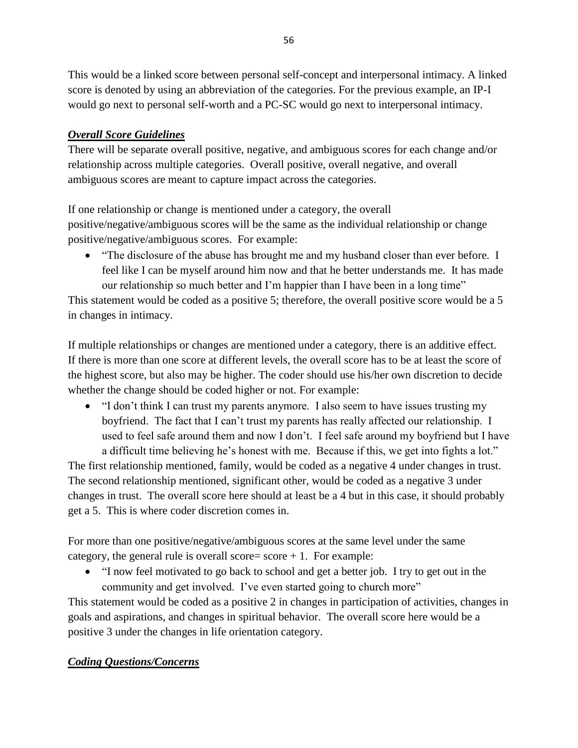This would be a linked score between personal self-concept and interpersonal intimacy. A linked score is denoted by using an abbreviation of the categories. For the previous example, an IP-I would go next to personal self-worth and a PC-SC would go next to interpersonal intimacy.

***Overall Score Guidelines***

There will be separate overall positive, negative, and ambiguous scores for each change and/or relationship across multiple categories. Overall positive, overall negative, and overall ambiguous scores are meant to capture impact across the categories.

If one relationship or change is mentioned under a category, the overall positive/negative/ambiguous scores will be the same as the individual relationship or change positive/negative/ambiguous scores. For example:

- "The disclosure of the abuse has brought me and my husband closer than ever before. I feel like I can be myself around him now and that he better understands me. It has made our relationship so much better and I'm happier than I have been in a long time"

This statement would be coded as a positive 5; therefore, the overall positive score would be a 5 in changes in intimacy.

If multiple relationships or changes are mentioned under a category, there is an additive effect. If there is more than one score at different levels, the overall score has to be at least the score of the highest score, but also may be higher. The coder should use his/her own discretion to decide whether the change should be coded higher or not. For example:

- "I don't think I can trust my parents anymore. I also seem to have issues trusting my boyfriend. The fact that I can't trust my parents has really affected our relationship. I used to feel safe around them and now I don't. I feel safe around my boyfriend but I have a difficult time believing he's honest with me. Because if this, we get into fights a lot."

The first relationship mentioned, family, would be coded as a negative 4 under changes in trust. The second relationship mentioned, significant other, would be coded as a negative 3 under changes in trust. The overall score here should at least be a 4 but in this case, it should probably get a 5. This is where coder discretion comes in.

For more than one positive/negative/ambiguous scores at the same level under the same category, the general rule is overall score= score + 1. For example:

- "I now feel motivated to go back to school and get a better job. I try to get out in the community and get involved. I've even started going to church more"

This statement would be coded as a positive 2 in changes in participation of activities, changes in goals and aspirations, and changes in spiritual behavior. The overall score here would be a positive 3 under the changes in life orientation category.

***Coding Questions/Concerns***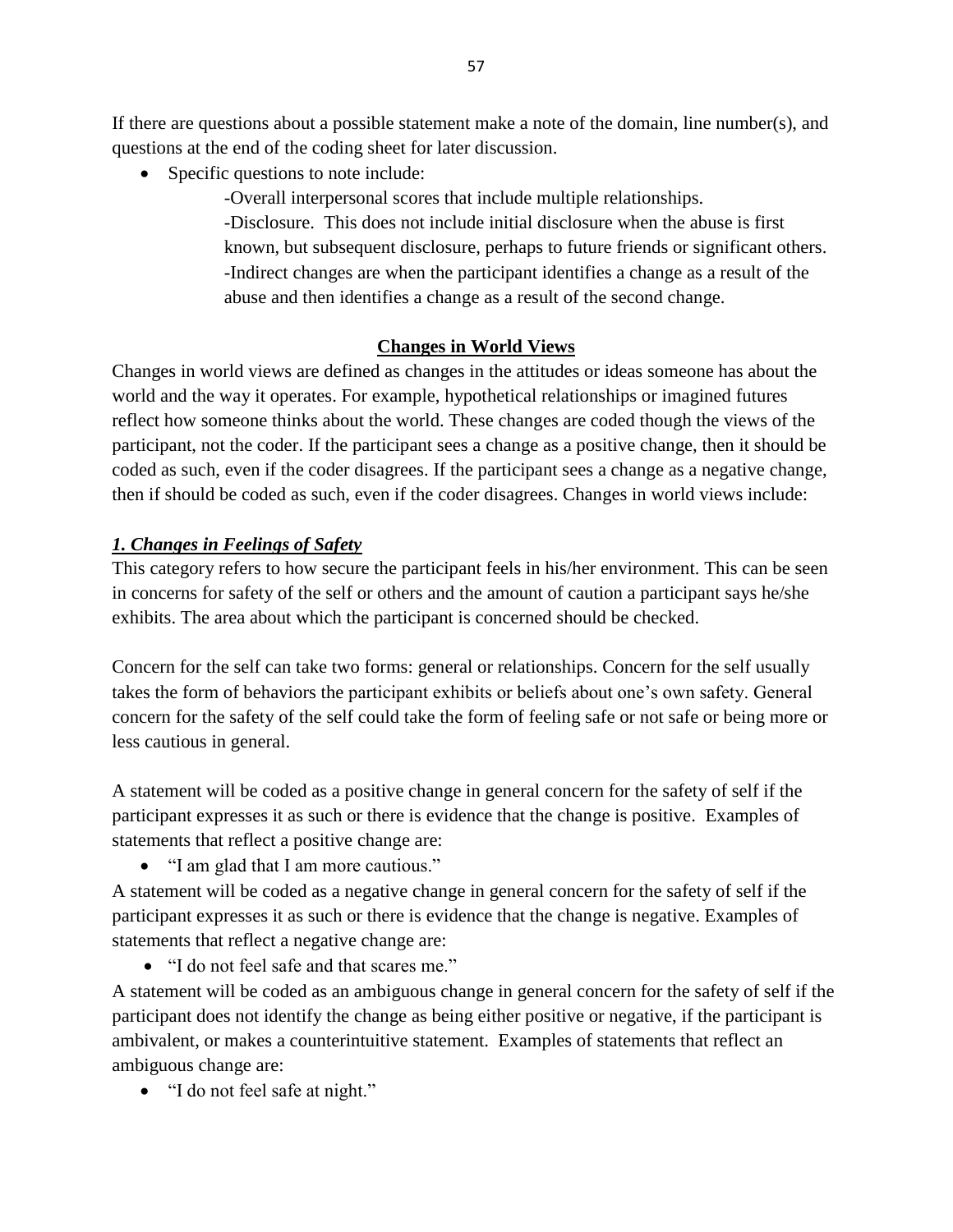If there are questions about a possible statement make a note of the domain, line number(s), and questions at the end of the coding sheet for later discussion.

- Specific questions to note include:

  -Overall interpersonal scores that include multiple relationships.

  -Disclosure. This does not include initial disclosure when the abuse is first known, but subsequent disclosure, perhaps to future friends or significant others.

  -Indirect changes are when the participant identifies a change as a result of the abuse and then identifies a change as a result of the second change.

## **Changes in World Views**

Changes in world views are defined as changes in the attitudes or ideas someone has about the world and the way it operates. For example, hypothetical relationships or imagined futures reflect how someone thinks about the world. These changes are coded though the views of the participant, not the coder. If the participant sees a change as a positive change, then it should be coded as such, even if the coder disagrees. If the participant sees a change as a negative change, then if should be coded as such, even if the coder disagrees. Changes in world views include:

### ***1. Changes in Feelings of Safety***

This category refers to how secure the participant feels in his/her environment. This can be seen in concerns for safety of the self or others and the amount of caution a participant says he/she exhibits. The area about which the participant is concerned should be checked.

Concern for the self can take two forms: general or relationships. Concern for the self usually takes the form of behaviors the participant exhibits or beliefs about one's own safety. General concern for the safety of the self could take the form of feeling safe or not safe or being more or less cautious in general.

A statement will be coded as a positive change in general concern for the safety of self if the participant expresses it as such or there is evidence that the change is positive. Examples of statements that reflect a positive change are:

- "I am glad that I am more cautious."

A statement will be coded as a negative change in general concern for the safety of self if the participant expresses it as such or there is evidence that the change is negative. Examples of statements that reflect a negative change are:

- "I do not feel safe and that scares me."

A statement will be coded as an ambiguous change in general concern for the safety of self if the participant does not identify the change as being either positive or negative, if the participant is ambivalent, or makes a counterintuitive statement. Examples of statements that reflect an ambiguous change are:

- "I do not feel safe at night."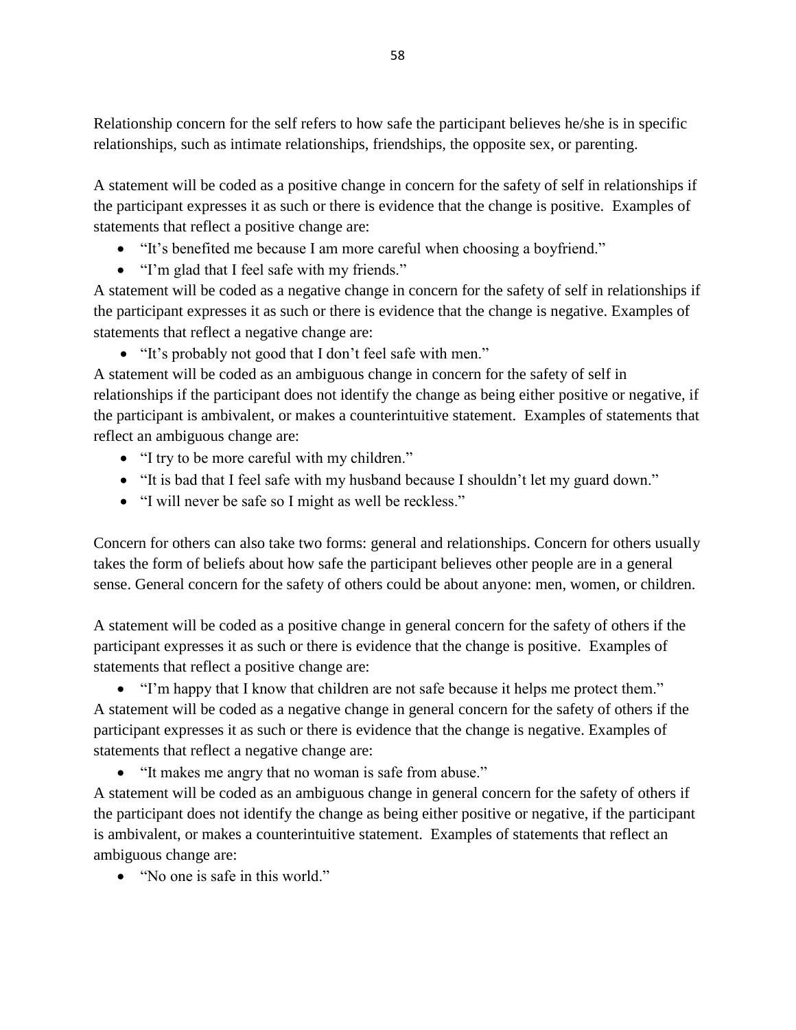Relationship concern for the self refers to how safe the participant believes he/she is in specific relationships, such as intimate relationships, friendships, the opposite sex, or parenting.

A statement will be coded as a positive change in concern for the safety of self in relationships if the participant expresses it as such or there is evidence that the change is positive. Examples of statements that reflect a positive change are:

- "It's benefited me because I am more careful when choosing a boyfriend."
- "I'm glad that I feel safe with my friends."

A statement will be coded as a negative change in concern for the safety of self in relationships if the participant expresses it as such or there is evidence that the change is negative. Examples of statements that reflect a negative change are:

- "It's probably not good that I don't feel safe with men."

A statement will be coded as an ambiguous change in concern for the safety of self in relationships if the participant does not identify the change as being either positive or negative, if the participant is ambivalent, or makes a counterintuitive statement. Examples of statements that reflect an ambiguous change are:

- "I try to be more careful with my children."
- "It is bad that I feel safe with my husband because I shouldn't let my guard down."
- "I will never be safe so I might as well be reckless."

Concern for others can also take two forms: general and relationships. Concern for others usually takes the form of beliefs about how safe the participant believes other people are in a general sense. General concern for the safety of others could be about anyone: men, women, or children.

A statement will be coded as a positive change in general concern for the safety of others if the participant expresses it as such or there is evidence that the change is positive. Examples of statements that reflect a positive change are:

- "I'm happy that I know that children are not safe because it helps me protect them."

A statement will be coded as a negative change in general concern for the safety of others if the participant expresses it as such or there is evidence that the change is negative. Examples of statements that reflect a negative change are:

- "It makes me angry that no woman is safe from abuse."

A statement will be coded as an ambiguous change in general concern for the safety of others if the participant does not identify the change as being either positive or negative, if the participant is ambivalent, or makes a counterintuitive statement. Examples of statements that reflect an ambiguous change are:

- "No one is safe in this world."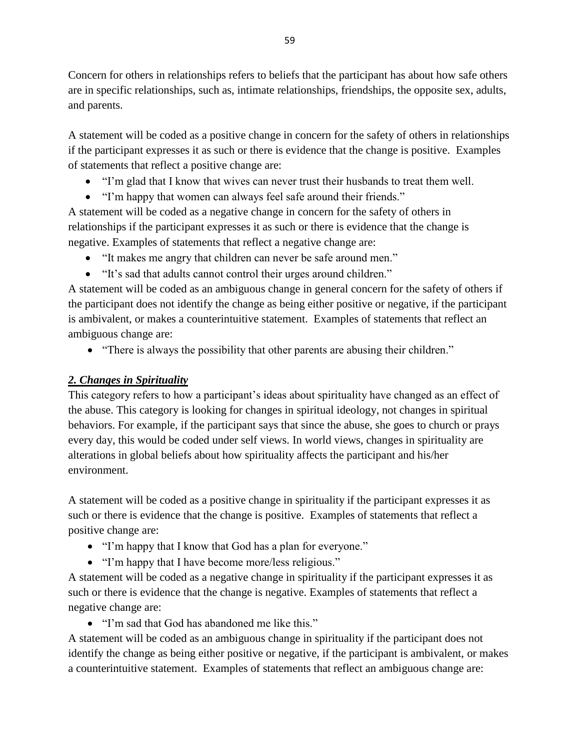Concern for others in relationships refers to beliefs that the participant has about how safe others are in specific relationships, such as, intimate relationships, friendships, the opposite sex, adults, and parents.

A statement will be coded as a positive change in concern for the safety of others in relationships if the participant expresses it as such or there is evidence that the change is positive. Examples of statements that reflect a positive change are:

- "I'm glad that I know that wives can never trust their husbands to treat them well.
- "I'm happy that women can always feel safe around their friends."

A statement will be coded as a negative change in concern for the safety of others in relationships if the participant expresses it as such or there is evidence that the change is negative. Examples of statements that reflect a negative change are:

- "It makes me angry that children can never be safe around men."
- "It's sad that adults cannot control their urges around children."

A statement will be coded as an ambiguous change in general concern for the safety of others if the participant does not identify the change as being either positive or negative, if the participant is ambivalent, or makes a counterintuitive statement. Examples of statements that reflect an ambiguous change are:

- "There is always the possibility that other parents are abusing their children."

***2. Changes in Spirituality***

This category refers to how a participant's ideas about spirituality have changed as an effect of the abuse. This category is looking for changes in spiritual ideology, not changes in spiritual behaviors. For example, if the participant says that since the abuse, she goes to church or prays every day, this would be coded under self views. In world views, changes in spirituality are alterations in global beliefs about how spirituality affects the participant and his/her environment.

A statement will be coded as a positive change in spirituality if the participant expresses it as such or there is evidence that the change is positive. Examples of statements that reflect a positive change are:

- "I'm happy that I know that God has a plan for everyone."
- "I'm happy that I have become more/less religious."

A statement will be coded as a negative change in spirituality if the participant expresses it as such or there is evidence that the change is negative. Examples of statements that reflect a negative change are:

- "I'm sad that God has abandoned me like this."

A statement will be coded as an ambiguous change in spirituality if the participant does not identify the change as being either positive or negative, if the participant is ambivalent, or makes a counterintuitive statement. Examples of statements that reflect an ambiguous change are: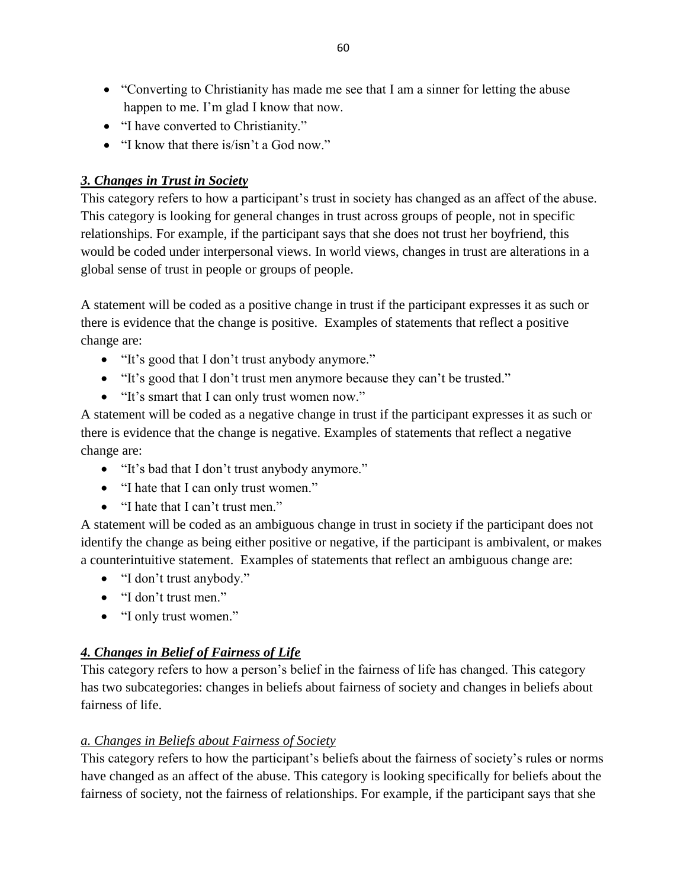- "Converting to Christianity has made me see that I am a sinner for letting the abuse happen to me. I'm glad I know that now.
- "I have converted to Christianity."
- "I know that there is/isn't a God now."

### *3. Changes in Trust in Society*

This category refers to how a participant's trust in society has changed as an affect of the abuse. This category is looking for general changes in trust across groups of people, not in specific relationships. For example, if the participant says that she does not trust her boyfriend, this would be coded under interpersonal views. In world views, changes in trust are alterations in a global sense of trust in people or groups of people.

A statement will be coded as a positive change in trust if the participant expresses it as such or there is evidence that the change is positive. Examples of statements that reflect a positive change are:

- "It's good that I don't trust anybody anymore."
- "It's good that I don't trust men anymore because they can't be trusted."
- "It's smart that I can only trust women now."

A statement will be coded as a negative change in trust if the participant expresses it as such or there is evidence that the change is negative. Examples of statements that reflect a negative change are:

- "It's bad that I don't trust anybody anymore."
- "I hate that I can only trust women."
- "I hate that I can't trust men."

A statement will be coded as an ambiguous change in trust in society if the participant does not identify the change as being either positive or negative, if the participant is ambivalent, or makes a counterintuitive statement. Examples of statements that reflect an ambiguous change are:

- "I don't trust anybody."
- "I don't trust men."
- "I only trust women."

### *4. Changes in Belief of Fairness of Life*

This category refers to how a person's belief in the fairness of life has changed. This category has two subcategories: changes in beliefs about fairness of society and changes in beliefs about fairness of life.

#### *a. Changes in Beliefs about Fairness of Society*

This category refers to how the participant's beliefs about the fairness of society's rules or norms have changed as an affect of the abuse. This category is looking specifically for beliefs about the fairness of society, not the fairness of relationships. For example, if the participant says that she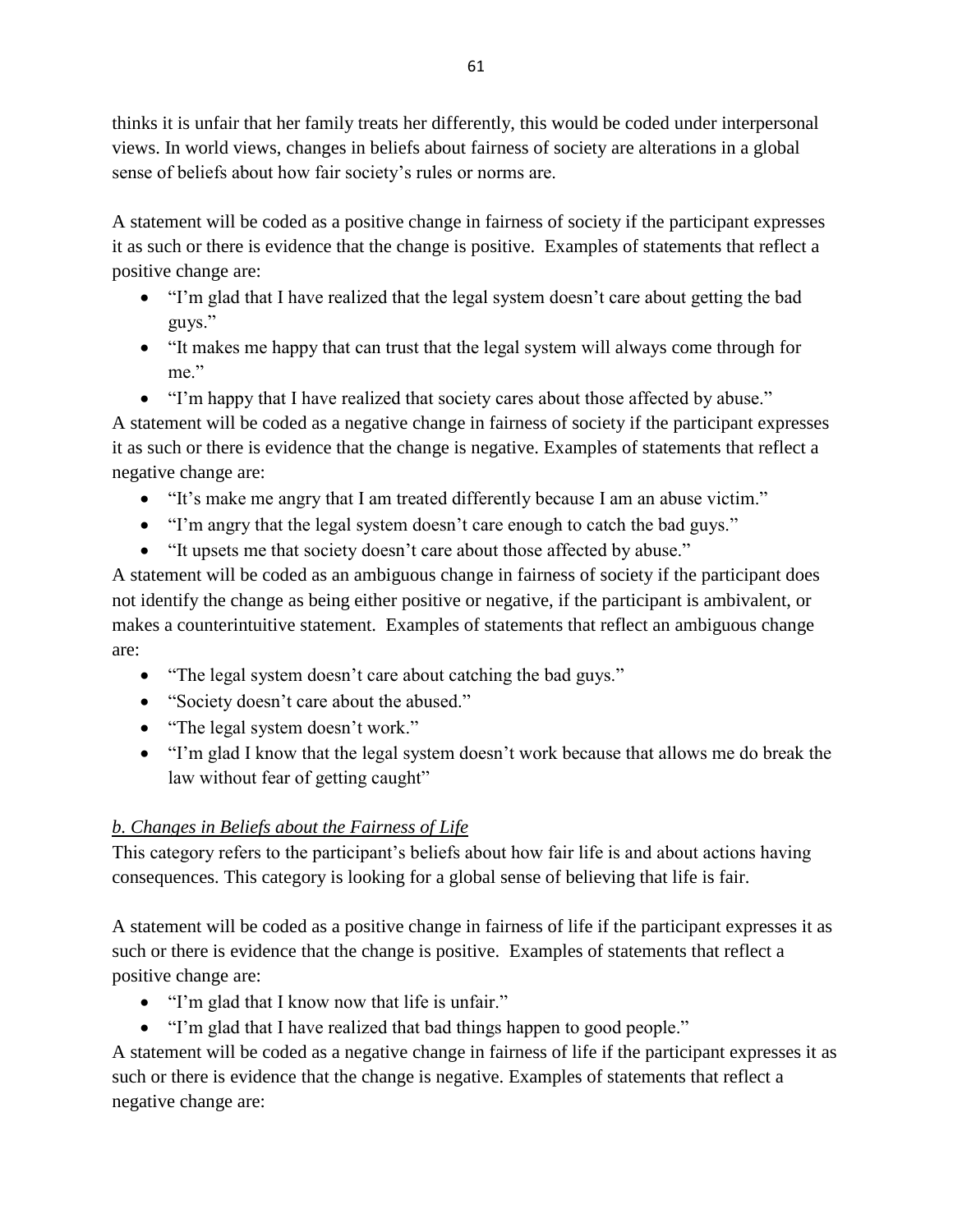thinks it is unfair that her family treats her differently, this would be coded under interpersonal views. In world views, changes in beliefs about fairness of society are alterations in a global sense of beliefs about how fair society's rules or norms are.

A statement will be coded as a positive change in fairness of society if the participant expresses it as such or there is evidence that the change is positive. Examples of statements that reflect a positive change are:

- "I'm glad that I have realized that the legal system doesn't care about getting the bad guys."
- "It makes me happy that can trust that the legal system will always come through for me."
- "I'm happy that I have realized that society cares about those affected by abuse."

A statement will be coded as a negative change in fairness of society if the participant expresses it as such or there is evidence that the change is negative. Examples of statements that reflect a negative change are:

- "It's make me angry that I am treated differently because I am an abuse victim."
- "I'm angry that the legal system doesn't care enough to catch the bad guys."
- "It upsets me that society doesn't care about those affected by abuse."

A statement will be coded as an ambiguous change in fairness of society if the participant does not identify the change as being either positive or negative, if the participant is ambivalent, or makes a counterintuitive statement. Examples of statements that reflect an ambiguous change are:

- "The legal system doesn't care about catching the bad guys."
- "Society doesn't care about the abused."
- "The legal system doesn't work."
- "I'm glad I know that the legal system doesn't work because that allows me do break the law without fear of getting caught"

*b. Changes in Beliefs about the Fairness of Life*

This category refers to the participant's beliefs about how fair life is and about actions having consequences. This category is looking for a global sense of believing that life is fair.

A statement will be coded as a positive change in fairness of life if the participant expresses it as such or there is evidence that the change is positive. Examples of statements that reflect a positive change are:

- "I'm glad that I know now that life is unfair."
- "I'm glad that I have realized that bad things happen to good people."

A statement will be coded as a negative change in fairness of life if the participant expresses it as such or there is evidence that the change is negative. Examples of statements that reflect a negative change are: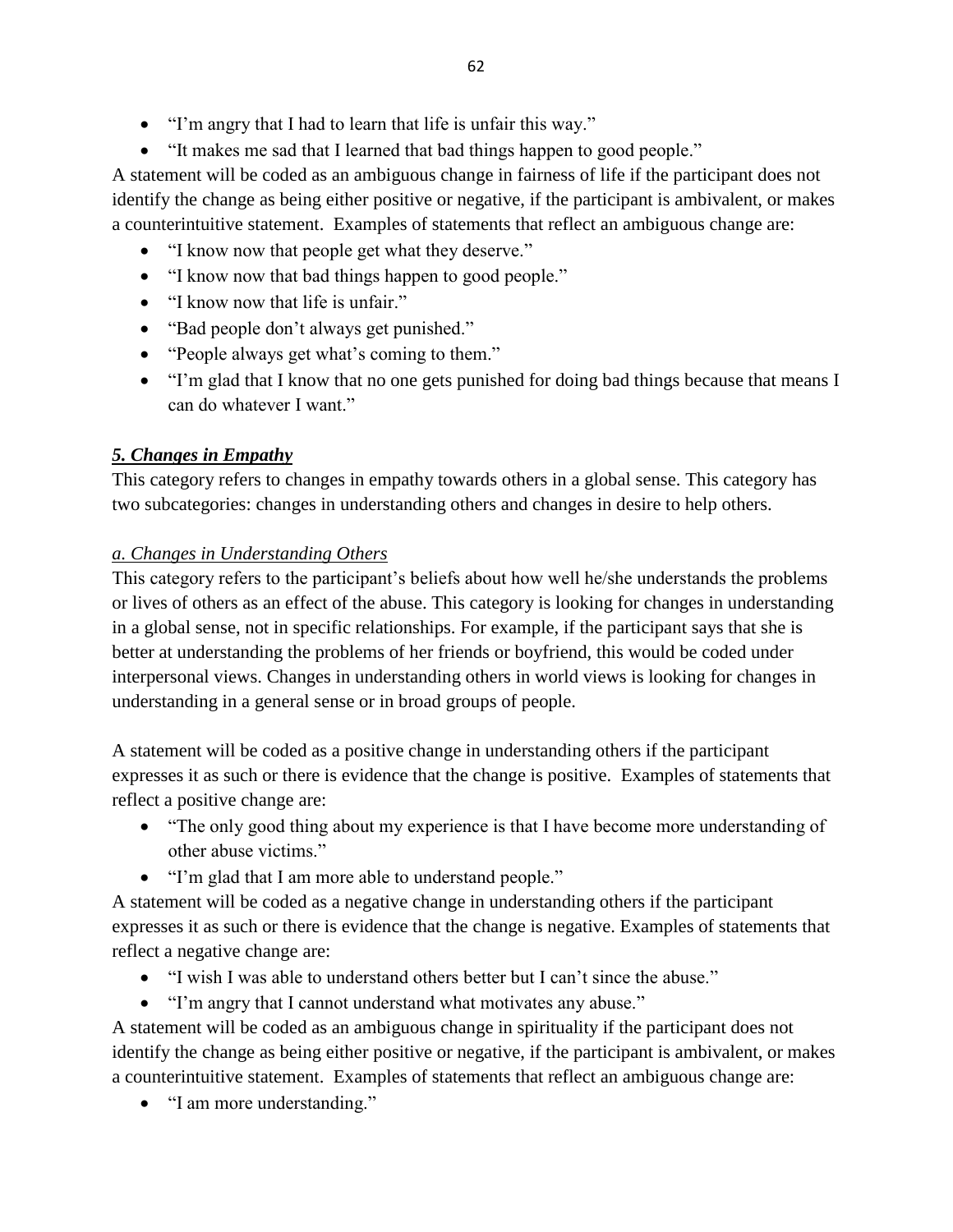- "I'm angry that I had to learn that life is unfair this way."
- "It makes me sad that I learned that bad things happen to good people."

A statement will be coded as an ambiguous change in fairness of life if the participant does not identify the change as being either positive or negative, if the participant is ambivalent, or makes a counterintuitive statement. Examples of statements that reflect an ambiguous change are:

- "I know now that people get what they deserve."
- "I know now that bad things happen to good people."
- "I know now that life is unfair."
- "Bad people don't always get punished."
- "People always get what's coming to them."
- "I'm glad that I know that no one gets punished for doing bad things because that means I can do whatever I want."

### *5. Changes in Empathy*

This category refers to changes in empathy towards others in a global sense. This category has two subcategories: changes in understanding others and changes in desire to help others.

#### *a. Changes in Understanding Others*

This category refers to the participant's beliefs about how well he/she understands the problems or lives of others as an effect of the abuse. This category is looking for changes in understanding in a global sense, not in specific relationships. For example, if the participant says that she is better at understanding the problems of her friends or boyfriend, this would be coded under interpersonal views. Changes in understanding others in world views is looking for changes in understanding in a general sense or in broad groups of people.

A statement will be coded as a positive change in understanding others if the participant expresses it as such or there is evidence that the change is positive. Examples of statements that reflect a positive change are:

- "The only good thing about my experience is that I have become more understanding of other abuse victims."
- "I'm glad that I am more able to understand people."

A statement will be coded as a negative change in understanding others if the participant expresses it as such or there is evidence that the change is negative. Examples of statements that reflect a negative change are:

- "I wish I was able to understand others better but I can't since the abuse."
- "I'm angry that I cannot understand what motivates any abuse."

A statement will be coded as an ambiguous change in spirituality if the participant does not identify the change as being either positive or negative, if the participant is ambivalent, or makes a counterintuitive statement. Examples of statements that reflect an ambiguous change are:

- "I am more understanding."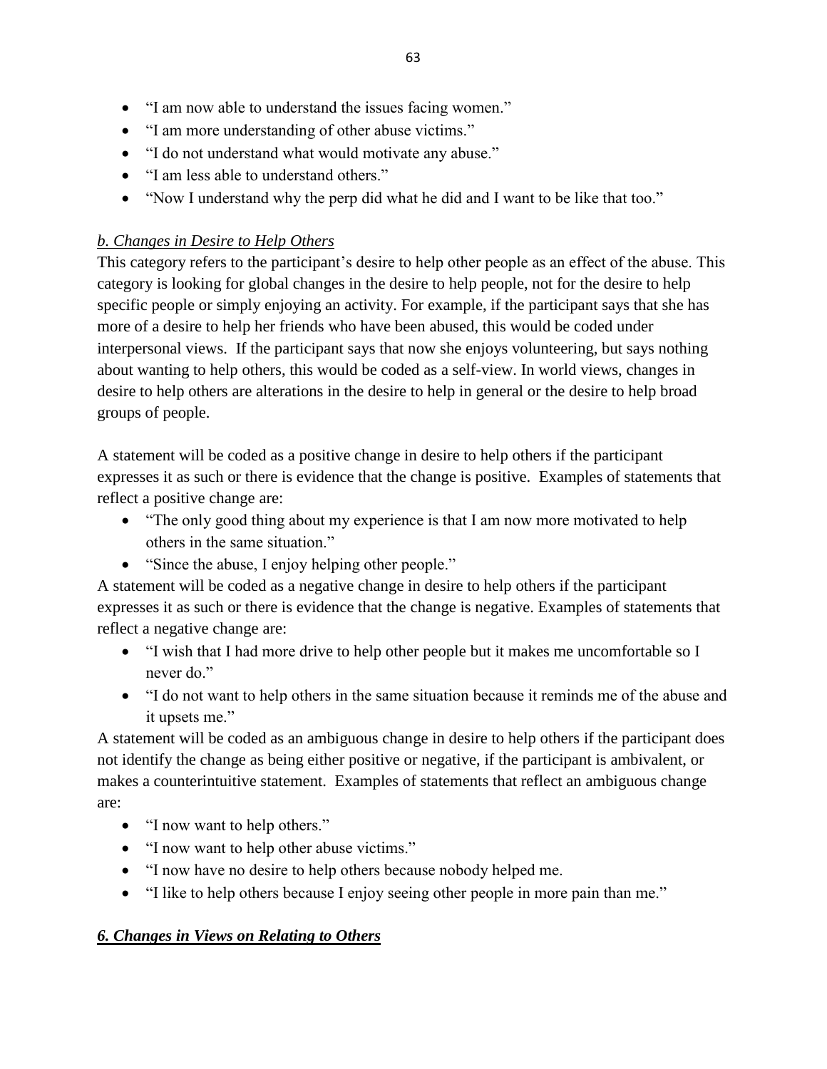- "I am now able to understand the issues facing women."
- "I am more understanding of other abuse victims."
- "I do not understand what would motivate any abuse."
- "I am less able to understand others."
- "Now I understand why the perp did what he did and I want to be like that too."

*b. Changes in Desire to Help Others*

This category refers to the participant's desire to help other people as an effect of the abuse. This category is looking for global changes in the desire to help people, not for the desire to help specific people or simply enjoying an activity. For example, if the participant says that she has more of a desire to help her friends who have been abused, this would be coded under interpersonal views. If the participant says that now she enjoys volunteering, but says nothing about wanting to help others, this would be coded as a self-view. In world views, changes in desire to help others are alterations in the desire to help in general or the desire to help broad groups of people.

A statement will be coded as a positive change in desire to help others if the participant expresses it as such or there is evidence that the change is positive. Examples of statements that reflect a positive change are:

- "The only good thing about my experience is that I am now more motivated to help others in the same situation."
- "Since the abuse, I enjoy helping other people."

A statement will be coded as a negative change in desire to help others if the participant expresses it as such or there is evidence that the change is negative. Examples of statements that reflect a negative change are:

- "I wish that I had more drive to help other people but it makes me uncomfortable so I never do."
- "I do not want to help others in the same situation because it reminds me of the abuse and it upsets me."

A statement will be coded as an ambiguous change in desire to help others if the participant does not identify the change as being either positive or negative, if the participant is ambivalent, or makes a counterintuitive statement. Examples of statements that reflect an ambiguous change are:

- "I now want to help others."
- "I now want to help other abuse victims."
- "I now have no desire to help others because nobody helped me.
- "I like to help others because I enjoy seeing other people in more pain than me."

***6. Changes in Views on Relating to Others***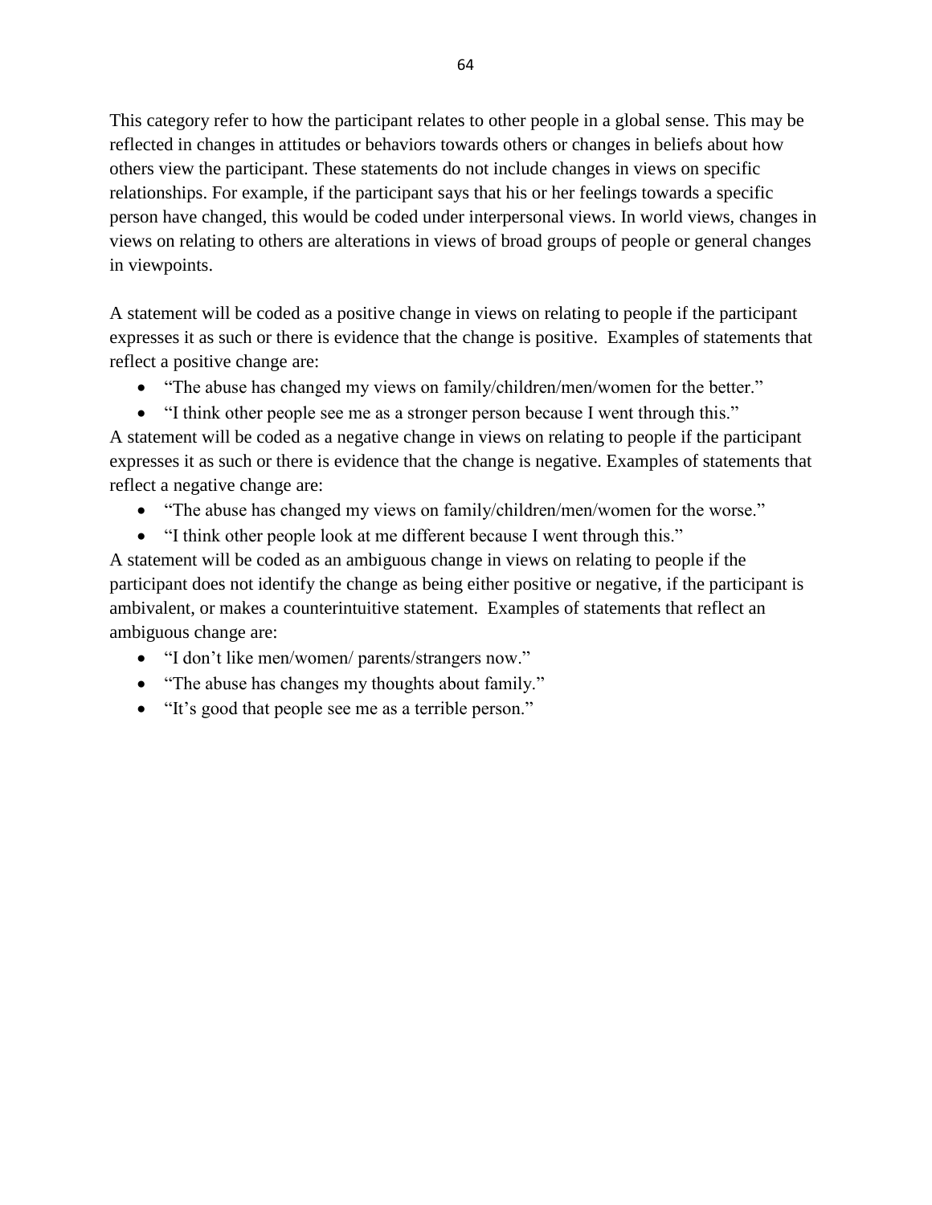This category refer to how the participant relates to other people in a global sense. This may be reflected in changes in attitudes or behaviors towards others or changes in beliefs about how others view the participant. These statements do not include changes in views on specific relationships. For example, if the participant says that his or her feelings towards a specific person have changed, this would be coded under interpersonal views. In world views, changes in views on relating to others are alterations in views of broad groups of people or general changes in viewpoints.

A statement will be coded as a positive change in views on relating to people if the participant expresses it as such or there is evidence that the change is positive. Examples of statements that reflect a positive change are:

- "The abuse has changed my views on family/children/men/women for the better."
- "I think other people see me as a stronger person because I went through this."

A statement will be coded as a negative change in views on relating to people if the participant expresses it as such or there is evidence that the change is negative. Examples of statements that reflect a negative change are:

- "The abuse has changed my views on family/children/men/women for the worse."
- "I think other people look at me different because I went through this."

A statement will be coded as an ambiguous change in views on relating to people if the participant does not identify the change as being either positive or negative, if the participant is ambivalent, or makes a counterintuitive statement. Examples of statements that reflect an ambiguous change are:

- "I don't like men/women/ parents/strangers now."
- "The abuse has changes my thoughts about family."
- "It's good that people see me as a terrible person."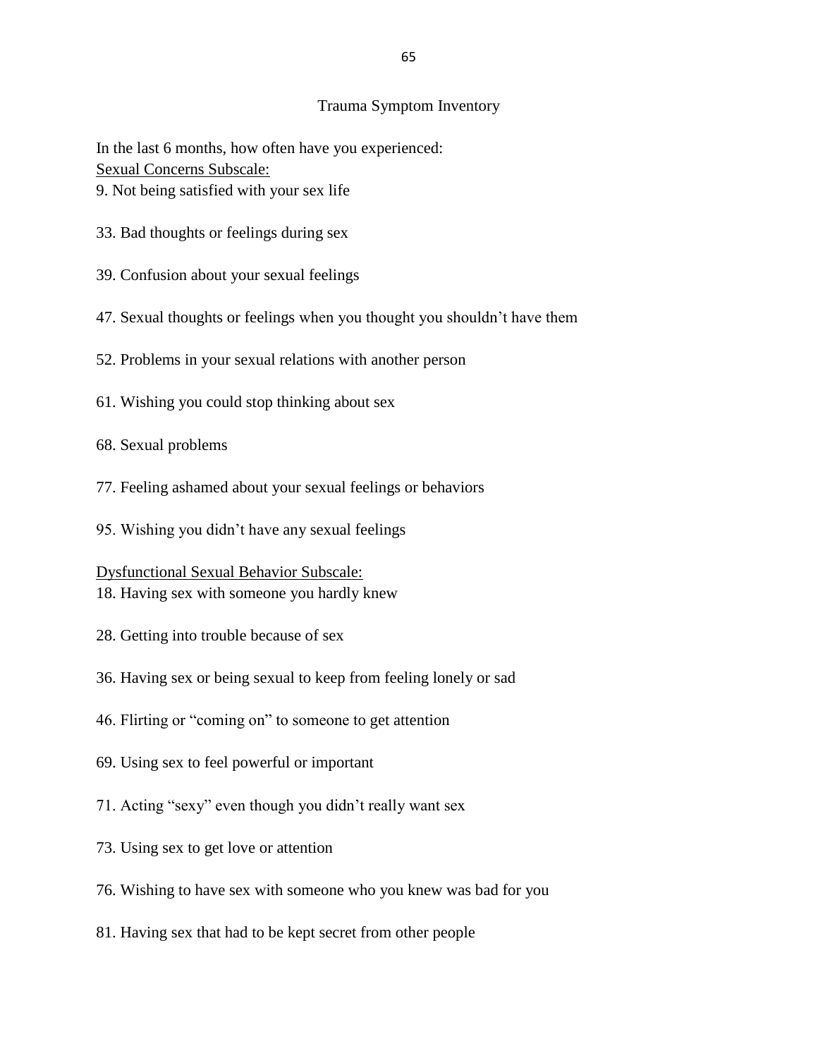# Trauma Symptom Inventory

In the last 6 months, how often have you experienced:

<u>Sexual Concerns Subscale:</u>

9. Not being satisfied with your sex life

33. Bad thoughts or feelings during sex

39. Confusion about your sexual feelings

47. Sexual thoughts or feelings when you thought you shouldn't have them

52. Problems in your sexual relations with another person

61. Wishing you could stop thinking about sex

68. Sexual problems

77. Feeling ashamed about your sexual feelings or behaviors

95. Wishing you didn't have any sexual feelings

<u>Dysfunctional Sexual Behavior Subscale:</u>

18. Having sex with someone you hardly knew

28. Getting into trouble because of sex

36. Having sex or being sexual to keep from feeling lonely or sad

46. Flirting or "coming on" to someone to get attention

69. Using sex to feel powerful or important

71. Acting "sexy" even though you didn't really want sex

73. Using sex to get love or attention

76. Wishing to have sex with someone who you knew was bad for you

81. Having sex that had to be kept secret from other people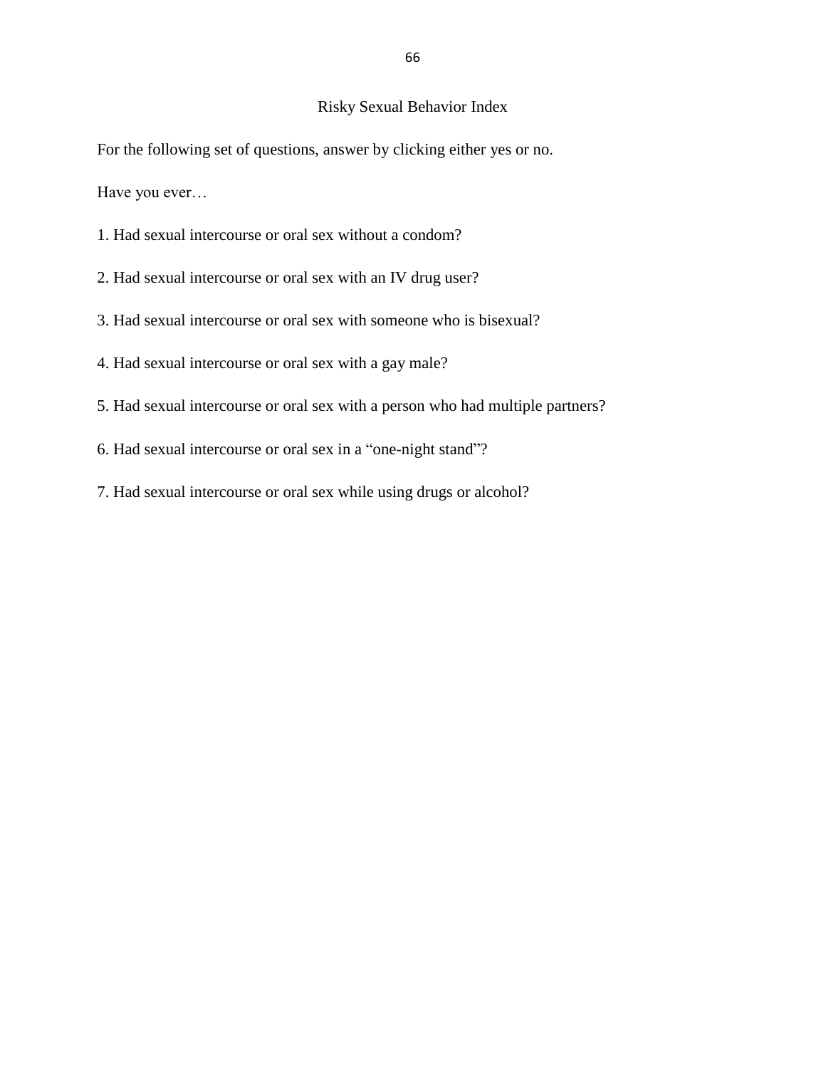# Risky Sexual Behavior Index

For the following set of questions, answer by clicking either yes or no.

Have you ever…

1. Had sexual intercourse or oral sex without a condom?
2. Had sexual intercourse or oral sex with an IV drug user?
3. Had sexual intercourse or oral sex with someone who is bisexual?
4. Had sexual intercourse or oral sex with a gay male?
5. Had sexual intercourse or oral sex with a person who had multiple partners?
6. Had sexual intercourse or oral sex in a "one-night stand"?
7. Had sexual intercourse or oral sex while using drugs or alcohol?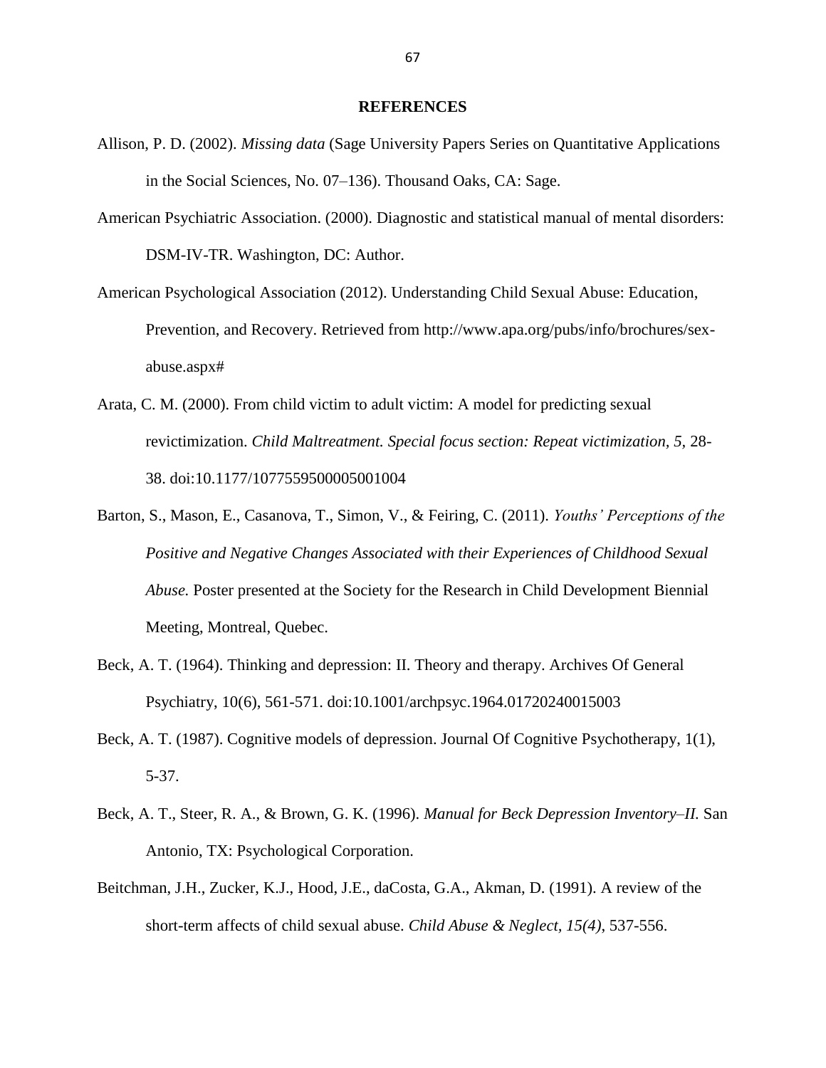# REFERENCES

Allison, P. D. (2002). *Missing data* (Sage University Papers Series on Quantitative Applications in the Social Sciences, No. 07–136). Thousand Oaks, CA: Sage.

American Psychiatric Association. (2000). Diagnostic and statistical manual of mental disorders: DSM-IV-TR. Washington, DC: Author.

American Psychological Association (2012). Understanding Child Sexual Abuse: Education, Prevention, and Recovery. Retrieved from http://www.apa.org/pubs/info/brochures/sex-abuse.aspx#

Arata, C. M. (2000). From child victim to adult victim: A model for predicting sexual revictimization. *Child Maltreatment. Special focus section: Repeat victimization, 5,* 28-38. doi:10.1177/1077559500005001004

Barton, S., Mason, E., Casanova, T., Simon, V., & Feiring, C. (2011). *Youths' Perceptions of the Positive and Negative Changes Associated with their Experiences of Childhood Sexual Abuse.* Poster presented at the Society for the Research in Child Development Biennial Meeting, Montreal, Quebec.

Beck, A. T. (1964). Thinking and depression: II. Theory and therapy. Archives Of General Psychiatry, 10(6), 561-571. doi:10.1001/archpsyc.1964.01720240015003

Beck, A. T. (1987). Cognitive models of depression. Journal Of Cognitive Psychotherapy, 1(1), 5-37.

Beck, A. T., Steer, R. A., & Brown, G. K. (1996). *Manual for Beck Depression Inventory–II.* San Antonio, TX: Psychological Corporation.

Beitchman, J.H., Zucker, K.J., Hood, J.E., daCosta, G.A., Akman, D. (1991). A review of the short-term affects of child sexual abuse. *Child Abuse & Neglect, 15(4)*, 537-556.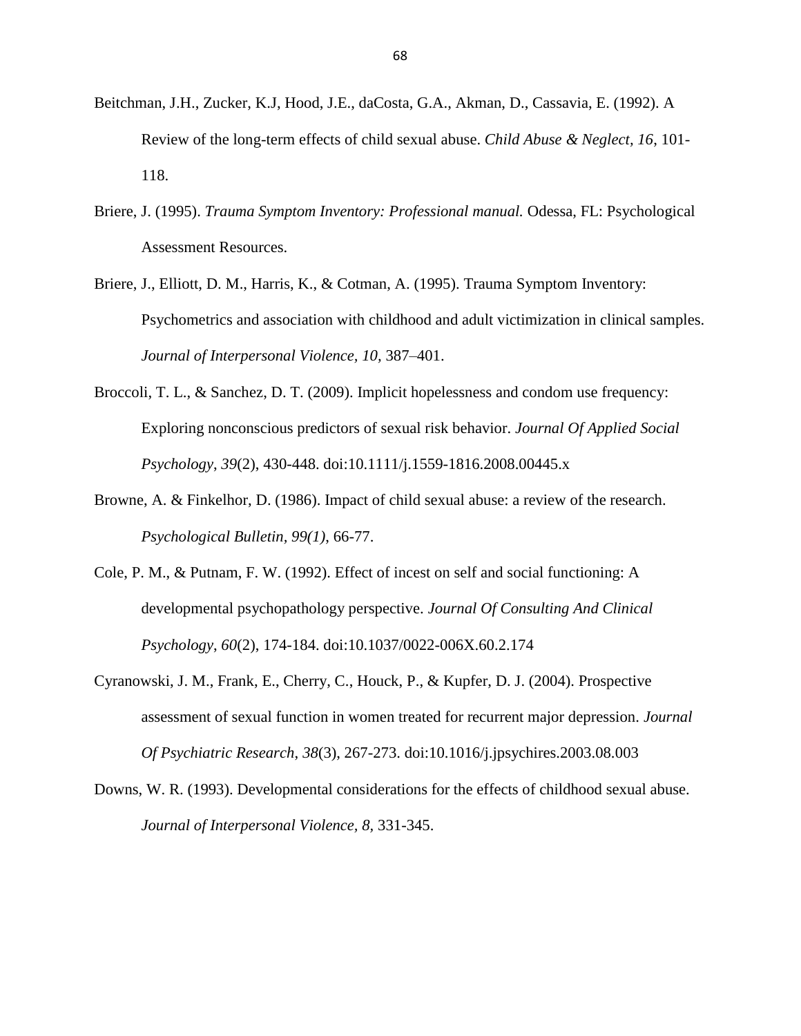Beitchman, J.H., Zucker, K.J, Hood, J.E., daCosta, G.A., Akman, D., Cassavia, E. (1992). A Review of the long-term effects of child sexual abuse. *Child Abuse & Neglect, 16*, 101-118.

Briere, J. (1995). *Trauma Symptom Inventory: Professional manual.* Odessa, FL: Psychological Assessment Resources.

Briere, J., Elliott, D. M., Harris, K., & Cotman, A. (1995). Trauma Symptom Inventory: Psychometrics and association with childhood and adult victimization in clinical samples. *Journal of Interpersonal Violence, 10,* 387–401.

Broccoli, T. L., & Sanchez, D. T. (2009). Implicit hopelessness and condom use frequency: Exploring nonconscious predictors of sexual risk behavior. *Journal Of Applied Social Psychology*, *39*(2), 430-448. doi:10.1111/j.1559-1816.2008.00445.x

Browne, A. & Finkelhor, D. (1986). Impact of child sexual abuse: a review of the research. *Psychological Bulletin, 99(1),* 66-77.

Cole, P. M., & Putnam, F. W. (1992). Effect of incest on self and social functioning: A developmental psychopathology perspective. *Journal Of Consulting And Clinical Psychology*, *60*(2), 174-184. doi:10.1037/0022-006X.60.2.174

Cyranowski, J. M., Frank, E., Cherry, C., Houck, P., & Kupfer, D. J. (2004). Prospective assessment of sexual function in women treated for recurrent major depression. *Journal Of Psychiatric Research*, *38*(3), 267-273. doi:10.1016/j.jpsychires.2003.08.003

Downs, W. R. (1993). Developmental considerations for the effects of childhood sexual abuse. *Journal of Interpersonal Violence, 8*, 331-345.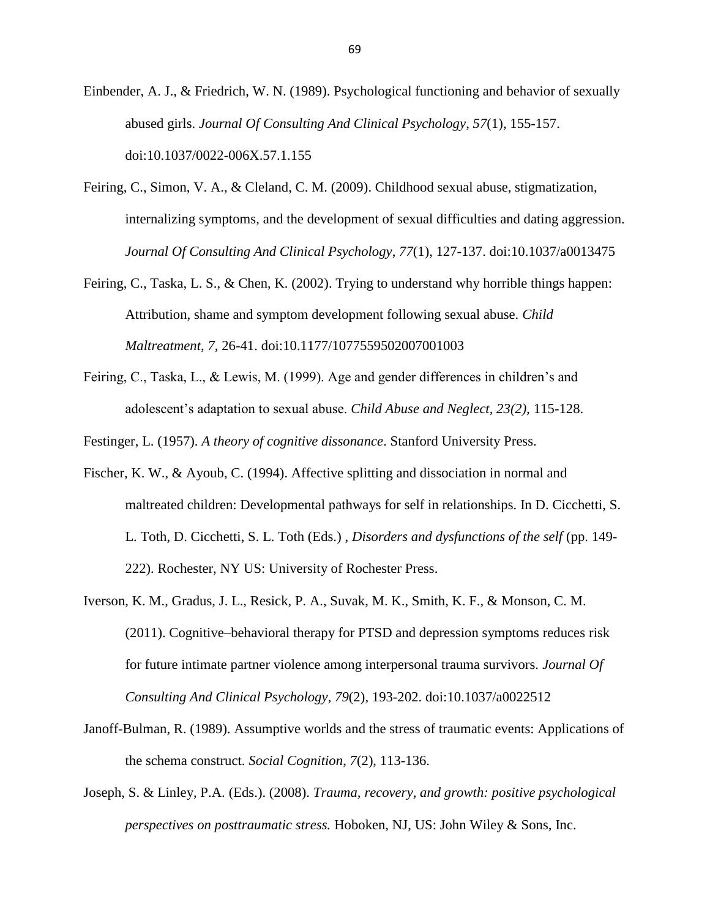Einbender, A. J., & Friedrich, W. N. (1989). Psychological functioning and behavior of sexually abused girls. *Journal Of Consulting And Clinical Psychology*, *57*(1), 155-157. doi:10.1037/0022-006X.57.1.155

Feiring, C., Simon, V. A., & Cleland, C. M. (2009). Childhood sexual abuse, stigmatization, internalizing symptoms, and the development of sexual difficulties and dating aggression. *Journal Of Consulting And Clinical Psychology*, *77*(1), 127-137. doi:10.1037/a0013475

Feiring, C., Taska, L. S., & Chen, K. (2002). Trying to understand why horrible things happen: Attribution, shame and symptom development following sexual abuse. *Child Maltreatment, 7,* 26-41. doi:10.1177/1077559502007001003

Feiring, C., Taska, L., & Lewis, M. (1999). Age and gender differences in children's and adolescent's adaptation to sexual abuse. *Child Abuse and Neglect, 23(2),* 115-128.

Festinger, L. (1957). *A theory of cognitive dissonance*. Stanford University Press.

Fischer, K. W., & Ayoub, C. (1994). Affective splitting and dissociation in normal and maltreated children: Developmental pathways for self in relationships. In D. Cicchetti, S. L. Toth, D. Cicchetti, S. L. Toth (Eds.) , *Disorders and dysfunctions of the self* (pp. 149-222). Rochester, NY US: University of Rochester Press.

Iverson, K. M., Gradus, J. L., Resick, P. A., Suvak, M. K., Smith, K. F., & Monson, C. M. (2011). Cognitive–behavioral therapy for PTSD and depression symptoms reduces risk for future intimate partner violence among interpersonal trauma survivors. *Journal Of Consulting And Clinical Psychology*, *79*(2), 193-202. doi:10.1037/a0022512

Janoff-Bulman, R. (1989). Assumptive worlds and the stress of traumatic events: Applications of the schema construct. *Social Cognition*, *7*(2), 113-136.

Joseph, S. & Linley, P.A. (Eds.). (2008). *Trauma, recovery, and growth: positive psychological perspectives on posttraumatic stress.* Hoboken, NJ, US: John Wiley & Sons, Inc.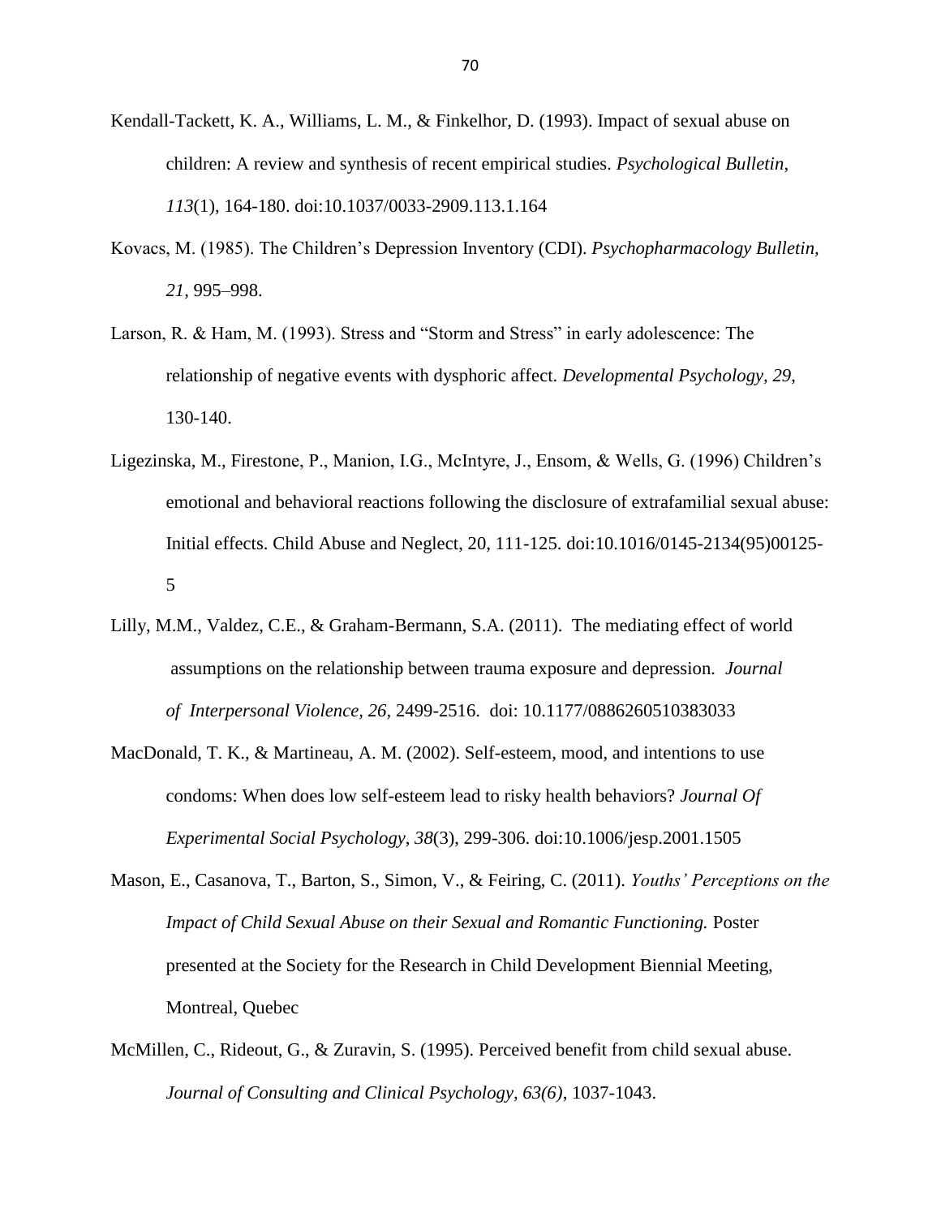Kendall-Tackett, K. A., Williams, L. M., & Finkelhor, D. (1993). Impact of sexual abuse on children: A review and synthesis of recent empirical studies. *Psychological Bulletin*, *113*(1), 164-180. doi:10.1037/0033-2909.113.1.164

Kovacs, M. (1985). The Children's Depression Inventory (CDI). *Psychopharmacology Bulletin, 21,* 995–998.

Larson, R. & Ham, M. (1993). Stress and "Storm and Stress" in early adolescence: The relationship of negative events with dysphoric affect. *Developmental Psychology, 29,* 130-140.

Ligezinska, M., Firestone, P., Manion, I.G., McIntyre, J., Ensom, & Wells, G. (1996) Children's emotional and behavioral reactions following the disclosure of extrafamilial sexual abuse: Initial effects. Child Abuse and Neglect, 20, 111-125. doi:10.1016/0145-2134(95)00125-5

Lilly, M.M., Valdez, C.E., & Graham-Bermann, S.A. (2011). The mediating effect of world assumptions on the relationship between trauma exposure and depression. *Journal of Interpersonal Violence, 26,* 2499-2516. doi: 10.1177/0886260510383033

MacDonald, T. K., & Martineau, A. M. (2002). Self-esteem, mood, and intentions to use condoms: When does low self-esteem lead to risky health behaviors? *Journal Of Experimental Social Psychology*, *38*(3), 299-306. doi:10.1006/jesp.2001.1505

Mason, E., Casanova, T., Barton, S., Simon, V., & Feiring, C. (2011). *Youths' Perceptions on the Impact of Child Sexual Abuse on their Sexual and Romantic Functioning.* Poster presented at the Society for the Research in Child Development Biennial Meeting, Montreal, Quebec

McMillen, C., Rideout, G., & Zuravin, S. (1995). Perceived benefit from child sexual abuse. *Journal of Consulting and Clinical Psychology, 63(6)*, 1037-1043.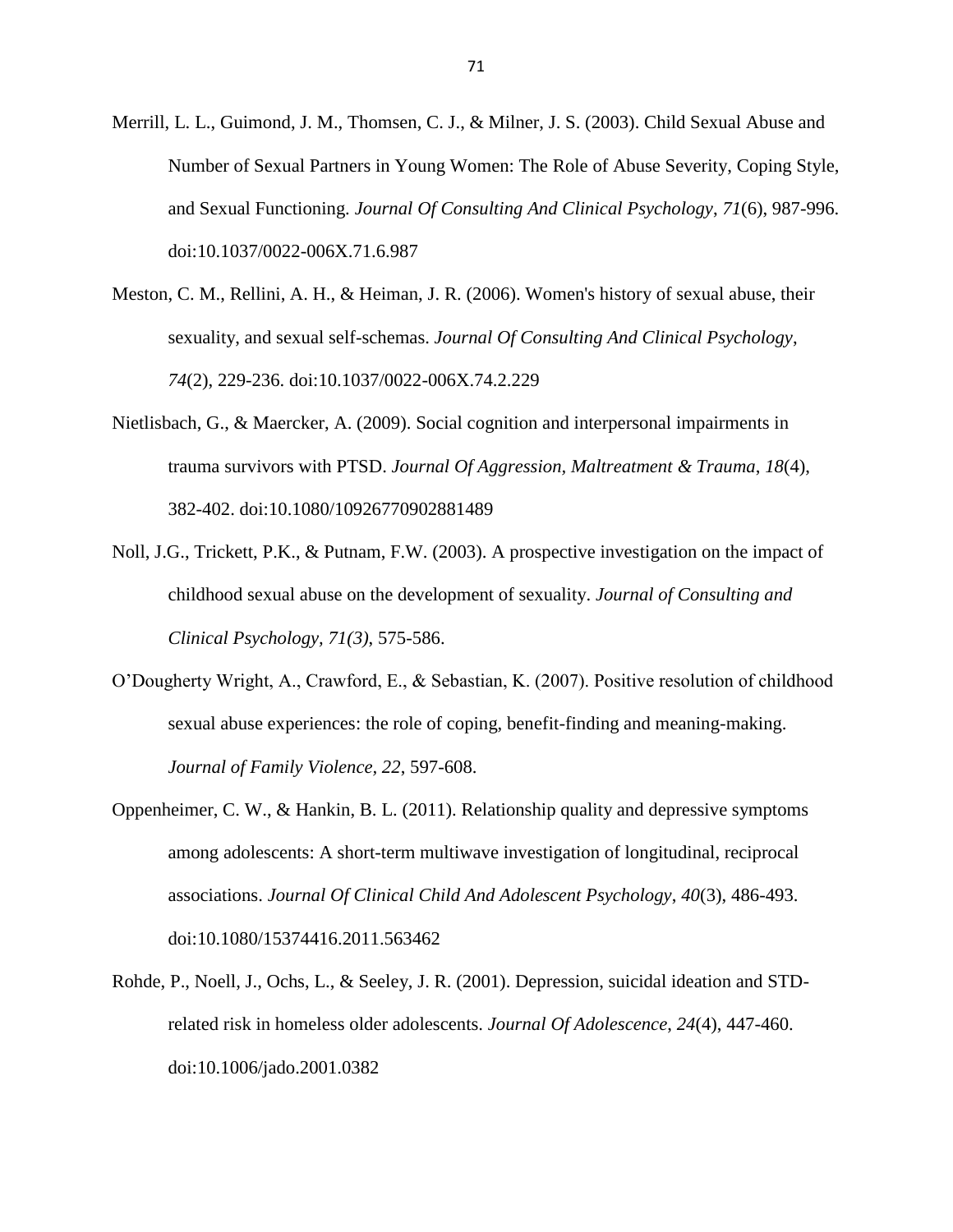Merrill, L. L., Guimond, J. M., Thomsen, C. J., & Milner, J. S. (2003). Child Sexual Abuse and Number of Sexual Partners in Young Women: The Role of Abuse Severity, Coping Style, and Sexual Functioning. *Journal Of Consulting And Clinical Psychology*, *71*(6), 987-996. doi:10.1037/0022-006X.71.6.987

Meston, C. M., Rellini, A. H., & Heiman, J. R. (2006). Women's history of sexual abuse, their sexuality, and sexual self-schemas. *Journal Of Consulting And Clinical Psychology*, *74*(2), 229-236. doi:10.1037/0022-006X.74.2.229

Nietlisbach, G., & Maercker, A. (2009). Social cognition and interpersonal impairments in trauma survivors with PTSD. *Journal Of Aggression, Maltreatment & Trauma*, *18*(4), 382-402. doi:10.1080/10926770902881489

Noll, J.G., Trickett, P.K., & Putnam, F.W. (2003). A prospective investigation on the impact of childhood sexual abuse on the development of sexuality. *Journal of Consulting and Clinical Psychology, 71(3),* 575-586.

O'Dougherty Wright, A., Crawford, E., & Sebastian, K. (2007). Positive resolution of childhood sexual abuse experiences: the role of coping, benefit-finding and meaning-making. *Journal of Family Violence, 22,* 597-608.

Oppenheimer, C. W., & Hankin, B. L. (2011). Relationship quality and depressive symptoms among adolescents: A short-term multiwave investigation of longitudinal, reciprocal associations. *Journal Of Clinical Child And Adolescent Psychology*, *40*(3), 486-493. doi:10.1080/15374416.2011.563462

Rohde, P., Noell, J., Ochs, L., & Seeley, J. R. (2001). Depression, suicidal ideation and STD-related risk in homeless older adolescents. *Journal Of Adolescence*, *24*(4), 447-460. doi:10.1006/jado.2001.0382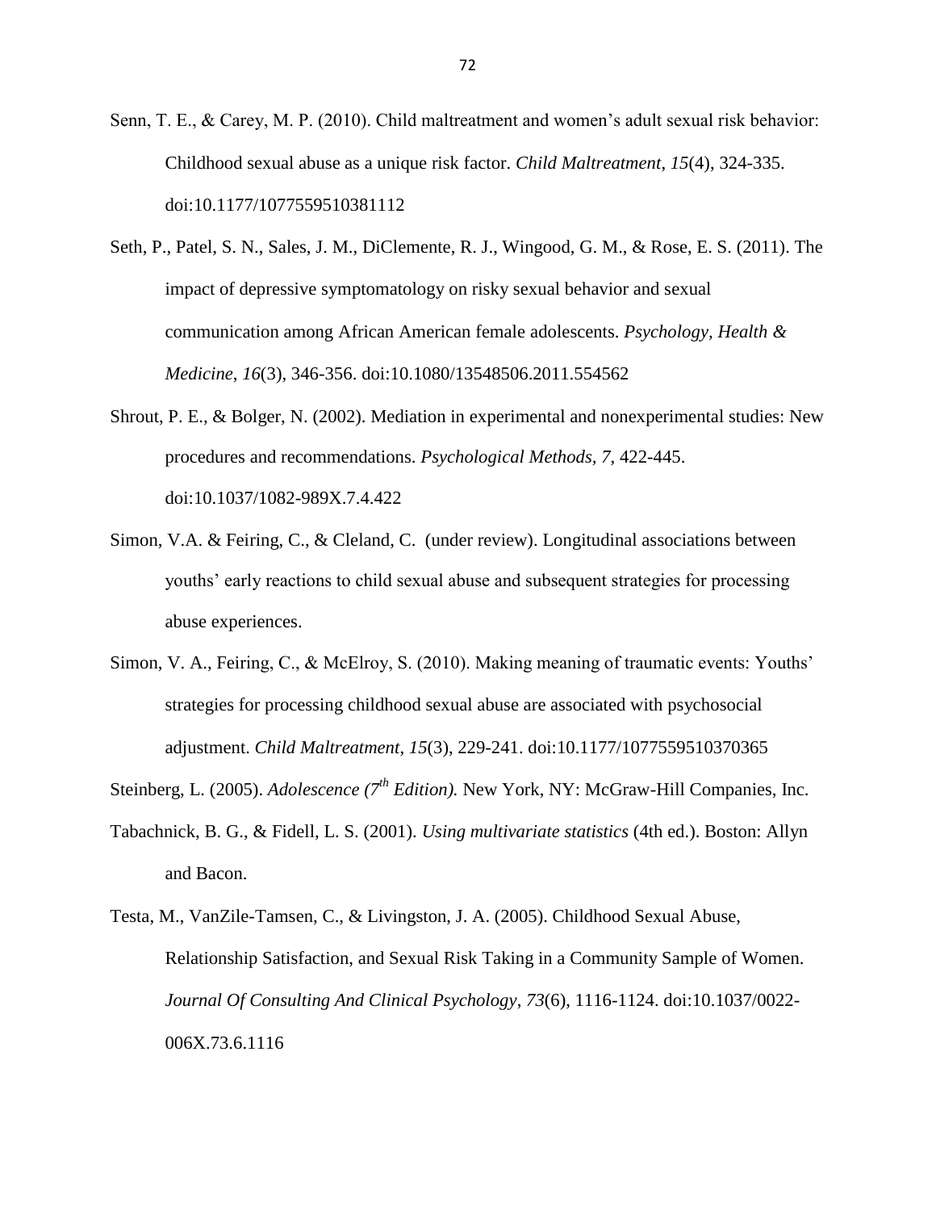Senn, T. E., & Carey, M. P. (2010). Child maltreatment and women's adult sexual risk behavior: Childhood sexual abuse as a unique risk factor. *Child Maltreatment*, *15*(4), 324-335. doi:10.1177/1077559510381112

Seth, P., Patel, S. N., Sales, J. M., DiClemente, R. J., Wingood, G. M., & Rose, E. S. (2011). The impact of depressive symptomatology on risky sexual behavior and sexual communication among African American female adolescents. *Psychology, Health & Medicine*, *16*(3), 346-356. doi:10.1080/13548506.2011.554562

Shrout, P. E., & Bolger, N. (2002). Mediation in experimental and nonexperimental studies: New procedures and recommendations. *Psychological Methods, 7*, 422-445. doi:10.1037/1082-989X.7.4.422

Simon, V.A. & Feiring, C., & Cleland, C. (under review). Longitudinal associations between youths' early reactions to child sexual abuse and subsequent strategies for processing abuse experiences.

Simon, V. A., Feiring, C., & McElroy, S. (2010). Making meaning of traumatic events: Youths' strategies for processing childhood sexual abuse are associated with psychosocial adjustment. *Child Maltreatment*, *15*(3), 229-241. doi:10.1177/1077559510370365

Steinberg, L. (2005). *Adolescence (7th Edition).* New York, NY: McGraw-Hill Companies, Inc.

Tabachnick, B. G., & Fidell, L. S. (2001). *Using multivariate statistics* (4th ed.). Boston: Allyn and Bacon.

Testa, M., VanZile-Tamsen, C., & Livingston, J. A. (2005). Childhood Sexual Abuse, Relationship Satisfaction, and Sexual Risk Taking in a Community Sample of Women. *Journal Of Consulting And Clinical Psychology*, *73*(6), 1116-1124. doi:10.1037/0022-006X.73.6.1116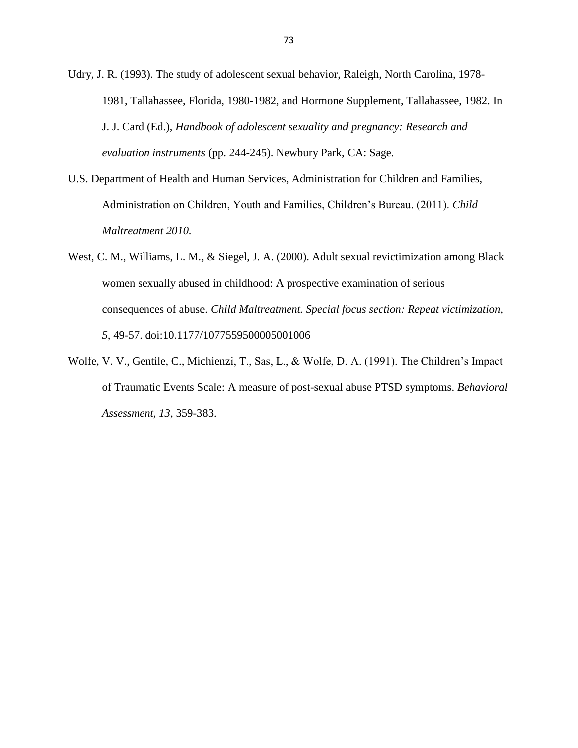Udry, J. R. (1993). The study of adolescent sexual behavior, Raleigh, North Carolina, 1978-1981, Tallahassee, Florida, 1980-1982, and Hormone Supplement, Tallahassee, 1982. In J. J. Card (Ed.), *Handbook of adolescent sexuality and pregnancy: Research and evaluation instruments* (pp. 244-245). Newbury Park, CA: Sage.

U.S. Department of Health and Human Services, Administration for Children and Families, Administration on Children, Youth and Families, Children's Bureau. (2011). *Child Maltreatment 2010.*

West, C. M., Williams, L. M., & Siegel, J. A. (2000). Adult sexual revictimization among Black women sexually abused in childhood: A prospective examination of serious consequences of abuse. *Child Maltreatment. Special focus section: Repeat victimization, 5,* 49-57. doi:10.1177/1077559500005001006

Wolfe, V. V., Gentile, C., Michienzi, T., Sas, L., & Wolfe, D. A. (1991). The Children's Impact of Traumatic Events Scale: A measure of post-sexual abuse PTSD symptoms. *Behavioral Assessment*, *13*, 359-383.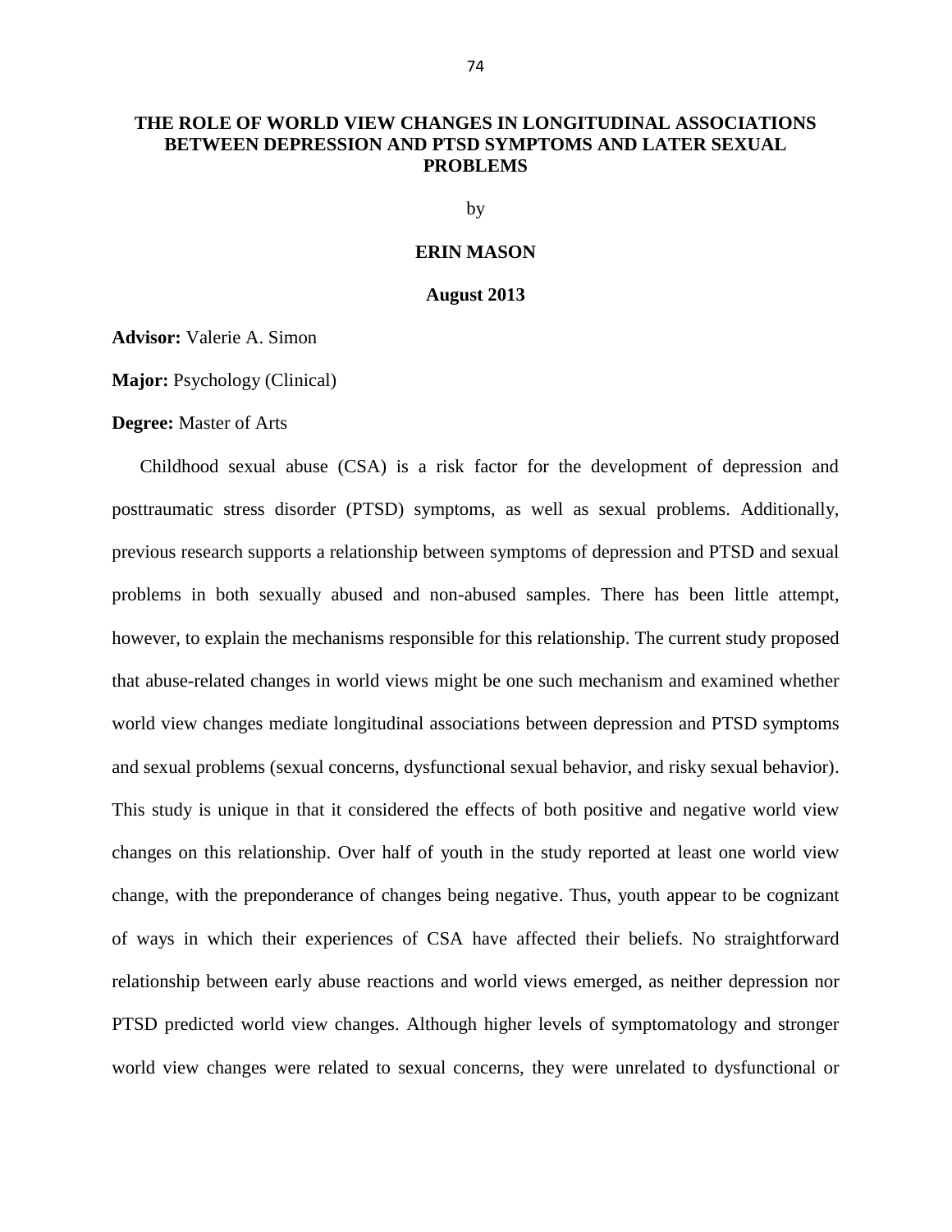**THE ROLE OF WORLD VIEW CHANGES IN LONGITUDINAL ASSOCIATIONS BETWEEN DEPRESSION AND PTSD SYMPTOMS AND LATER SEXUAL PROBLEMS**

by

**ERIN MASON**

**August 2013**

**Advisor:** Valerie A. Simon

**Major:** Psychology (Clinical)

**Degree:** Master of Arts

Childhood sexual abuse (CSA) is a risk factor for the development of depression and posttraumatic stress disorder (PTSD) symptoms, as well as sexual problems. Additionally, previous research supports a relationship between symptoms of depression and PTSD and sexual problems in both sexually abused and non-abused samples. There has been little attempt, however, to explain the mechanisms responsible for this relationship. The current study proposed that abuse-related changes in world views might be one such mechanism and examined whether world view changes mediate longitudinal associations between depression and PTSD symptoms and sexual problems (sexual concerns, dysfunctional sexual behavior, and risky sexual behavior). This study is unique in that it considered the effects of both positive and negative world view changes on this relationship. Over half of youth in the study reported at least one world view change, with the preponderance of changes being negative. Thus, youth appear to be cognizant of ways in which their experiences of CSA have affected their beliefs. No straightforward relationship between early abuse reactions and world views emerged, as neither depression nor PTSD predicted world view changes. Although higher levels of symptomatology and stronger world view changes were related to sexual concerns, they were unrelated to dysfunctional or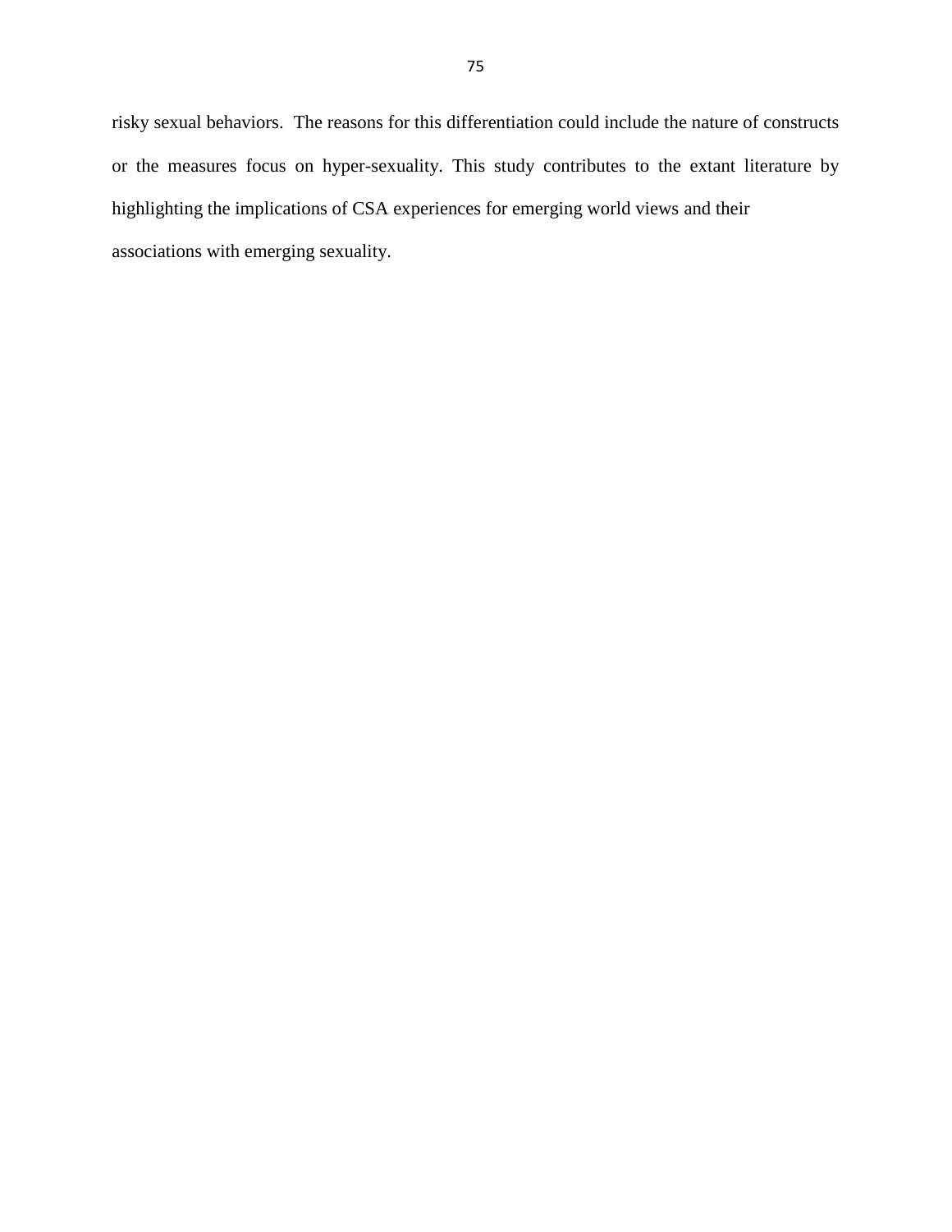risky sexual behaviors.  The reasons for this differentiation could include the nature of constructs or the measures focus on hyper-sexuality. This study contributes to the extant literature by highlighting the implications of CSA experiences for emerging world views and their associations with emerging sexuality.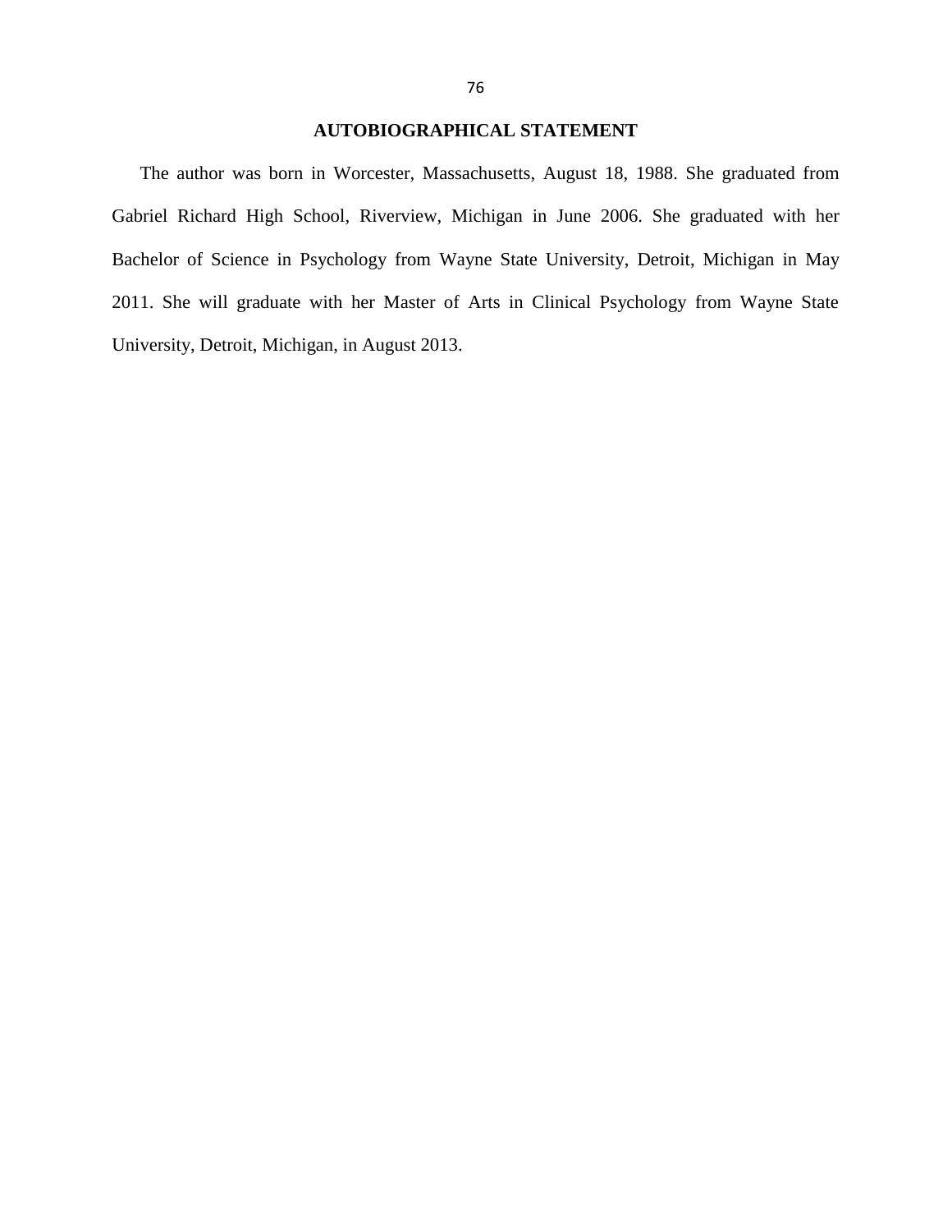## AUTOBIOGRAPHICAL STATEMENT

The author was born in Worcester, Massachusetts, August 18, 1988. She graduated from Gabriel Richard High School, Riverview, Michigan in June 2006. She graduated with her Bachelor of Science in Psychology from Wayne State University, Detroit, Michigan in May 2011. She will graduate with her Master of Arts in Clinical Psychology from Wayne State University, Detroit, Michigan, in August 2013.